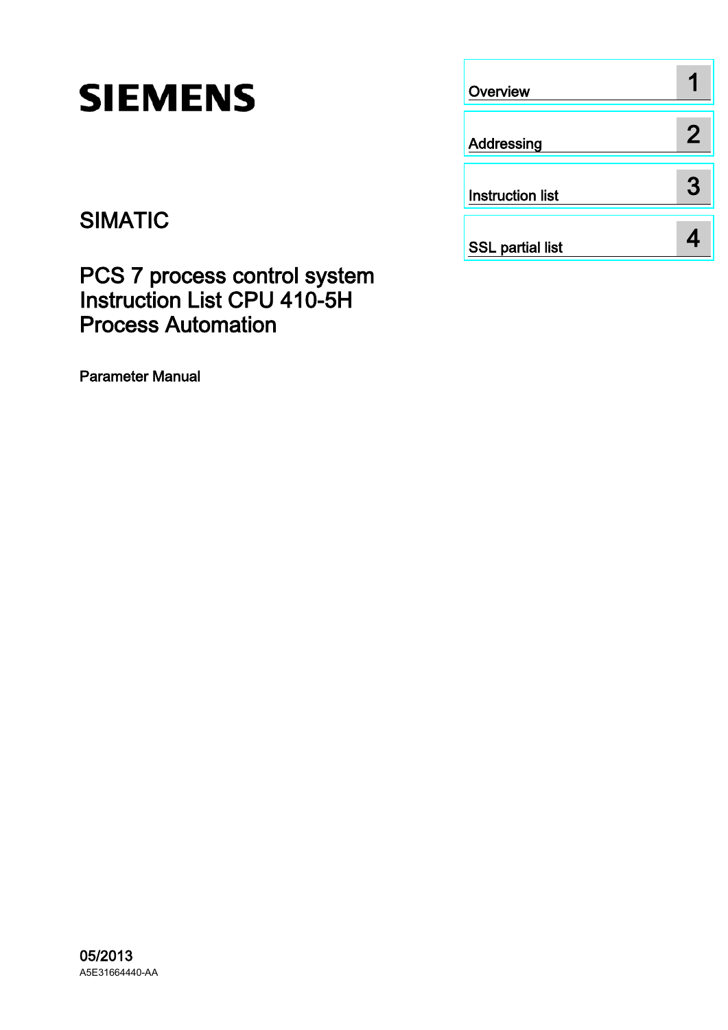SIEMENS

| | |
|---|---|
| Overview | 1 |
| Addressing | 2 |
| Instruction list | 3 |
| SSL partial list | 4 |

SIMATIC

# PCS 7 process control system Instruction List CPU 410-5H Process Automation

Parameter Manual

05/2013

A5E31664440-AA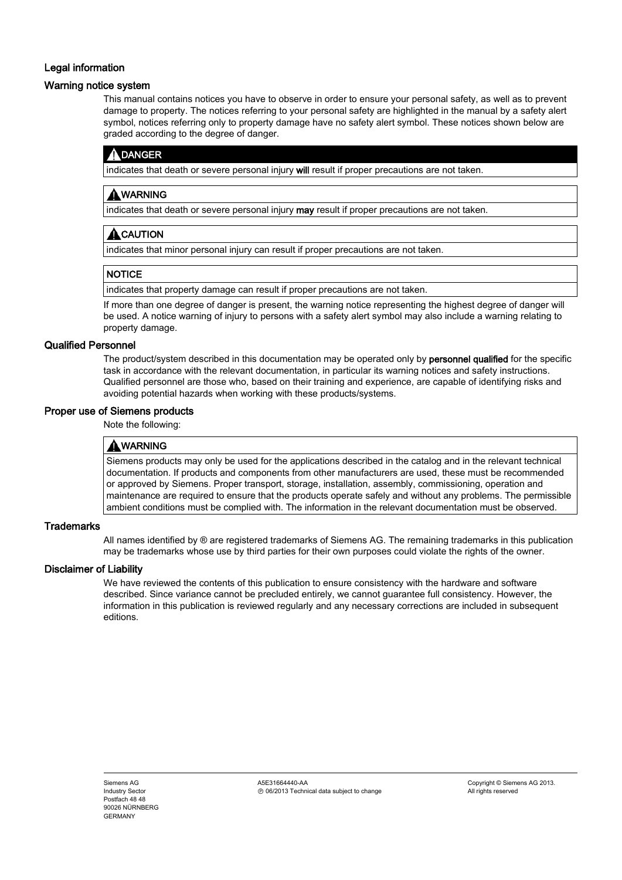## Legal information

### Warning notice system

This manual contains notices you have to observe in order to ensure your personal safety, as well as to prevent damage to property. The notices referring to your personal safety are highlighted in the manual by a safety alert symbol, notices referring only to property damage have no safety alert symbol. These notices shown below are graded according to the degree of danger.

**⚠ DANGER**

indicates that death or severe personal injury **will** result if proper precautions are not taken.

**⚠ WARNING**

indicates that death or severe personal injury **may** result if proper precautions are not taken.

**⚠ CAUTION**

indicates that minor personal injury can result if proper precautions are not taken.

**NOTICE**

indicates that property damage can result if proper precautions are not taken.

If more than one degree of danger is present, the warning notice representing the highest degree of danger will be used. A notice warning of injury to persons with a safety alert symbol may also include a warning relating to property damage.

### Qualified Personnel

The product/system described in this documentation may be operated only by **personnel qualified** for the specific task in accordance with the relevant documentation, in particular its warning notices and safety instructions. Qualified personnel are those who, based on their training and experience, are capable of identifying risks and avoiding potential hazards when working with these products/systems.

### Proper use of Siemens products

Note the following:

**⚠ WARNING**

Siemens products may only be used for the applications described in the catalog and in the relevant technical documentation. If products and components from other manufacturers are used, these must be recommended or approved by Siemens. Proper transport, storage, installation, assembly, commissioning, operation and maintenance are required to ensure that the products operate safely and without any problems. The permissible ambient conditions must be complied with. The information in the relevant documentation must be observed.

### Trademarks

All names identified by ® are registered trademarks of Siemens AG. The remaining trademarks in this publication may be trademarks whose use by third parties for their own purposes could violate the rights of the owner.

### Disclaimer of Liability

We have reviewed the contents of this publication to ensure consistency with the hardware and software described. Since variance cannot be precluded entirely, we cannot guarantee full consistency. However, the information in this publication is reviewed regularly and any necessary corrections are included in subsequent editions.

Siemens AG
Industry Sector
Postfach 48 48
90026 NÜRNBERG
GERMANY

A5E31664440-AA
Ⓟ 06/2013 Technical data subject to change

Copyright © Siemens AG 2013.
All rights reserved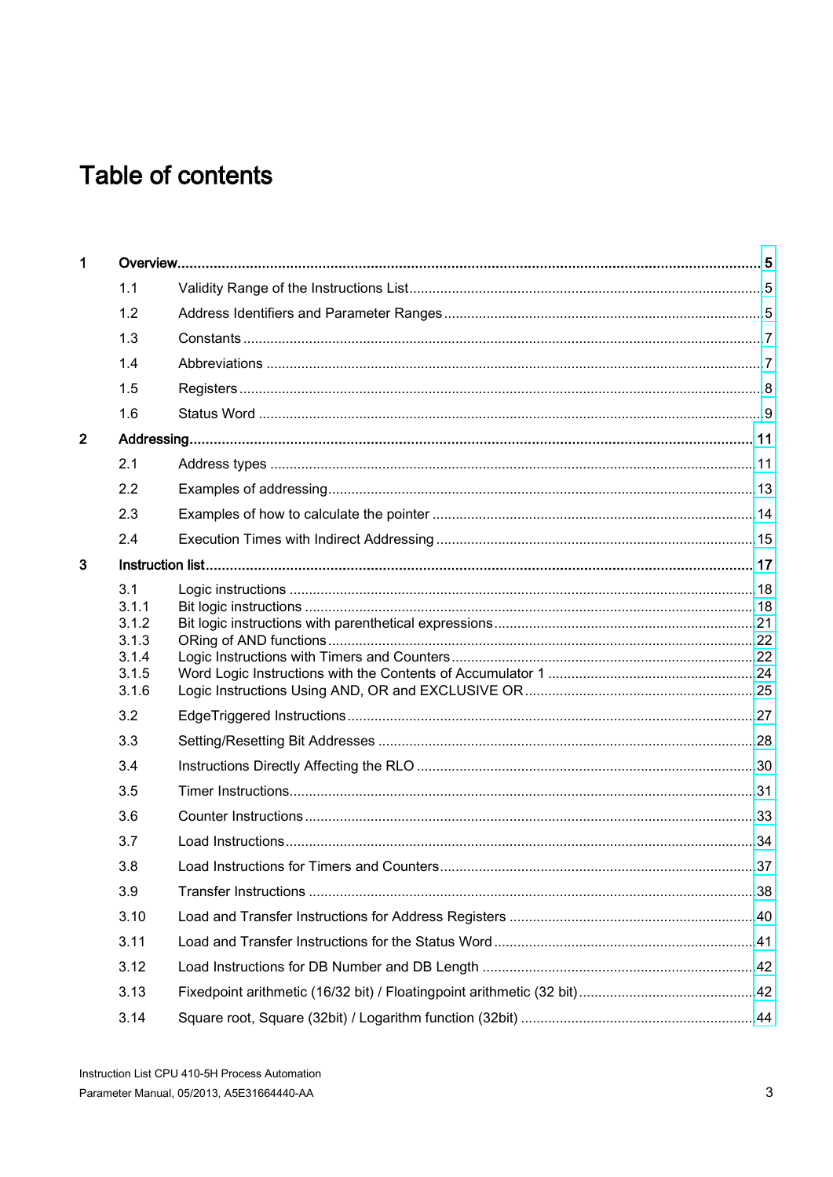# Table of contents

| | | | |
|---|---|---|---|
| 1 | Overview | | 5 |
| | 1.1 | Validity Range of the Instructions List | 5 |
| | 1.2 | Address Identifiers and Parameter Ranges | 5 |
| | 1.3 | Constants | 7 |
| | 1.4 | Abbreviations | 7 |
| | 1.5 | Registers | 8 |
| | 1.6 | Status Word | 9 |
| 2 | Addressing | | 11 |
| | 2.1 | Address types | 11 |
| | 2.2 | Examples of addressing | 13 |
| | 2.3 | Examples of how to calculate the pointer | 14 |
| | 2.4 | Execution Times with Indirect Addressing | 15 |
| 3 | Instruction list | | 17 |
| | 3.1 | Logic instructions | 18 |
| | 3.1.1 | Bit logic instructions | 18 |
| | 3.1.2 | Bit logic instructions with parenthetical expressions | 21 |
| | 3.1.3 | ORing of AND functions | 22 |
| | 3.1.4 | Logic Instructions with Timers and Counters | 22 |
| | 3.1.5 | Word Logic Instructions with the Contents of Accumulator 1 | 24 |
| | 3.1.6 | Logic Instructions Using AND, OR and EXCLUSIVE OR | 25 |
| | 3.2 | EdgeTriggered Instructions | 27 |
| | 3.3 | Setting/Resetting Bit Addresses | 28 |
| | 3.4 | Instructions Directly Affecting the RLO | 30 |
| | 3.5 | Timer Instructions | 31 |
| | 3.6 | Counter Instructions | 33 |
| | 3.7 | Load Instructions | 34 |
| | 3.8 | Load Instructions for Timers and Counters | 37 |
| | 3.9 | Transfer Instructions | 38 |
| | 3.10 | Load and Transfer Instructions for Address Registers | 40 |
| | 3.11 | Load and Transfer Instructions for the Status Word | 41 |
| | 3.12 | Load Instructions for DB Number and DB Length | 42 |
| | 3.13 | Fixedpoint arithmetic (16/32 bit) / Floatingpoint arithmetic (32 bit) | 42 |
| | 3.14 | Square root, Square (32bit) / Logarithm function (32bit) | 44 |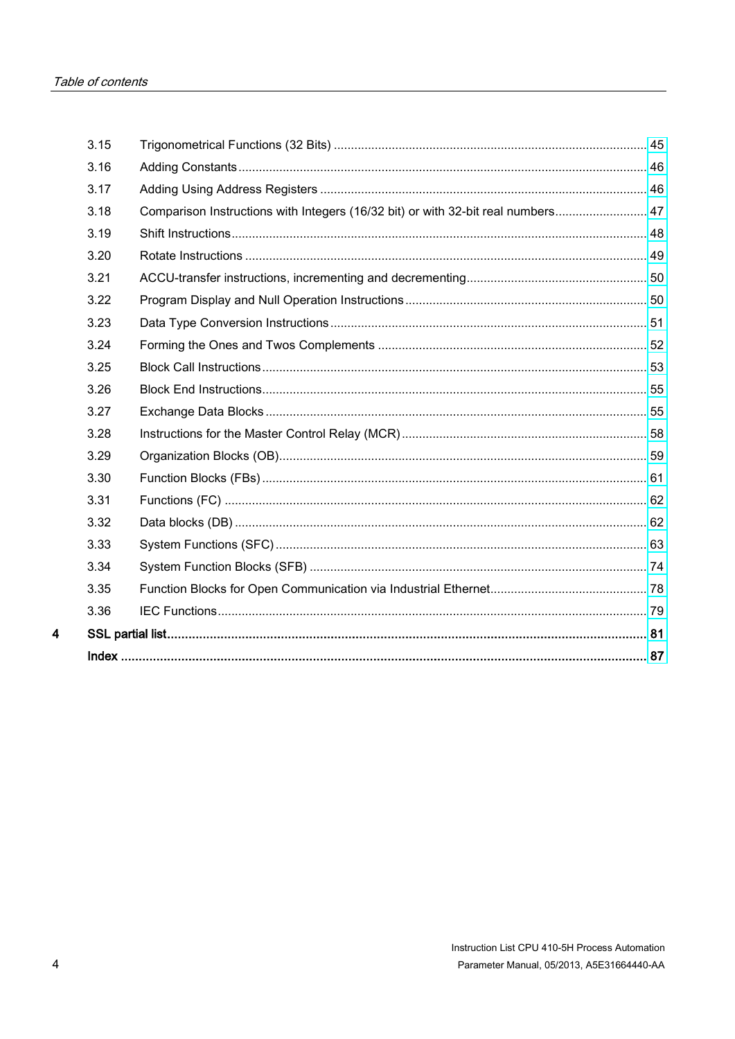| | | | |
|---|---|---|---|
| | 3.15 | Trigonometrical Functions (32 Bits) | 45 |
| | 3.16 | Adding Constants | 46 |
| | 3.17 | Adding Using Address Registers | 46 |
| | 3.18 | Comparison Instructions with Integers (16/32 bit) or with 32-bit real numbers | 47 |
| | 3.19 | Shift Instructions | 48 |
| | 3.20 | Rotate Instructions | 49 |
| | 3.21 | ACCU-transfer instructions, incrementing and decrementing | 50 |
| | 3.22 | Program Display and Null Operation Instructions | 50 |
| | 3.23 | Data Type Conversion Instructions | 51 |
| | 3.24 | Forming the Ones and Twos Complements | 52 |
| | 3.25 | Block Call Instructions | 53 |
| | 3.26 | Block End Instructions | 55 |
| | 3.27 | Exchange Data Blocks | 55 |
| | 3.28 | Instructions for the Master Control Relay (MCR) | 58 |
| | 3.29 | Organization Blocks (OB) | 59 |
| | 3.30 | Function Blocks (FBs) | 61 |
| | 3.31 | Functions (FC) | 62 |
| | 3.32 | Data blocks (DB) | 62 |
| | 3.33 | System Functions (SFC) | 63 |
| | 3.34 | System Function Blocks (SFB) | 74 |
| | 3.35 | Function Blocks for Open Communication via Industrial Ethernet | 78 |
| | 3.36 | IEC Functions | 79 |
| **4** | **SSL partial list** | | **81** |
| | **Index** | | **87** |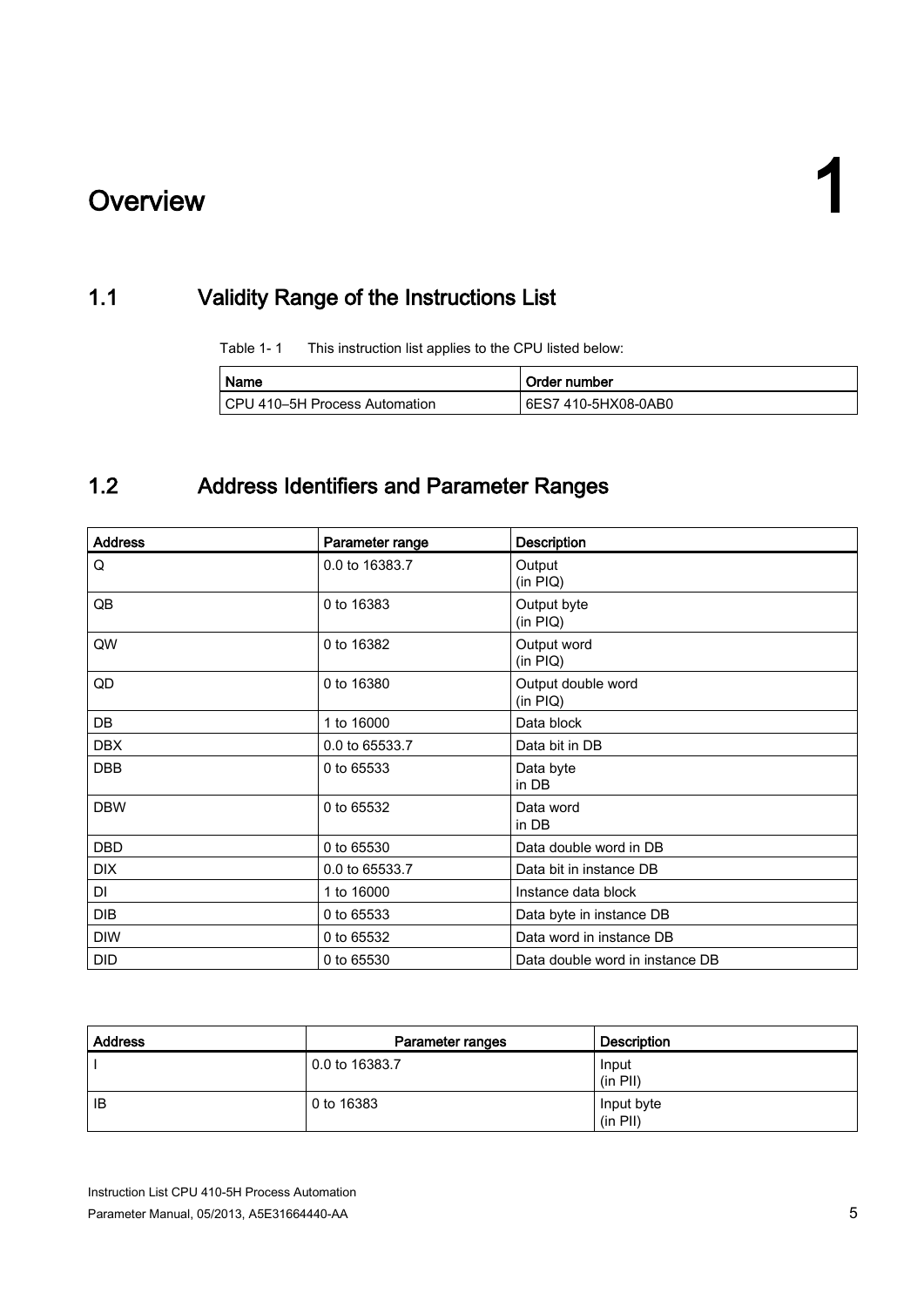# 1 Overview

## 1.1 Validity Range of the Instructions List

Table 1- 1 This instruction list applies to the CPU listed below:

| Name | Order number |
|---|---|
| CPU 410–5H Process Automation | 6ES7 410-5HX08-0AB0 |

## 1.2 Address Identifiers and Parameter Ranges

| Address | Parameter range | Description |
|---|---|---|
| Q | 0.0 to 16383.7 | Output (in PIQ) |
| QB | 0 to 16383 | Output byte (in PIQ) |
| QW | 0 to 16382 | Output word (in PIQ) |
| QD | 0 to 16380 | Output double word (in PIQ) |
| DB | 1 to 16000 | Data block |
| DBX | 0.0 to 65533.7 | Data bit in DB |
| DBB | 0 to 65533 | Data byte in DB |
| DBW | 0 to 65532 | Data word in DB |
| DBD | 0 to 65530 | Data double word in DB |
| DIX | 0.0 to 65533.7 | Data bit in instance DB |
| DI | 1 to 16000 | Instance data block |
| DIB | 0 to 65533 | Data byte in instance DB |
| DIW | 0 to 65532 | Data word in instance DB |
| DID | 0 to 65530 | Data double word in instance DB |

| Address | Parameter ranges | Description |
|---|---|---|
| I | 0.0 to 16383.7 | Input (in PII) |
| IB | 0 to 16383 | Input byte (in PII) |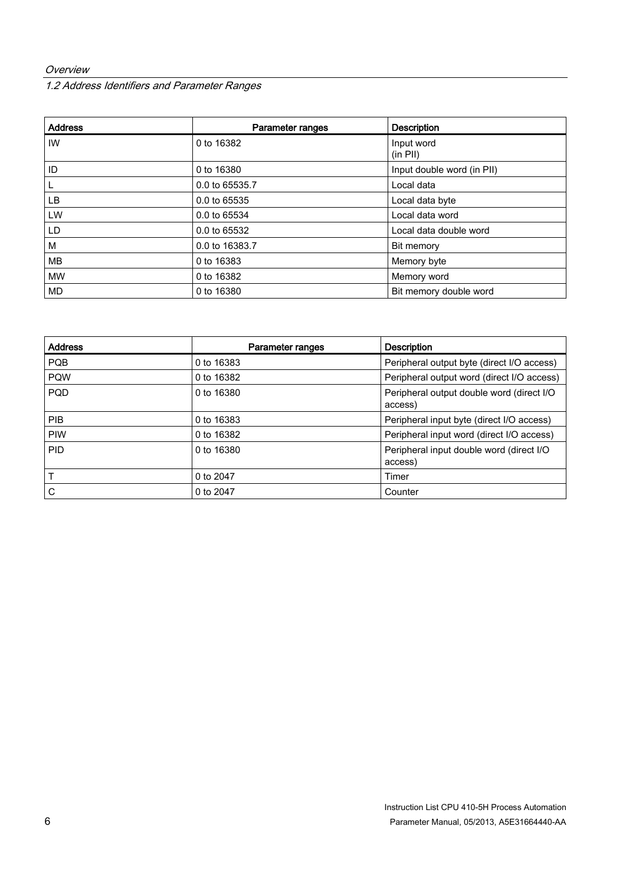| Address | Parameter ranges | Description |
| --- | --- | --- |
| IW | 0 to 16382 | Input word (in PII) |
| ID | 0 to 16380 | Input double word (in PII) |
| L | 0.0 to 65535.7 | Local data |
| LB | 0.0 to 65535 | Local data byte |
| LW | 0.0 to 65534 | Local data word |
| LD | 0.0 to 65532 | Local data double word |
| M | 0.0 to 16383.7 | Bit memory |
| MB | 0 to 16383 | Memory byte |
| MW | 0 to 16382 | Memory word |
| MD | 0 to 16380 | Bit memory double word |

| Address | Parameter ranges | Description |
| --- | --- | --- |
| PQB | 0 to 16383 | Peripheral output byte (direct I/O access) |
| PQW | 0 to 16382 | Peripheral output word (direct I/O access) |
| PQD | 0 to 16380 | Peripheral output double word (direct I/O access) |
| PIB | 0 to 16383 | Peripheral input byte (direct I/O access) |
| PIW | 0 to 16382 | Peripheral input word (direct I/O access) |
| PID | 0 to 16380 | Peripheral input double word (direct I/O access) |
| T | 0 to 2047 | Timer |
| C | 0 to 2047 | Counter |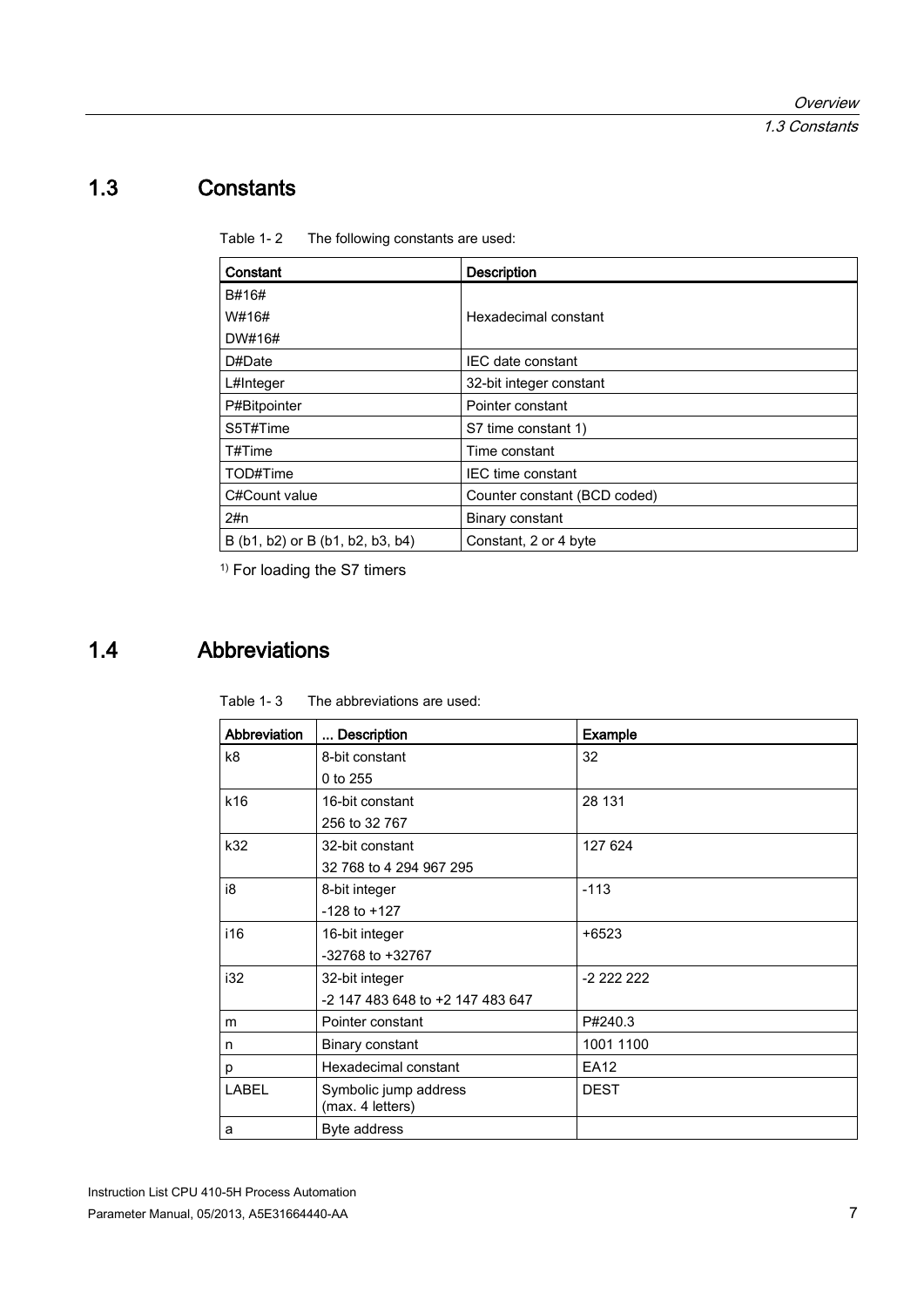## 1.3 Constants

Table 1- 2 The following constants are used:

| Constant | Description |
|---|---|
| B#16#<br>W#16#<br>DW#16# | Hexadecimal constant |
| D#Date | IEC date constant |
| L#Integer | 32-bit integer constant |
| P#Bitpointer | Pointer constant |
| S5T#Time | S7 time constant 1) |
| T#Time | Time constant |
| TOD#Time | IEC time constant |
| C#Count value | Counter constant (BCD coded) |
| 2#n | Binary constant |
| B (b1, b2) or B (b1, b2, b3, b4) | Constant, 2 or 4 byte |

[1)] For loading the S7 timers

## 1.4 Abbreviations

Table 1- 3 The abbreviations are used:

| Abbreviation | ... Description | Example |
|---|---|---|
| k8 | 8-bit constant<br>0 to 255 | 32 |
| k16 | 16-bit constant<br>256 to 32 767 | 28 131 |
| k32 | 32-bit constant<br>32 768 to 4 294 967 295 | 127 624 |
| i8 | 8-bit integer<br>-128 to +127 | -113 |
| i16 | 16-bit integer<br>-32768 to +32767 | +6523 |
| i32 | 32-bit integer<br>-2 147 483 648 to +2 147 483 647 | -2 222 222 |
| m | Pointer constant | P#240.3 |
| n | Binary constant | 1001 1100 |
| p | Hexadecimal constant | EA12 |
| LABEL | Symbolic jump address<br>(max. 4 letters) | DEST |
| a | Byte address | |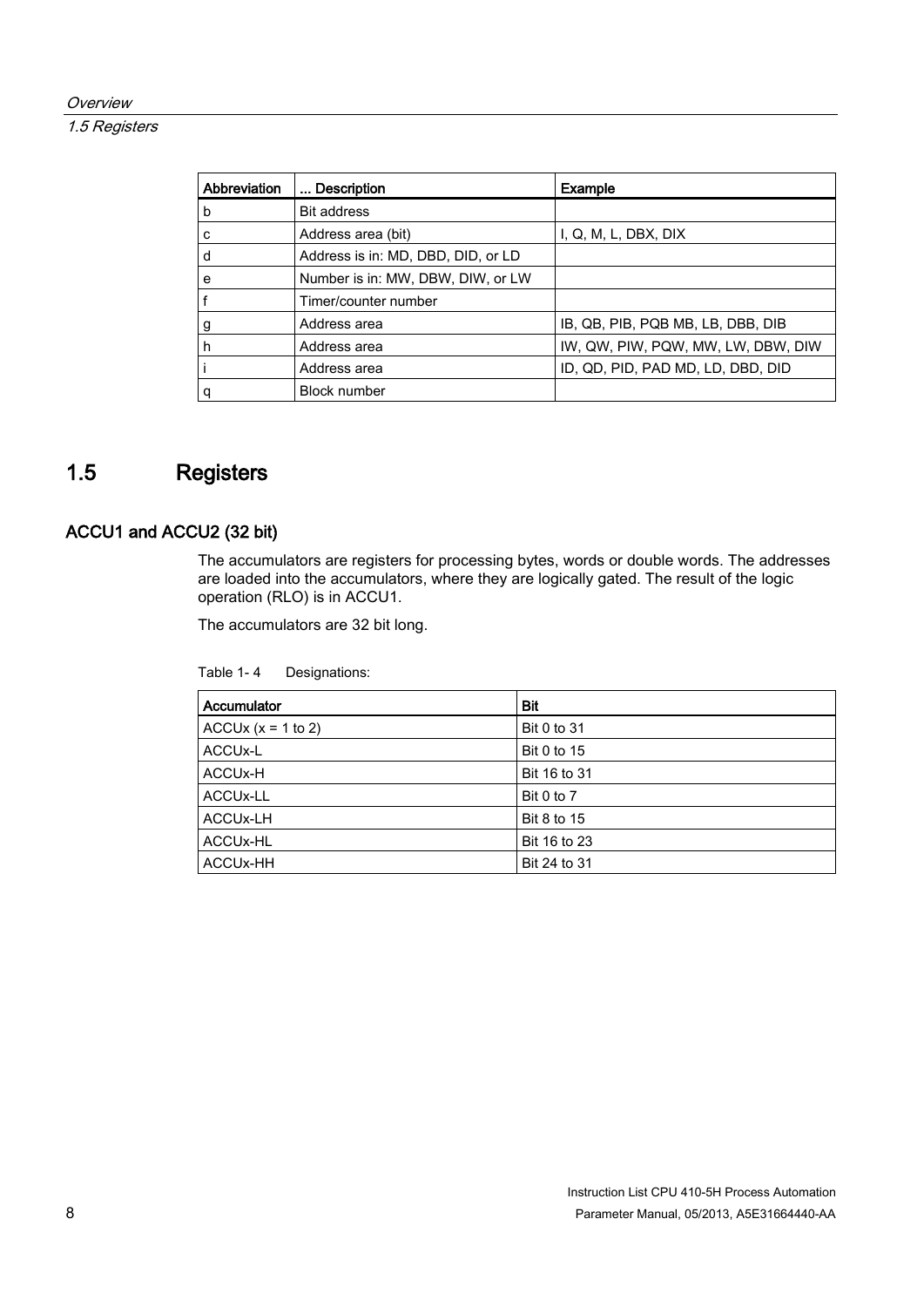| Abbreviation | ... Description | Example |
|---|---|---|
| b | Bit address | |
| c | Address area (bit) | I, Q, M, L, DBX, DIX |
| d | Address is in: MD, DBD, DID, or LD | |
| e | Number is in: MW, DBW, DIW, or LW | |
| f | Timer/counter number | |
| g | Address area | IB, QB, PIB, PQB MB, LB, DBB, DIB |
| h | Address area | IW, QW, PIW, PQW, MW, LW, DBW, DIW |
| i | Address area | ID, QD, PID, PAD MD, LD, DBD, DID |
| q | Block number | |

## 1.5 Registers

### ACCU1 and ACCU2 (32 bit)

The accumulators are registers for processing bytes, words or double words. The addresses are loaded into the accumulators, where they are logically gated. The result of the logic operation (RLO) is in ACCU1.

The accumulators are 32 bit long.

Table 1- 4 Designations:

| Accumulator | Bit |
|---|---|
| ACCUx (x = 1 to 2) | Bit 0 to 31 |
| ACCUx-L | Bit 0 to 15 |
| ACCUx-H | Bit 16 to 31 |
| ACCUx-LL | Bit 0 to 7 |
| ACCUx-LH | Bit 8 to 15 |
| ACCUx-HL | Bit 16 to 23 |
| ACCUx-HH | Bit 24 to 31 |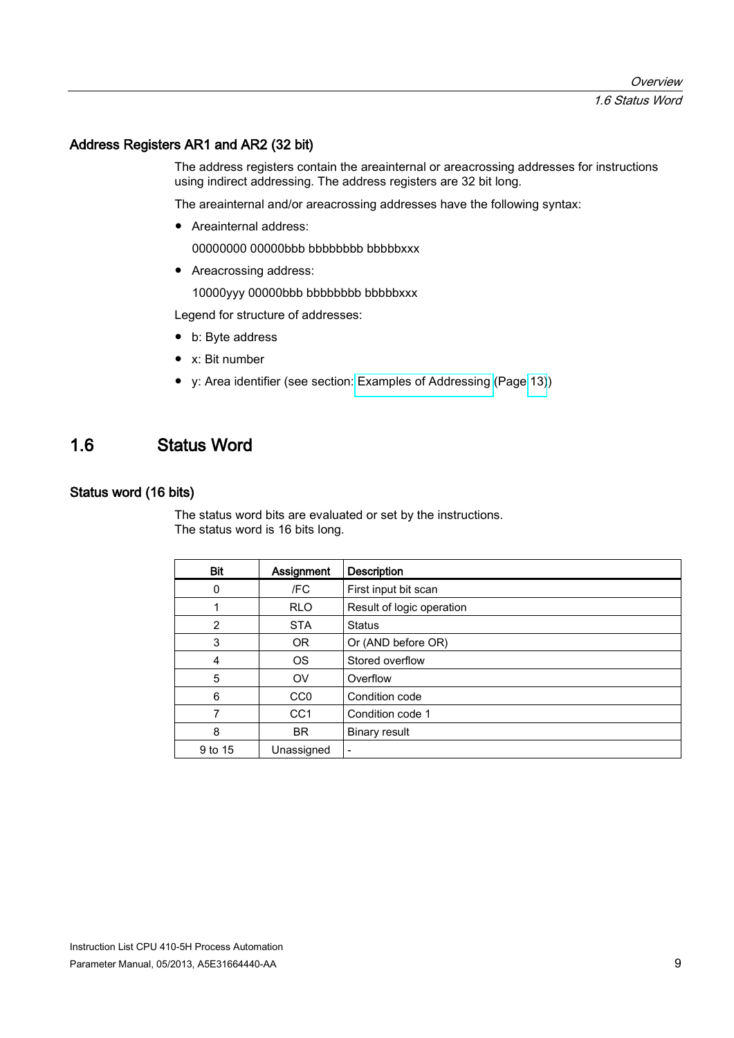### Address Registers AR1 and AR2 (32 bit)

The address registers contain the areainternal or areacrossing addresses for instructions using indirect addressing. The address registers are 32 bit long.

The areainternal and/or areacrossing addresses have the following syntax:

- Areainternal address:

  00000000 00000bbb bbbbbbbb bbbbbxxx

- Areacrossing address:

  10000yyy 00000bbb bbbbbbbb bbbbbxxx

Legend for structure of addresses:

- b: Byte address
- x: Bit number
- y: Area identifier (see section: Examples of Addressing (Page 13))

## 1.6 Status Word

### Status word (16 bits)

The status word bits are evaluated or set by the instructions.
The status word is 16 bits long.

| Bit | Assignment | Description |
|---|---|---|
| 0 | /FC | First input bit scan |
| 1 | RLO | Result of logic operation |
| 2 | STA | Status |
| 3 | OR | Or (AND before OR) |
| 4 | OS | Stored overflow |
| 5 | OV | Overflow |
| 6 | CC0 | Condition code |
| 7 | CC1 | Condition code 1 |
| 8 | BR | Binary result |
| 9 to 15 | Unassigned | - |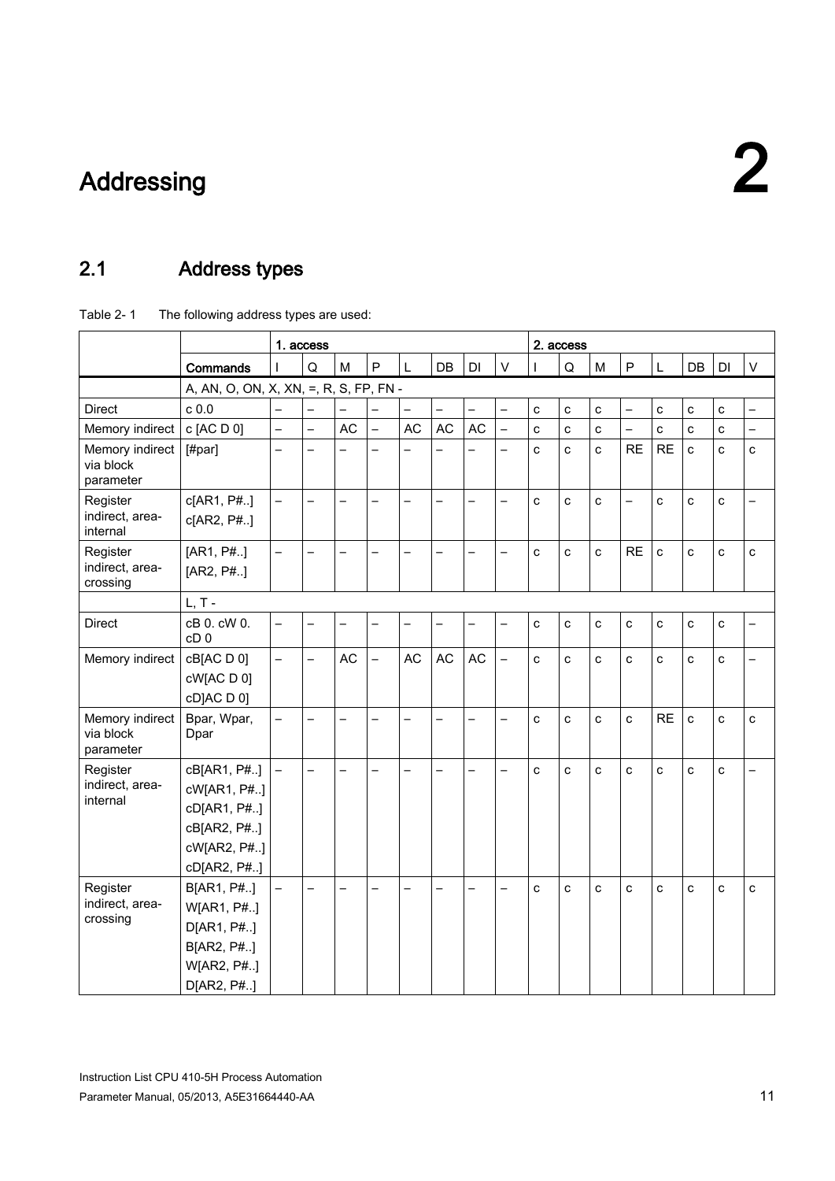# 2 Addressing

## 2.1 Address types

Table 2- 1 The following address types are used:

| | | 1. access | | | | | | | | 2. access | | | | | | | |
|---|---|---|---|---|---|---|---|---|---|---|---|---|---|---|---|---|---|
| | **Commands** | I | Q | M | P | L | DB | DI | V | I | Q | M | P | L | DB | DI | V |
| | A, AN, O, ON, X, XN, =, R, S, FP, FN - | | | | | | | | | | | | | | | | |
| Direct | c 0.0 | – | – | – | – | – | – | – | – | c | c | c | – | c | c | c | – |
| Memory indirect | c [AC D 0] | – | – | AC | – | AC | AC | AC | – | c | c | c | – | c | c | c | – |
| Memory indirect via block parameter | [#par] | – | – | – | – | – | – | – | – | c | c | c | RE | RE | c | c | c |
| Register indirect, area-internal | c[AR1, P#..] c[AR2, P#..] | – | – | – | – | – | – | – | – | c | c | c | – | c | c | c | – |
| Register indirect, area-crossing | [AR1, P#..] [AR2, P#..] | – | – | – | – | – | – | – | – | c | c | c | RE | c | c | c | c |
| | L, T - | | | | | | | | | | | | | | | | |
| Direct | cB 0. cW 0. cD 0 | – | – | – | – | – | – | – | – | c | c | c | c | c | c | c | – |
| Memory indirect | cB[AC D 0] cW[AC D 0] cD]AC D 0] | – | – | AC | – | AC | AC | AC | – | c | c | c | c | c | c | c | – |
| Memory indirect via block parameter | Bpar, Wpar, Dpar | – | – | – | – | – | – | – | – | c | c | c | c | RE | c | c | c |
| Register indirect, area-internal | cB[AR1, P#..] cW[AR1, P#..] cD[AR1, P#..] cB[AR2, P#..] cW[AR2, P#..] cD[AR2, P#..] | – | – | – | – | – | – | – | – | c | c | c | c | c | c | c | – |
| Register indirect, area-crossing | B[AR1, P#..] W[AR1, P#..] D[AR1, P#..] B[AR2, P#..] W[AR2, P#..] D[AR2, P#..] | – | – | – | – | – | – | – | – | c | c | c | c | c | c | c | c |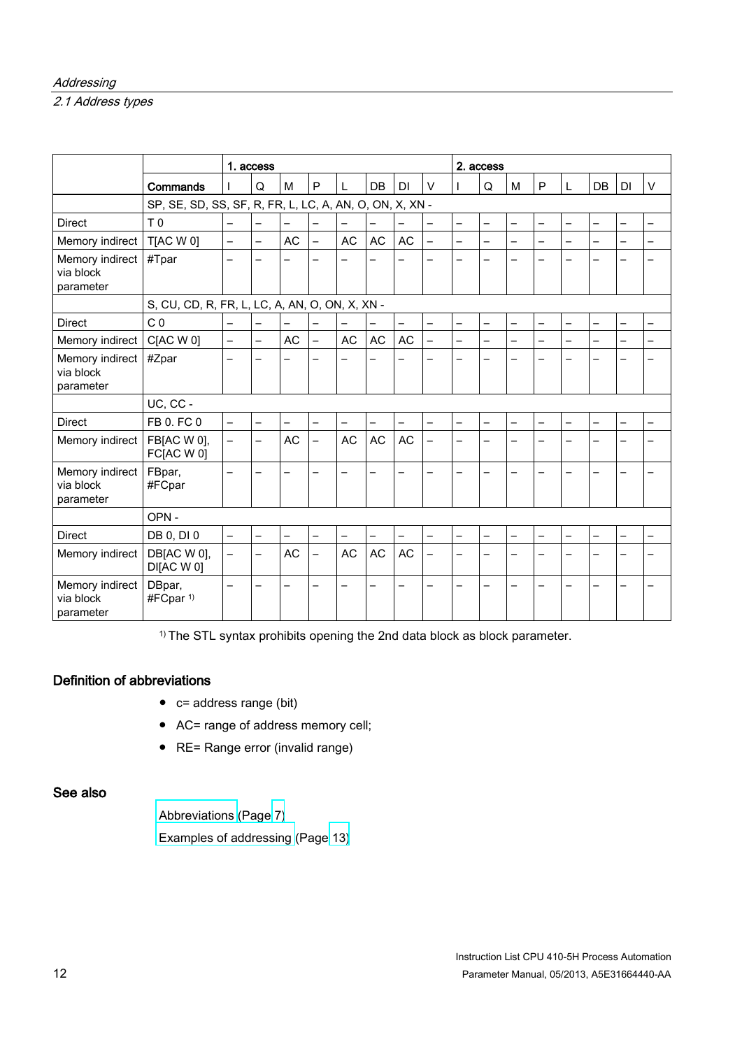| | | 1. access | | | | | | | | 2. access | | | | | | | |
|---|---|---|---|---|---|---|---|---|---|---|---|---|---|---|---|---|---|
| | **Commands** | I | Q | M | P | L | DB | DI | V | I | Q | M | P | L | DB | DI | V |
| | SP, SE, SD, SS, SF, R, FR, L, LC, A, AN, O, ON, X, XN - | | | | | | | | | | | | | | | | |
| Direct | T 0 | – | – | – | – | – | – | – | – | – | – | – | – | – | – | – | – |
| Memory indirect | T[AC W 0] | – | – | AC | – | AC | AC | AC | – | – | – | – | – | – | – | – | – |
| Memory indirect via block parameter | #Tpar | – | – | – | – | – | – | – | – | – | – | – | – | – | – | – | – |
| | S, CU, CD, R, FR, L, LC, A, AN, O, ON, X, XN - | | | | | | | | | | | | | | | | |
| Direct | C 0 | – | – | – | – | – | – | – | – | – | – | – | – | – | – | – | – |
| Memory indirect | C[AC W 0] | – | – | AC | – | AC | AC | AC | – | – | – | – | – | – | – | – | – |
| Memory indirect via block parameter | #Zpar | – | – | – | – | – | – | – | – | – | – | – | – | – | – | – | – |
| | UC, CC - | | | | | | | | | | | | | | | | |
| Direct | FB 0. FC 0 | – | – | – | – | – | – | – | – | – | – | – | – | – | – | – | – |
| Memory indirect | FB[AC W 0], FC[AC W 0] | – | – | AC | – | AC | AC | AC | – | – | – | – | – | – | – | – | – |
| Memory indirect via block parameter | FBpar, #FCpar | – | – | – | – | – | – | – | – | – | – | – | – | – | – | – | – |
| | OPN - | | | | | | | | | | | | | | | | |
| Direct | DB 0, DI 0 | – | – | – | – | – | – | – | – | – | – | – | – | – | – | – | – |
| Memory indirect | DB[AC W 0], DI[AC W 0] | – | – | AC | – | AC | AC | AC | – | – | – | – | – | – | – | – | – |
| Memory indirect via block parameter | DBpar, #FCpar [1] | – | – | – | – | – | – | – | – | – | – | – | – | – | – | – | – |

[1] The STL syntax prohibits opening the 2nd data block as block parameter.

## Definition of abbreviations

- c= address range (bit)
- AC= range of address memory cell;
- RE= Range error (invalid range)

## See also

Abbreviations (Page 7)

Examples of addressing (Page 13)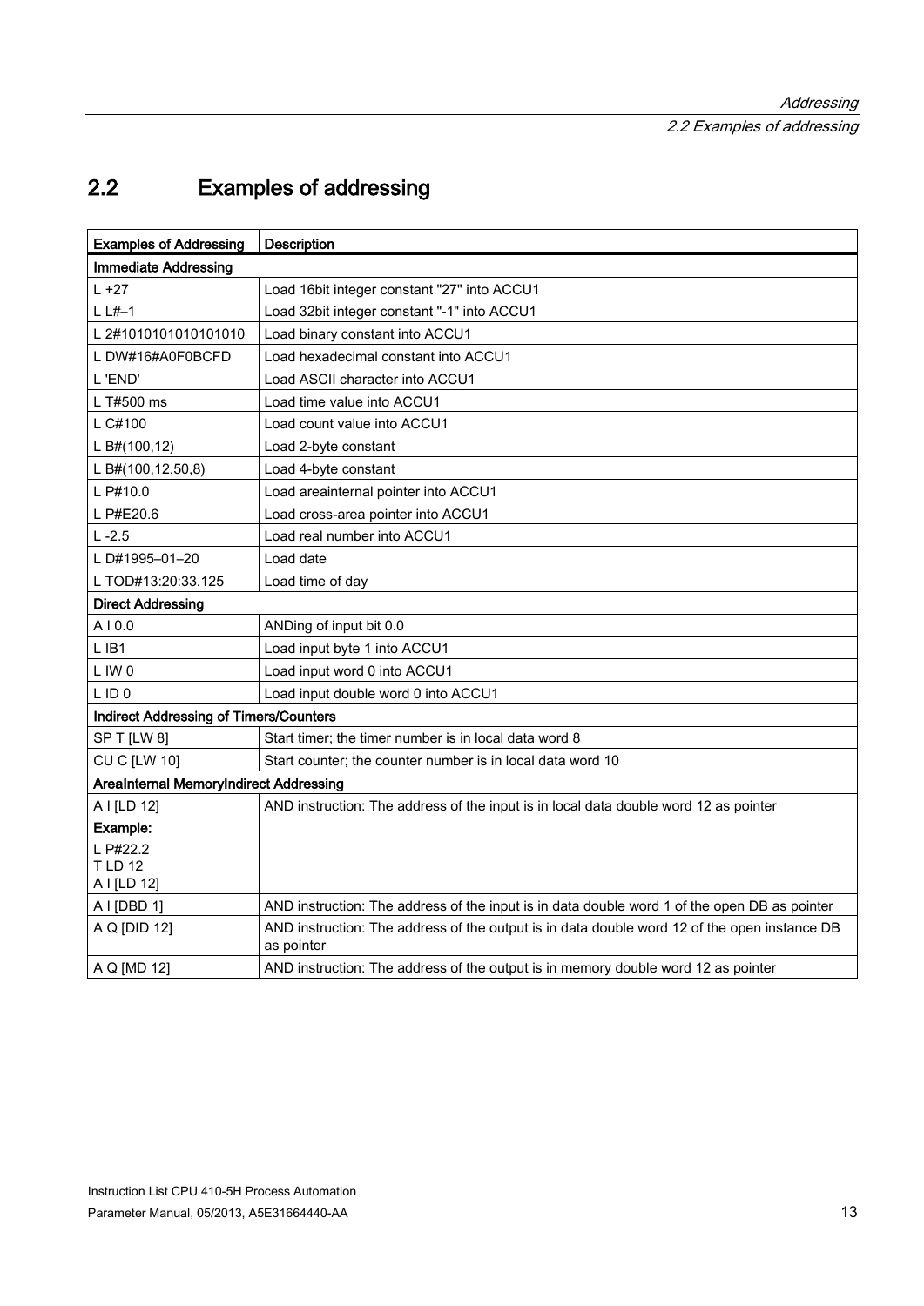## 2.2 Examples of addressing

| Examples of Addressing | Description |
|---|---|
| **Immediate Addressing** | |
| L +27 | Load 16bit integer constant "27" into ACCU1 |
| L L#–1 | Load 32bit integer constant "-1" into ACCU1 |
| L 2#1010101010101010 | Load binary constant into ACCU1 |
| L DW#16#A0F0BCFD | Load hexadecimal constant into ACCU1 |
| L 'END' | Load ASCII character into ACCU1 |
| L T#500 ms | Load time value into ACCU1 |
| L C#100 | Load count value into ACCU1 |
| L B#(100,12) | Load 2-byte constant |
| L B#(100,12,50,8) | Load 4-byte constant |
| L P#10.0 | Load areainternal pointer into ACCU1 |
| L P#E20.6 | Load cross-area pointer into ACCU1 |
| L -2.5 | Load real number into ACCU1 |
| L D#1995–01–20 | Load date |
| L TOD#13:20:33.125 | Load time of day |
| **Direct Addressing** | |
| A I 0.0 | ANDing of input bit 0.0 |
| L IB1 | Load input byte 1 into ACCU1 |
| L IW 0 | Load input word 0 into ACCU1 |
| L ID 0 | Load input double word 0 into ACCU1 |
| **Indirect Addressing of Timers/Counters** | |
| SP T [LW 8] | Start timer; the timer number is in local data word 8 |
| CU C [LW 10] | Start counter; the counter number is in local data word 10 |
| **AreaInternal MemoryIndirect Addressing** | |
| A I [LD 12]<br>**Example:**<br>L P#22.2<br>T LD 12<br>A I [LD 12] | AND instruction: The address of the input is in local data double word 12 as pointer |
| A I [DBD 1] | AND instruction: The address of the input is in data double word 1 of the open DB as pointer |
| A Q [DID 12] | AND instruction: The address of the output is in data double word 12 of the open instance DB as pointer |
| A Q [MD 12] | AND instruction: The address of the output is in memory double word 12 as pointer |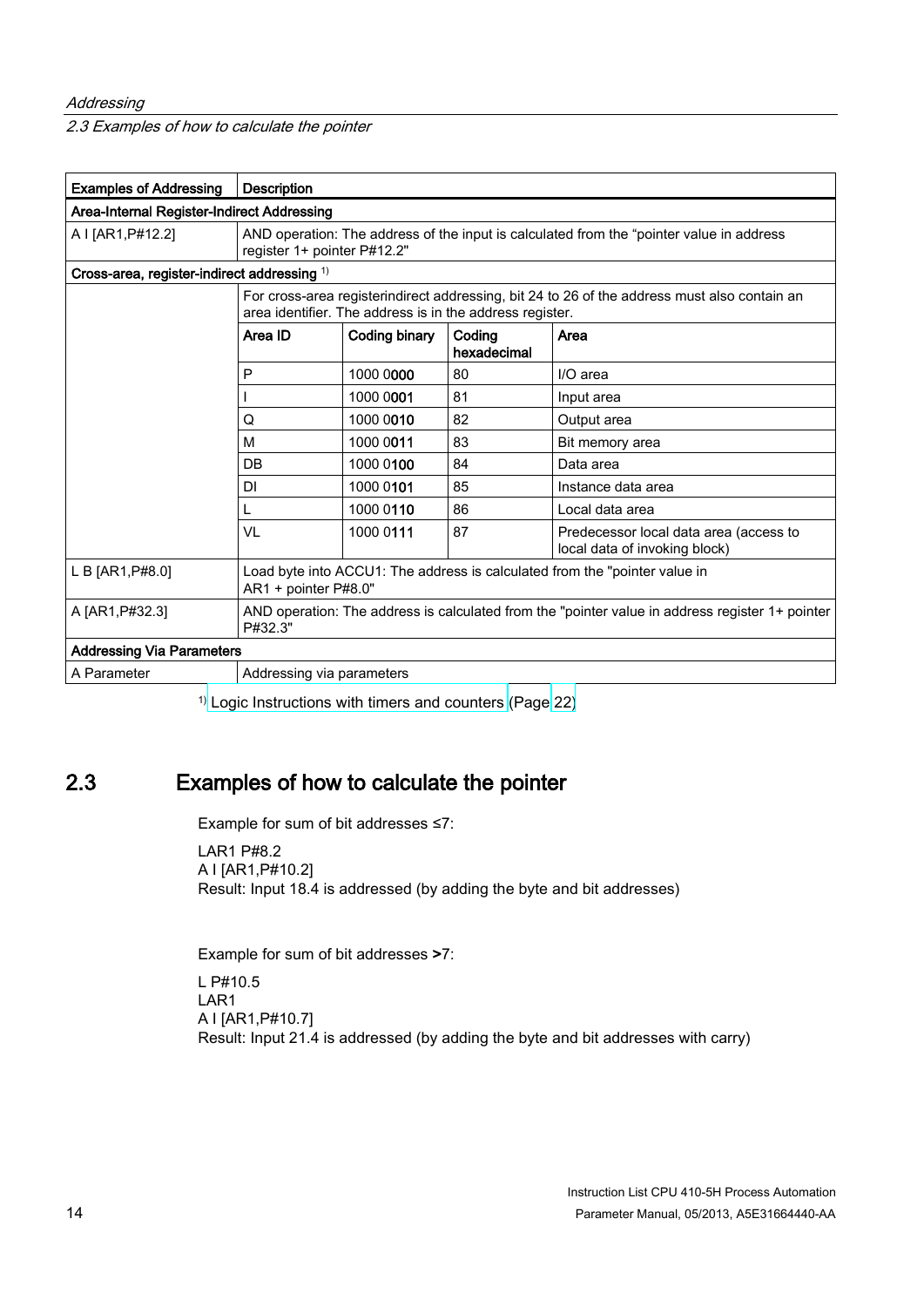| Examples of Addressing | Description | | | |
|---|---|---|---|---|
| **Area-Internal Register-Indirect Addressing** | | | | |
| A I [AR1,P#12.2] | AND operation: The address of the input is calculated from the "pointer value in address register 1+ pointer P#12.2" | | | |
| **Cross-area, register-indirect addressing** [1] | | | | |
| | For cross-area registerindirect addressing, bit 24 to 26 of the address must also contain an area identifier. The address is in the address register. | | | |
| | **Area ID** | **Coding binary** | **Coding hexadecimal** | **Area** |
| | P | 1000 0**000** | 80 | I/O area |
| | I | 1000 0**001** | 81 | Input area |
| | Q | 1000 0**010** | 82 | Output area |
| | M | 1000 0**011** | 83 | Bit memory area |
| | DB | 1000 0**100** | 84 | Data area |
| | DI | 1000 0**101** | 85 | Instance data area |
| | L | 1000 0**110** | 86 | Local data area |
| | VL | 1000 0**111** | 87 | Predecessor local data area (access to local data of invoking block) |
| L B [AR1,P#8.0] | Load byte into ACCU1: The address is calculated from the "pointer value in AR1 + pointer P#8.0" | | | |
| A [AR1,P#32.3] | AND operation: The address is calculated from the "pointer value in address register 1+ pointer P#32.3" | | | |
| **Addressing Via Parameters** | | | | |
| A Parameter | Addressing via parameters | | | |

[1] Logic Instructions with timers and counters (Page 22)

## 2.3 Examples of how to calculate the pointer

Example for sum of bit addresses ≤7:

LAR1 P#8.2
A I [AR1,P#10.2]
Result: Input 18.4 is addressed (by adding the byte and bit addresses)

Example for sum of bit addresses **>**7:

L P#10.5
LAR1
A I [AR1,P#10.7]
Result: Input 21.4 is addressed (by adding the byte and bit addresses with carry)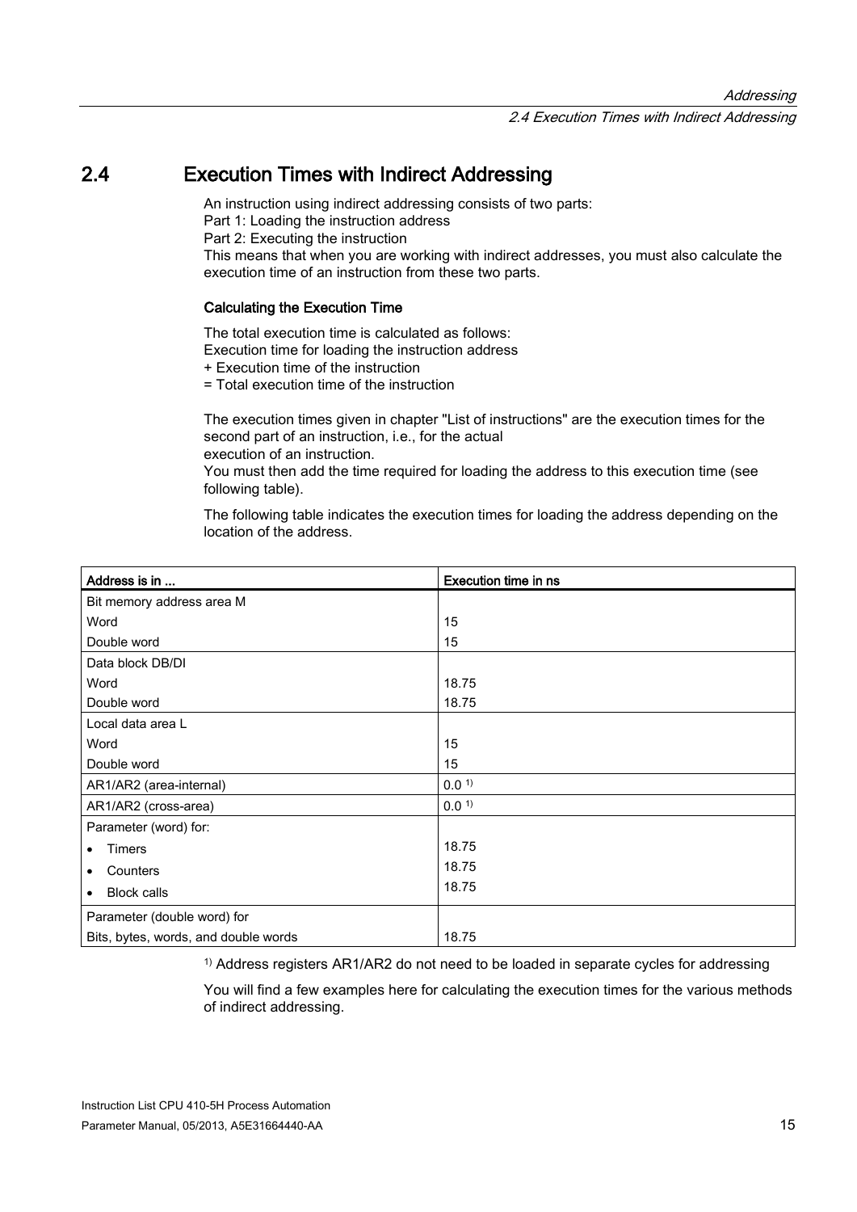## 2.4 Execution Times with Indirect Addressing

An instruction using indirect addressing consists of two parts:
Part 1: Loading the instruction address
Part 2: Executing the instruction
This means that when you are working with indirect addresses, you must also calculate the execution time of an instruction from these two parts.

### Calculating the Execution Time

The total execution time is calculated as follows:
Execution time for loading the instruction address
+ Execution time of the instruction
= Total execution time of the instruction

The execution times given in chapter "List of instructions" are the execution times for the second part of an instruction, i.e., for the actual
execution of an instruction.
You must then add the time required for loading the address to this execution time (see following table).

The following table indicates the execution times for loading the address depending on the location of the address.

| Address is in ... | Execution time in ns |
|---|---|
| Bit memory address area M | |
| Word | 15 |
| Double word | 15 |
| Data block DB/DI | |
| Word | 18.75 |
| Double word | 18.75 |
| Local data area L | |
| Word | 15 |
| Double word | 15 |
| AR1/AR2 (area-internal) | 0.0 [1)] |
| AR1/AR2 (cross-area) | 0.0 [1)] |
| Parameter (word) for: | |
| • Timers | 18.75 |
| • Counters | 18.75 |
| • Block calls | 18.75 |
| Parameter (double word) for | |
| Bits, bytes, words, and double words | 18.75 |

[1)] Address registers AR1/AR2 do not need to be loaded in separate cycles for addressing

You will find a few examples here for calculating the execution times for the various methods of indirect addressing.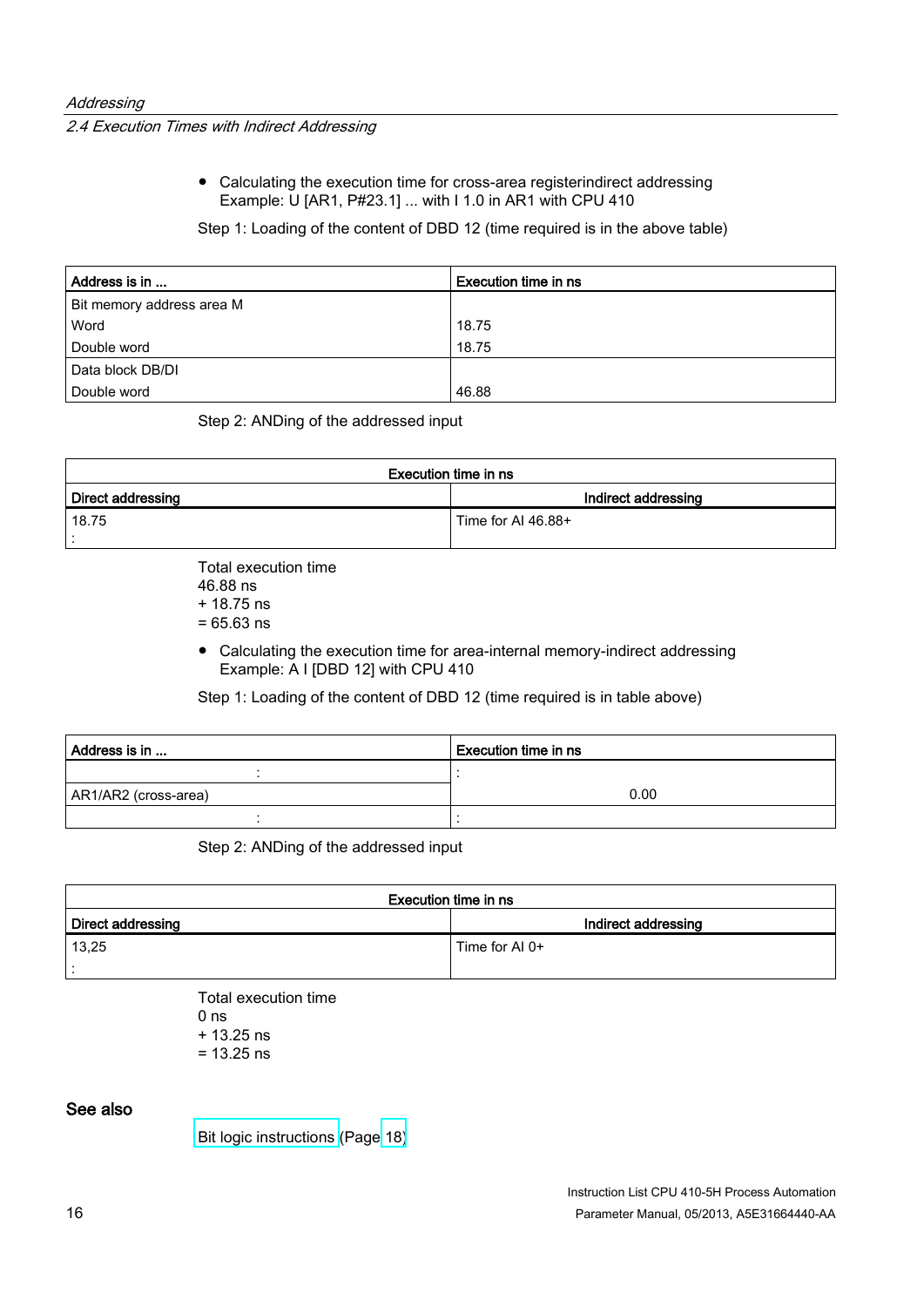- Calculating the execution time for cross-area registerindirect addressing
  Example: U [AR1, P#23.1] ... with I 1.0 in AR1 with CPU 410

Step 1: Loading of the content of DBD 12 (time required is in the above table)

| Address is in ... | Execution time in ns |
|---|---|
| Bit memory address area M | |
| Word | 18.75 |
| Double word | 18.75 |
| Data block DB/DI | |
| Double word | 46.88 |

Step 2: ANDing of the addressed input

| Execution time in ns | |
|---|---|
| **Direct addressing** | **Indirect addressing** |
| 18.75<br>: | Time for AI 46.88+ |

Total execution time
46.88 ns
+ 18.75 ns
= 65.63 ns

- Calculating the execution time for area-internal memory-indirect addressing
  Example: A I [DBD 12] with CPU 410

Step 1: Loading of the content of DBD 12 (time required is in table above)

| Address is in ... | Execution time in ns |
|---|---|
| : | : |
| AR1/AR2 (cross-area) | 0.00 |
| : | : |

Step 2: ANDing of the addressed input

| Execution time in ns | |
|---|---|
| **Direct addressing** | **Indirect addressing** |
| 13,25<br>: | Time for AI 0+ |

Total execution time
0 ns
+ 13.25 ns
= 13.25 ns

## See also

Bit logic instructions (Page 18)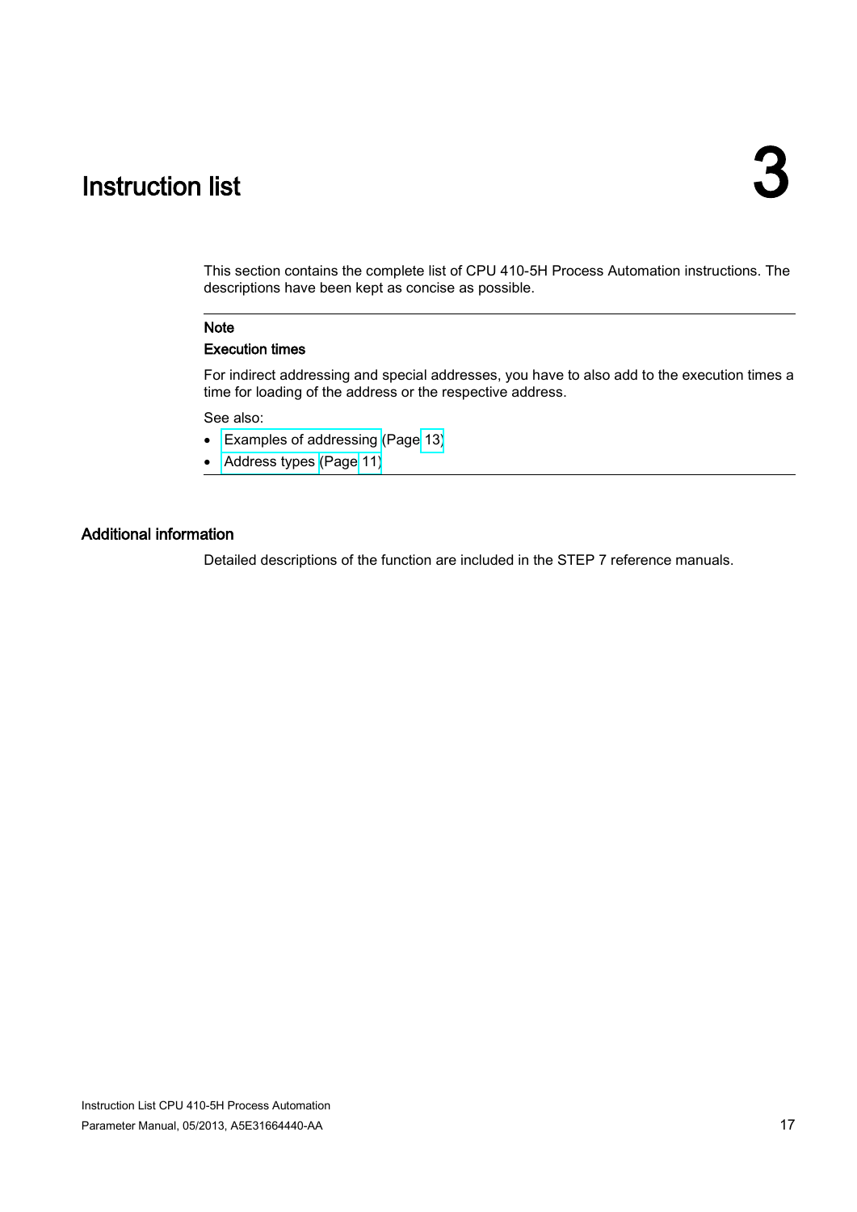# 3 Instruction list

This section contains the complete list of CPU 410-5H Process Automation instructions. The descriptions have been kept as concise as possible.

---

**Note**

**Execution times**

For indirect addressing and special addresses, you have to also add to the execution times a time for loading of the address or the respective address.

See also:

- Examples of addressing (Page 13)
- Address types (Page 11)

---

## Additional information

Detailed descriptions of the function are included in the STEP 7 reference manuals.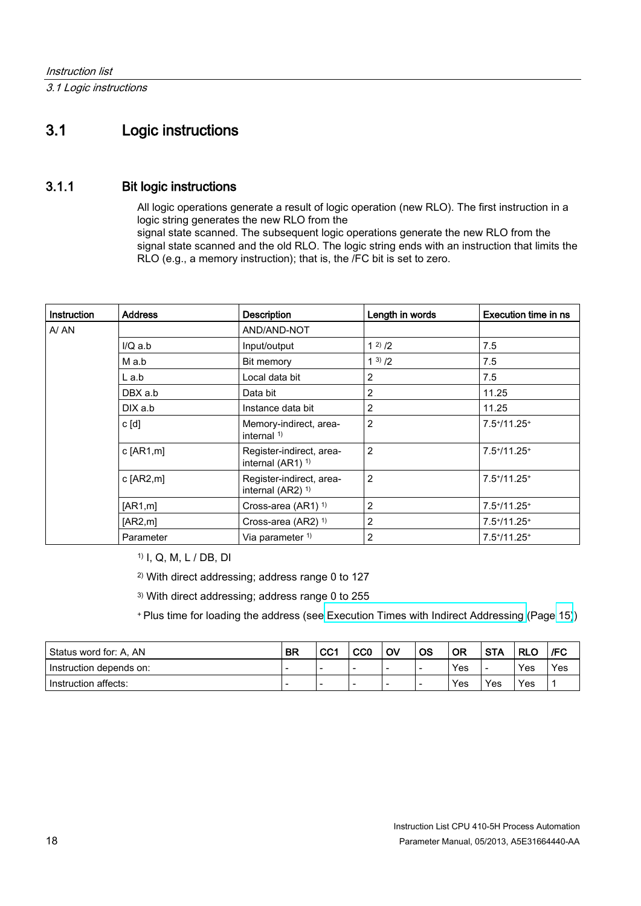## 3.1 Logic instructions

### 3.1.1 Bit logic instructions

All logic operations generate a result of logic operation (new RLO). The first instruction in a logic string generates the new RLO from the
signal state scanned. The subsequent logic operations generate the new RLO from the signal state scanned and the old RLO. The logic string ends with an instruction that limits the RLO (e.g., a memory instruction); that is, the /FC bit is set to zero.

| Instruction | Address | Description | Length in words | Execution time in ns |
|---|---|---|---|---|
| A/ AN | | AND/AND-NOT | | |
| | I/Q a.b | Input/output | 1 [2] /2 | 7.5 |
| | M a.b | Bit memory | 1 [3] /2 | 7.5 |
| | L a.b | Local data bit | 2 | 7.5 |
| | DBX a.b | Data bit | 2 | 11.25 |
| | DIX a.b | Instance data bit | 2 | 11.25 |
| | c [d] | Memory-indirect, area-internal [1] | 2 | 7.5+/11.25+ |
| | c [AR1,m] | Register-indirect, area-internal (AR1) [1] | 2 | 7.5+/11.25+ |
| | c [AR2,m] | Register-indirect, area-internal (AR2) [1] | 2 | 7.5+/11.25+ |
| | [AR1,m] | Cross-area (AR1) [1] | 2 | 7.5+/11.25+ |
| | [AR2,m] | Cross-area (AR2) [1] | 2 | 7.5+/11.25+ |
| | Parameter | Via parameter [1] | 2 | 7.5+/11.25+ |

[1] I, Q, M, L / DB, DI

[2] With direct addressing; address range 0 to 127

[3] With direct addressing; address range 0 to 255

+ Plus time for loading the address (see Execution Times with Indirect Addressing (Page 15))

| Status word for: A, AN | BR | CC1 | CC0 | OV | OS | OR | STA | RLO | /FC |
|---|---|---|---|---|---|---|---|---|---|
| Instruction depends on: | - | - | - | - | - | Yes | - | Yes | Yes |
| Instruction affects: | - | - | - | - | - | Yes | Yes | Yes | 1 |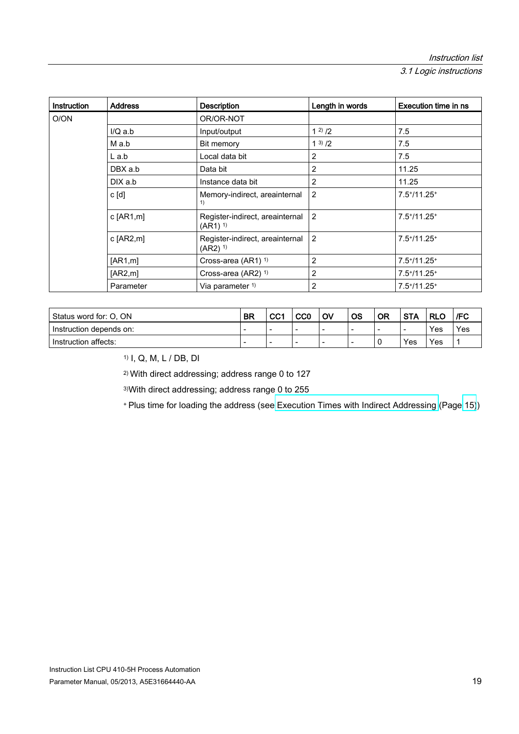| Instruction | Address | Description | Length in words | Execution time in ns |
|---|---|---|---|---|
| O/ON | | OR/OR-NOT | | |
| | I/Q a.b | Input/output | 1 [2] /2 | 7.5 |
| | M a.b | Bit memory | 1 [3] /2 | 7.5 |
| | L a.b | Local data bit | 2 | 7.5 |
| | DBX a.b | Data bit | 2 | 11.25 |
| | DIX a.b | Instance data bit | 2 | 11.25 |
| | c [d] | Memory-indirect, areainternal [1] | 2 | 7.5+/11.25+ |
| | c [AR1,m] | Register-indirect, areainternal (AR1) [1] | 2 | 7.5+/11.25+ |
| | c [AR2,m] | Register-indirect, areainternal (AR2) [1] | 2 | 7.5+/11.25+ |
| | [AR1,m] | Cross-area (AR1) [1] | 2 | 7.5+/11.25+ |
| | [AR2,m] | Cross-area (AR2) [1] | 2 | 7.5+/11.25+ |
| | Parameter | Via parameter [1] | 2 | 7.5+/11.25+ |

| Status word for: O, ON | BR | CC1 | CC0 | OV | OS | OR | STA | RLO | /FC |
|---|---|---|---|---|---|---|---|---|---|
| Instruction depends on: | - | - | - | - | - | - | - | Yes | Yes |
| Instruction affects: | - | - | - | - | - | 0 | Yes | Yes | 1 |

[1] I, Q, M, L / DB, DI

[2] With direct addressing; address range 0 to 127

[3] With direct addressing; address range 0 to 255

+ Plus time for loading the address (see Execution Times with Indirect Addressing (Page 15))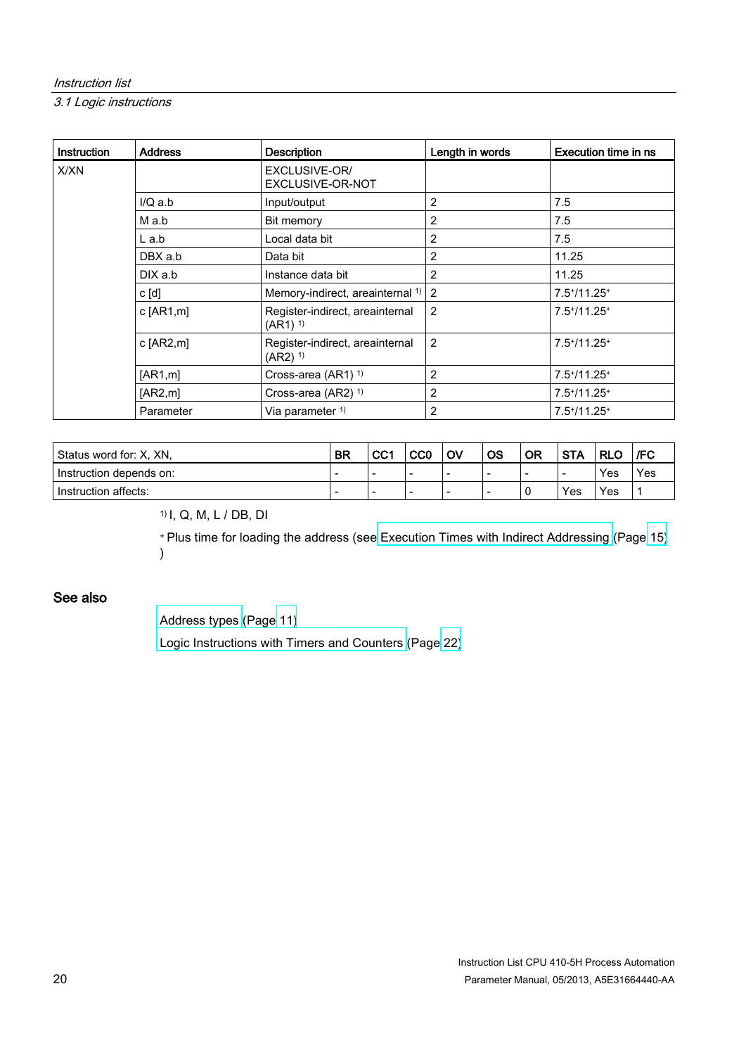| Instruction | Address | Description | Length in words | Execution time in ns |
|---|---|---|---|---|
| X/XN | | EXCLUSIVE-OR/ EXCLUSIVE-OR-NOT | | |
| | I/Q a.b | Input/output | 2 | 7.5 |
| | M a.b | Bit memory | 2 | 7.5 |
| | L a.b | Local data bit | 2 | 7.5 |
| | DBX a.b | Data bit | 2 | 11.25 |
| | DIX a.b | Instance data bit | 2 | 11.25 |
| | c [d] | Memory-indirect, areainternal [1] | 2 | 7.5+/11.25+ |
| | c [AR1,m] | Register-indirect, areainternal (AR1) [1] | 2 | 7.5+/11.25+ |
| | c [AR2,m] | Register-indirect, areainternal (AR2) [1] | 2 | 7.5+/11.25+ |
| | [AR1,m] | Cross-area (AR1) [1] | 2 | 7.5+/11.25+ |
| | [AR2,m] | Cross-area (AR2) [1] | 2 | 7.5+/11.25+ |
| | Parameter | Via parameter [1] | 2 | 7.5+/11.25+ |

| Status word for: X, XN, | BR | CC1 | CC0 | OV | OS | OR | STA | RLO | /FC |
|---|---|---|---|---|---|---|---|---|---|
| Instruction depends on: | - | - | - | - | - | - | - | Yes | Yes |
| Instruction affects: | - | - | - | - | - | 0 | Yes | Yes | 1 |

[1] I, Q, M, L / DB, DI

+ Plus time for loading the address (see Execution Times with Indirect Addressing (Page 15))

### See also

Address types (Page 11)

Logic Instructions with Timers and Counters (Page 22)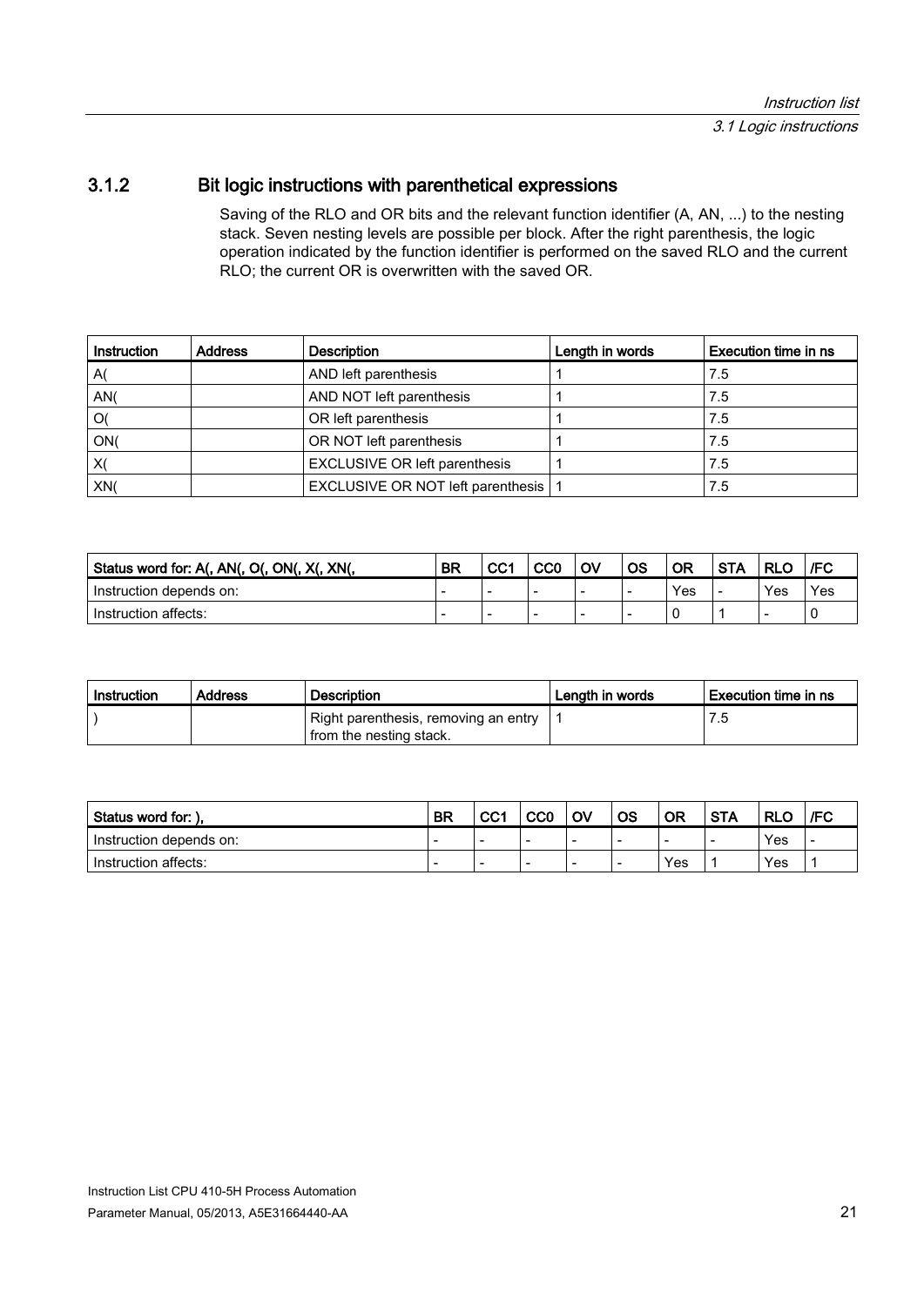### 3.1.2 Bit logic instructions with parenthetical expressions

Saving of the RLO and OR bits and the relevant function identifier (A, AN, ...) to the nesting stack. Seven nesting levels are possible per block. After the right parenthesis, the logic operation indicated by the function identifier is performed on the saved RLO and the current RLO; the current OR is overwritten with the saved OR.

| Instruction | Address | Description | Length in words | Execution time in ns |
|---|---|---|---|---|
| A( | | AND left parenthesis | 1 | 7.5 |
| AN( | | AND NOT left parenthesis | 1 | 7.5 |
| O( | | OR left parenthesis | 1 | 7.5 |
| ON( | | OR NOT left parenthesis | 1 | 7.5 |
| X( | | EXCLUSIVE OR left parenthesis | 1 | 7.5 |
| XN( | | EXCLUSIVE OR NOT left parenthesis | 1 | 7.5 |

| Status word for: A(, AN(, O(, ON(, X(, XN(, | BR | CC1 | CC0 | OV | OS | OR | STA | RLO | /FC |
|---|---|---|---|---|---|---|---|---|---|
| Instruction depends on: | - | - | - | - | - | Yes | - | Yes | Yes |
| Instruction affects: | - | - | - | - | - | 0 | 1 | - | 0 |

| Instruction | Address | Description | Length in words | Execution time in ns |
|---|---|---|---|---|
| ) | | Right parenthesis, removing an entry from the nesting stack. | 1 | 7.5 |

| Status word for: ), | BR | CC1 | CC0 | OV | OS | OR | STA | RLO | /FC |
|---|---|---|---|---|---|---|---|---|---|
| Instruction depends on: | - | - | - | - | - | - | - | Yes | - |
| Instruction affects: | - | - | - | - | - | Yes | 1 | Yes | 1 |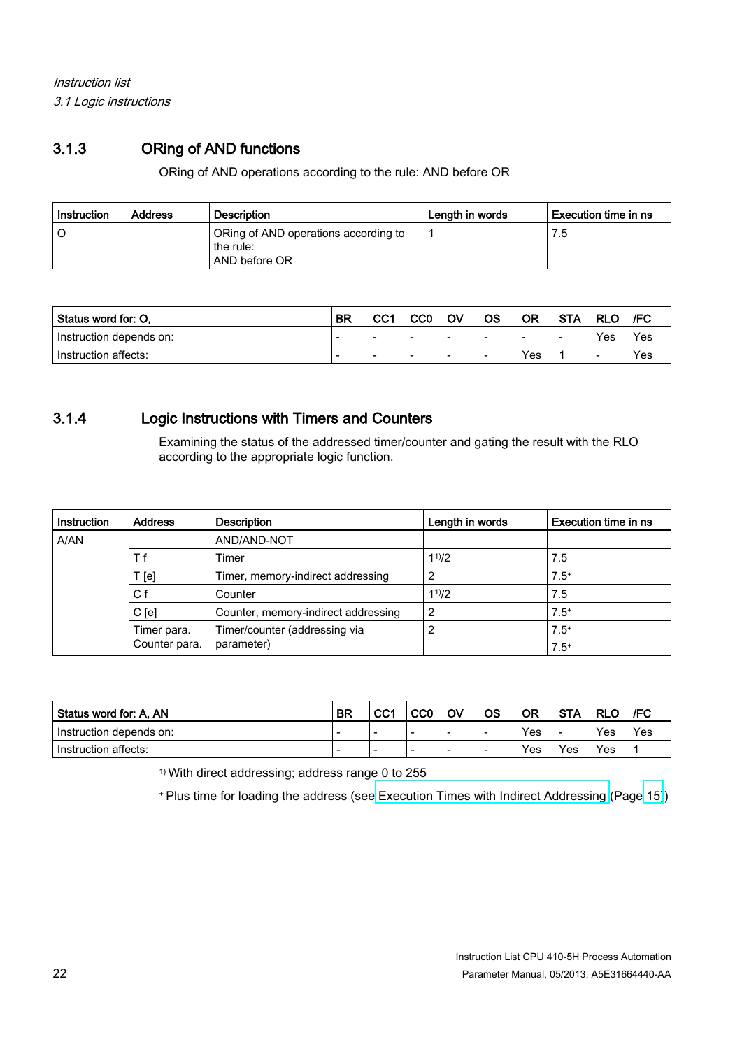### 3.1.3 ORing of AND functions

ORing of AND operations according to the rule: AND before OR

| Instruction | Address | Description | Length in words | Execution time in ns |
|---|---|---|---|---|
| O | | ORing of AND operations according to the rule: AND before OR | 1 | 7.5 |

| Status word for: O, | BR | CC1 | CC0 | OV | OS | OR | STA | RLO | /FC |
|---|---|---|---|---|---|---|---|---|---|
| Instruction depends on: | - | - | - | - | - | - | - | Yes | Yes |
| Instruction affects: | - | - | - | - | - | Yes | 1 | - | Yes |

### 3.1.4 Logic Instructions with Timers and Counters

Examining the status of the addressed timer/counter and gating the result with the RLO according to the appropriate logic function.

| Instruction | Address | Description | Length in words | Execution time in ns |
|---|---|---|---|---|
| A/AN | | AND/AND-NOT | | |
| | T f | Timer | 1[1]/2 | 7.5 |
| | T [e] | Timer, memory-indirect addressing | 2 | 7.5+ |
| | C f | Counter | 1[1]/2 | 7.5 |
| | C [e] | Counter, memory-indirect addressing | 2 | 7.5+ |
| | Timer para.<br>Counter para. | Timer/counter (addressing via parameter) | 2 | 7.5+<br>7.5+ |

| Status word for: A, AN | BR | CC1 | CC0 | OV | OS | OR | STA | RLO | /FC |
|---|---|---|---|---|---|---|---|---|---|
| Instruction depends on: | - | - | - | - | - | Yes | - | Yes | Yes |
| Instruction affects: | - | - | - | - | - | Yes | Yes | Yes | 1 |

[1] With direct addressing; address range 0 to 255

+ Plus time for loading the address (see Execution Times with Indirect Addressing (Page 15))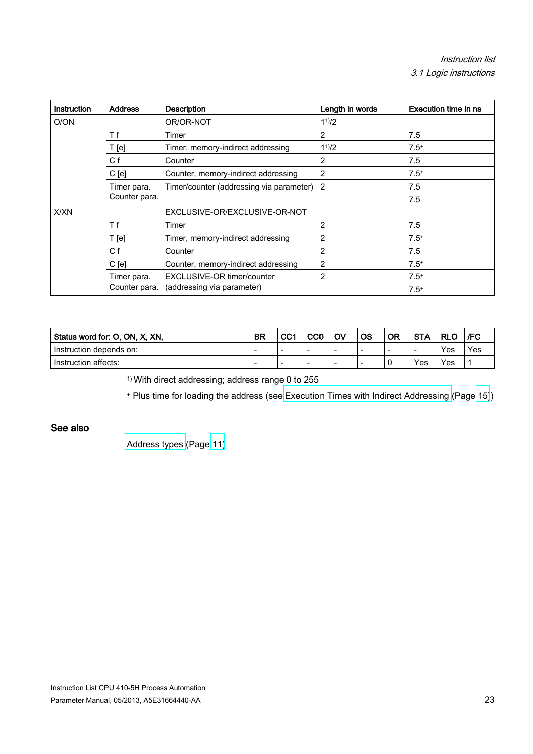| Instruction | Address | Description | Length in words | Execution time in ns |
|---|---|---|---|---|
| O/ON | | OR/OR-NOT | 1[1]/2 | |
| | T f | Timer | 2 | 7.5 |
| | T [e] | Timer, memory-indirect addressing | 1[1]/2 | 7.5+ |
| | C f | Counter | 2 | 7.5 |
| | C [e] | Counter, memory-indirect addressing | 2 | 7.5+ |
| | Timer para.<br>Counter para. | Timer/counter (addressing via parameter) | 2 | 7.5<br>7.5 |
| X/XN | | EXCLUSIVE-OR/EXCLUSIVE-OR-NOT | | |
| | T f | Timer | 2 | 7.5 |
| | T [e] | Timer, memory-indirect addressing | 2 | 7.5+ |
| | C f | Counter | 2 | 7.5 |
| | C [e] | Counter, memory-indirect addressing | 2 | 7.5+ |
| | Timer para.<br>Counter para. | EXCLUSIVE-OR timer/counter (addressing via parameter) | 2 | 7.5+<br>7.5+ |

| Status word for: O, ON, X, XN, | BR | CC1 | CC0 | OV | OS | OR | STA | RLO | /FC |
|---|---|---|---|---|---|---|---|---|---|
| Instruction depends on: | - | - | - | - | - | - | - | Yes | Yes |
| Instruction affects: | - | - | - | - | - | 0 | Yes | Yes | 1 |

[1] With direct addressing; address range 0 to 255

+ Plus time for loading the address (see Execution Times with Indirect Addressing (Page 15))

## See also

Address types (Page 11)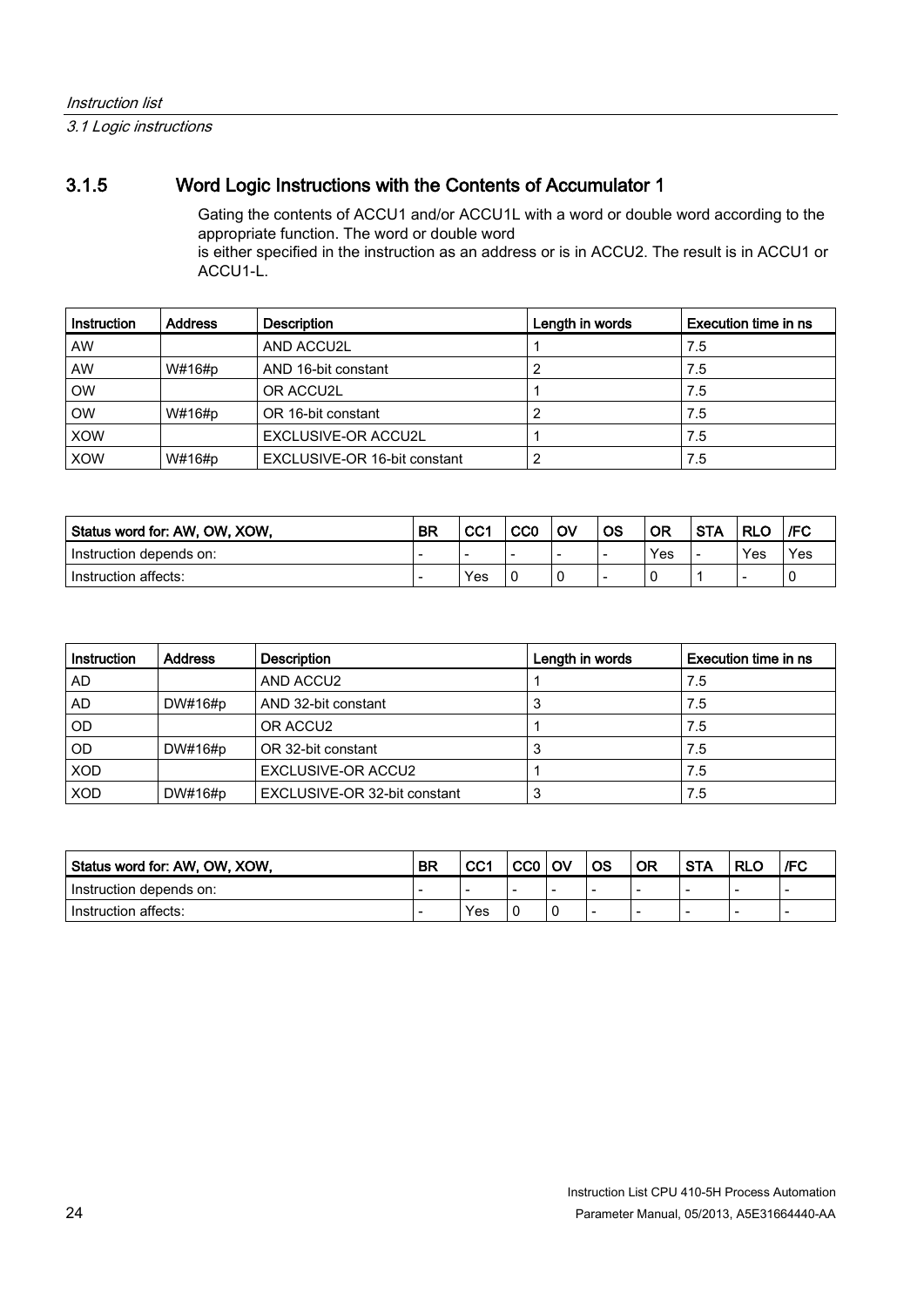### 3.1.5 Word Logic Instructions with the Contents of Accumulator 1

Gating the contents of ACCU1 and/or ACCU1L with a word or double word according to the appropriate function. The word or double word
is either specified in the instruction as an address or is in ACCU2. The result is in ACCU1 or ACCU1-L.

| Instruction | Address | Description | Length in words | Execution time in ns |
|---|---|---|---|---|
| AW | | AND ACCU2L | 1 | 7.5 |
| AW | W#16#p | AND 16-bit constant | 2 | 7.5 |
| OW | | OR ACCU2L | 1 | 7.5 |
| OW | W#16#p | OR 16-bit constant | 2 | 7.5 |
| XOW | | EXCLUSIVE-OR ACCU2L | 1 | 7.5 |
| XOW | W#16#p | EXCLUSIVE-OR 16-bit constant | 2 | 7.5 |

| Status word for: AW, OW, XOW, | BR | CC1 | CC0 | OV | OS | OR | STA | RLO | /FC |
|---|---|---|---|---|---|---|---|---|---|
| Instruction depends on: | - | - | - | - | - | Yes | - | Yes | Yes |
| Instruction affects: | - | Yes | 0 | 0 | - | 0 | 1 | - | 0 |

| Instruction | Address | Description | Length in words | Execution time in ns |
|---|---|---|---|---|
| AD | | AND ACCU2 | 1 | 7.5 |
| AD | DW#16#p | AND 32-bit constant | 3 | 7.5 |
| OD | | OR ACCU2 | 1 | 7.5 |
| OD | DW#16#p | OR 32-bit constant | 3 | 7.5 |
| XOD | | EXCLUSIVE-OR ACCU2 | 1 | 7.5 |
| XOD | DW#16#p | EXCLUSIVE-OR 32-bit constant | 3 | 7.5 |

| Status word for: AW, OW, XOW, | BR | CC1 | CC0 | OV | OS | OR | STA | RLO | /FC |
|---|---|---|---|---|---|---|---|---|---|
| Instruction depends on: | - | - | - | - | - | - | - | - | - |
| Instruction affects: | - | Yes | 0 | 0 | - | - | - | - | - |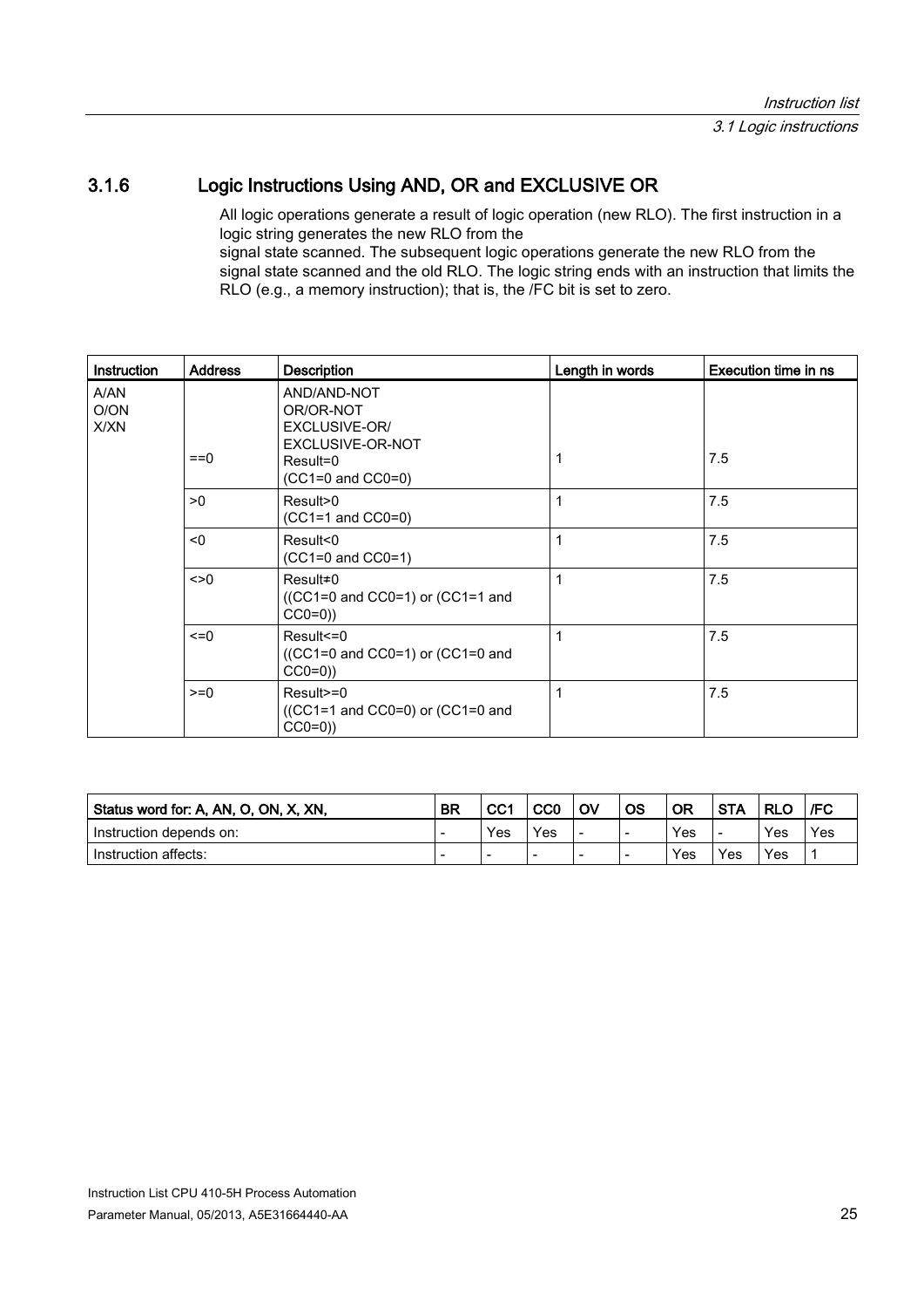### 3.1.6 Logic Instructions Using AND, OR and EXCLUSIVE OR

All logic operations generate a result of logic operation (new RLO). The first instruction in a logic string generates the new RLO from the
signal state scanned. The subsequent logic operations generate the new RLO from the signal state scanned and the old RLO. The logic string ends with an instruction that limits the RLO (e.g., a memory instruction); that is, the /FC bit is set to zero.

| Instruction | Address | Description | Length in words | Execution time in ns |
|---|---|---|---|---|
| A/AN<br>O/ON<br>X/XN | ==0 | AND/AND-NOT<br>OR/OR-NOT<br>EXCLUSIVE-OR/<br>EXCLUSIVE-OR-NOT<br>Result=0<br>(CC1=0 and CC0=0) | 1 | 7.5 |
| | >0 | Result>0<br>(CC1=1 and CC0=0) | 1 | 7.5 |
| | <0 | Result<0<br>(CC1=0 and CC0=1) | 1 | 7.5 |
| | <>0 | Result≠0<br>((CC1=0 and CC0=1) or (CC1=1 and CC0=0)) | 1 | 7.5 |
| | <=0 | Result<=0<br>((CC1=0 and CC0=1) or (CC1=0 and CC0=0)) | 1 | 7.5 |
| | >=0 | Result>=0<br>((CC1=1 and CC0=0) or (CC1=0 and CC0=0)) | 1 | 7.5 |

| Status word for: A, AN, O, ON, X, XN, | BR | CC1 | CC0 | OV | OS | OR | STA | RLO | /FC |
|---|---|---|---|---|---|---|---|---|---|
| Instruction depends on: | - | Yes | Yes | - | - | Yes | - | Yes | Yes |
| Instruction affects: | - | - | - | - | - | Yes | Yes | Yes | 1 |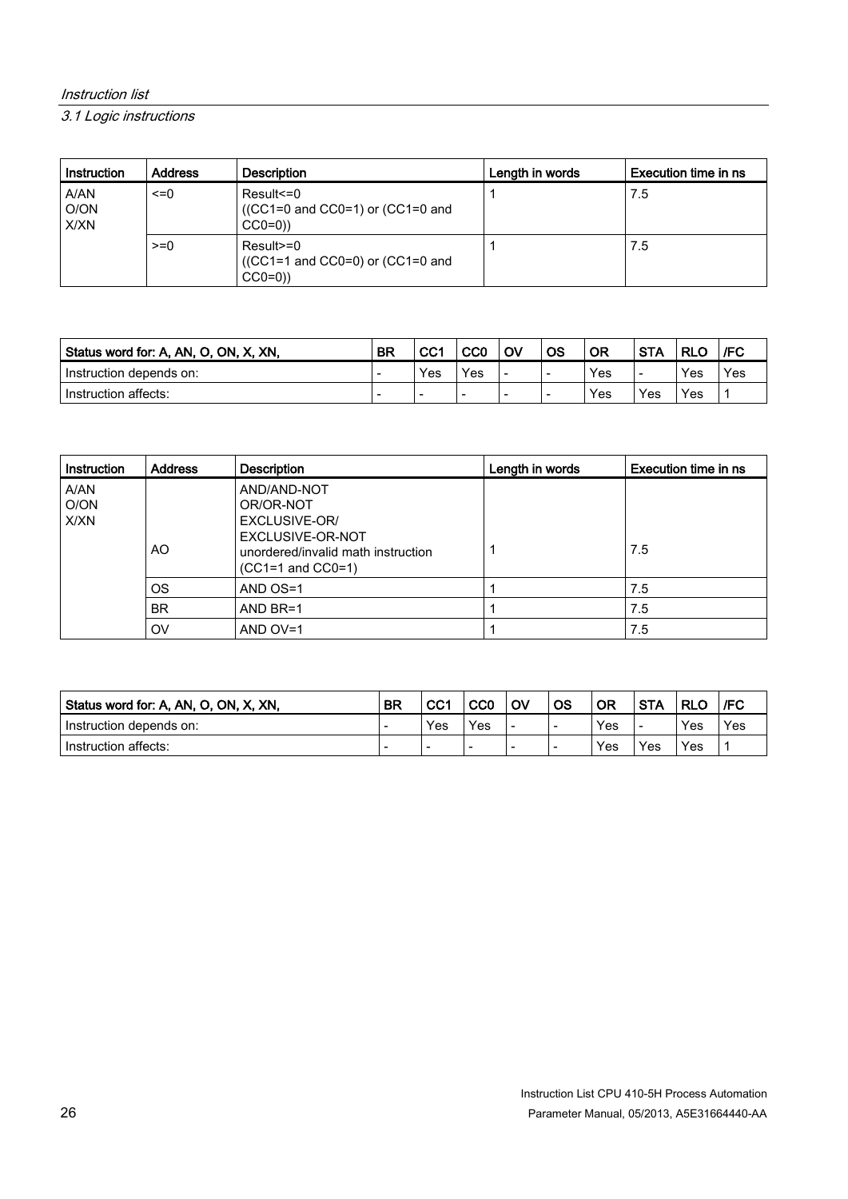| Instruction | Address | Description | Length in words | Execution time in ns |
|---|---|---|---|---|
| A/AN<br>O/ON<br>X/XN | <=0 | Result<=0<br>((CC1=0 and CC0=1) or (CC1=0 and CC0=0)) | 1 | 7.5 |
| | >=0 | Result>=0<br>((CC1=1 and CC0=0) or (CC1=0 and CC0=0)) | 1 | 7.5 |

| Status word for: A, AN, O, ON, X, XN, | BR | CC1 | CC0 | OV | OS | OR | STA | RLO | /FC |
|---|---|---|---|---|---|---|---|---|---|
| Instruction depends on: | - | Yes | Yes | - | - | Yes | - | Yes | Yes |
| Instruction affects: | - | - | - | - | - | Yes | Yes | Yes | 1 |

| Instruction | Address | Description | Length in words | Execution time in ns |
|---|---|---|---|---|
| A/AN<br>O/ON<br>X/XN | AO | AND/AND-NOT<br>OR/OR-NOT<br>EXCLUSIVE-OR/<br>EXCLUSIVE-OR-NOT<br>unordered/invalid math instruction<br>(CC1=1 and CC0=1) | 1 | 7.5 |
| | OS | AND OS=1 | 1 | 7.5 |
| | BR | AND BR=1 | 1 | 7.5 |
| | OV | AND OV=1 | 1 | 7.5 |

| Status word for: A, AN, O, ON, X, XN, | BR | CC1 | CC0 | OV | OS | OR | STA | RLO | /FC |
|---|---|---|---|---|---|---|---|---|---|
| Instruction depends on: | - | Yes | Yes | - | - | Yes | - | Yes | Yes |
| Instruction affects: | - | - | - | - | - | Yes | Yes | Yes | 1 |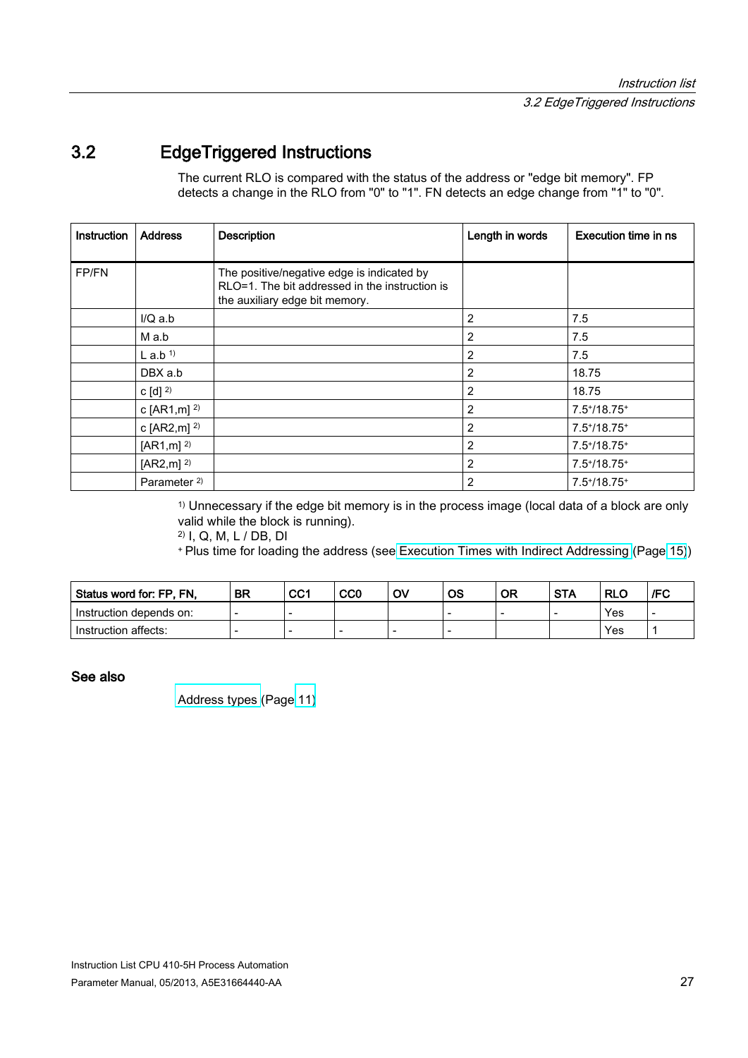## 3.2 EdgeTriggered Instructions

The current RLO is compared with the status of the address or "edge bit memory". FP detects a change in the RLO from "0" to "1". FN detects an edge change from "1" to "0".

| Instruction | Address | Description | Length in words | Execution time in ns |
|---|---|---|---|---|
| FP/FN | | The positive/negative edge is indicated by RLO=1. The bit addressed in the instruction is the auxiliary edge bit memory. | | |
| | I/Q a.b | | 2 | 7.5 |
| | M a.b | | 2 | 7.5 |
| | L a.b [1) | | 2 | 7.5 |
| | DBX a.b | | 2 | 18.75 |
| | c [d] [2) | | 2 | 18.75 |
| | c [AR1,m] [2) | | 2 | 7.5+/18.75+ |
| | c [AR2,m] [2) | | 2 | 7.5+/18.75+ |
| | [AR1,m] [2) | | 2 | 7.5+/18.75+ |
| | [AR2,m] [2) | | 2 | 7.5+/18.75+ |
| | Parameter [2) | | 2 | 7.5+/18.75+ |

[1) Unnecessary if the edge bit memory is in the process image (local data of a block are only valid while the block is running).

[2) I, Q, M, L / DB, DI

+ Plus time for loading the address (see Execution Times with Indirect Addressing (Page 15))

| Status word for: FP, FN, | BR | CC1 | CC0 | OV | OS | OR | STA | RLO | /FC |
|---|---|---|---|---|---|---|---|---|---|
| Instruction depends on: | - | - | | | - | - | - | Yes | - |
| Instruction affects: | - | - | - | - | - | | | Yes | 1 |

### See also

Address types (Page 11)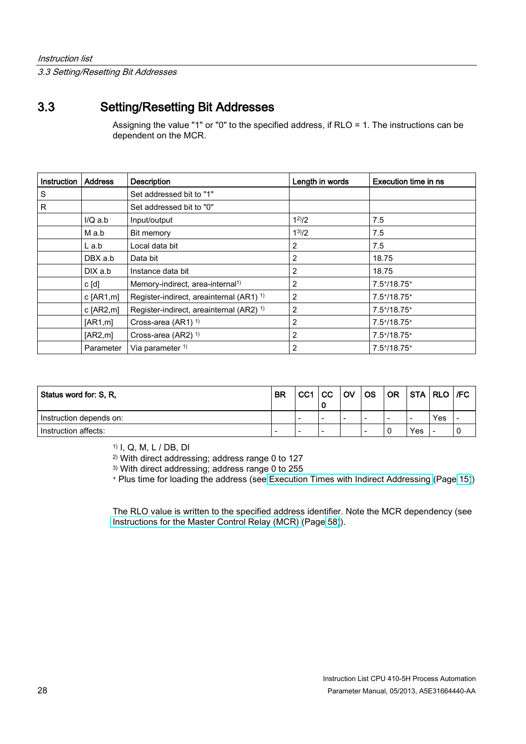## 3.3 Setting/Resetting Bit Addresses

Assigning the value "1" or "0" to the specified address, if RLO = 1. The instructions can be dependent on the MCR.

| Instruction | Address | Description | Length in words | Execution time in ns |
|---|---|---|---|---|
| S | | Set addressed bit to "1" | | |
| R | | Set addressed bit to "0" | | |
| | I/Q a.b | Input/output | 1[2]/2 | 7.5 |
| | M a.b | Bit memory | 1[3]/2 | 7.5 |
| | L a.b | Local data bit | 2 | 7.5 |
| | DBX a.b | Data bit | 2 | 18.75 |
| | DIX a.b | Instance data bit | 2 | 18.75 |
| | c [d] | Memory-indirect, area-internal[1] | 2 | 7.5+/18.75+ |
| | c [AR1,m] | Register-indirect, areainternal (AR1) [1] | 2 | 7.5+/18.75+ |
| | c [AR2,m] | Register-indirect, areainternal (AR2) [1] | 2 | 7.5+/18.75+ |
| | [AR1,m] | Cross-area (AR1) [1] | 2 | 7.5+/18.75+ |
| | [AR2,m] | Cross-area (AR2) [1] | 2 | 7.5+/18.75+ |
| | Parameter | Via parameter [1] | 2 | 7.5+/18.75+ |

| Status word for: S, R, | BR | CC1 | CC 0 | OV | OS | OR | STA | RLO | /FC |
|---|---|---|---|---|---|---|---|---|---|
| Instruction depends on: | | - | - | - | - | - | - | Yes | - |
| Instruction affects: | - | - | - | | - | 0 | Yes | - | 0 |

[1] I, Q, M, L / DB, DI

[2] With direct addressing; address range 0 to 127

[3] With direct addressing; address range 0 to 255

+ Plus time for loading the address (see Execution Times with Indirect Addressing (Page 15))

The RLO value is written to the specified address identifier. Note the MCR dependency (see Instructions for the Master Control Relay (MCR) (Page 58)).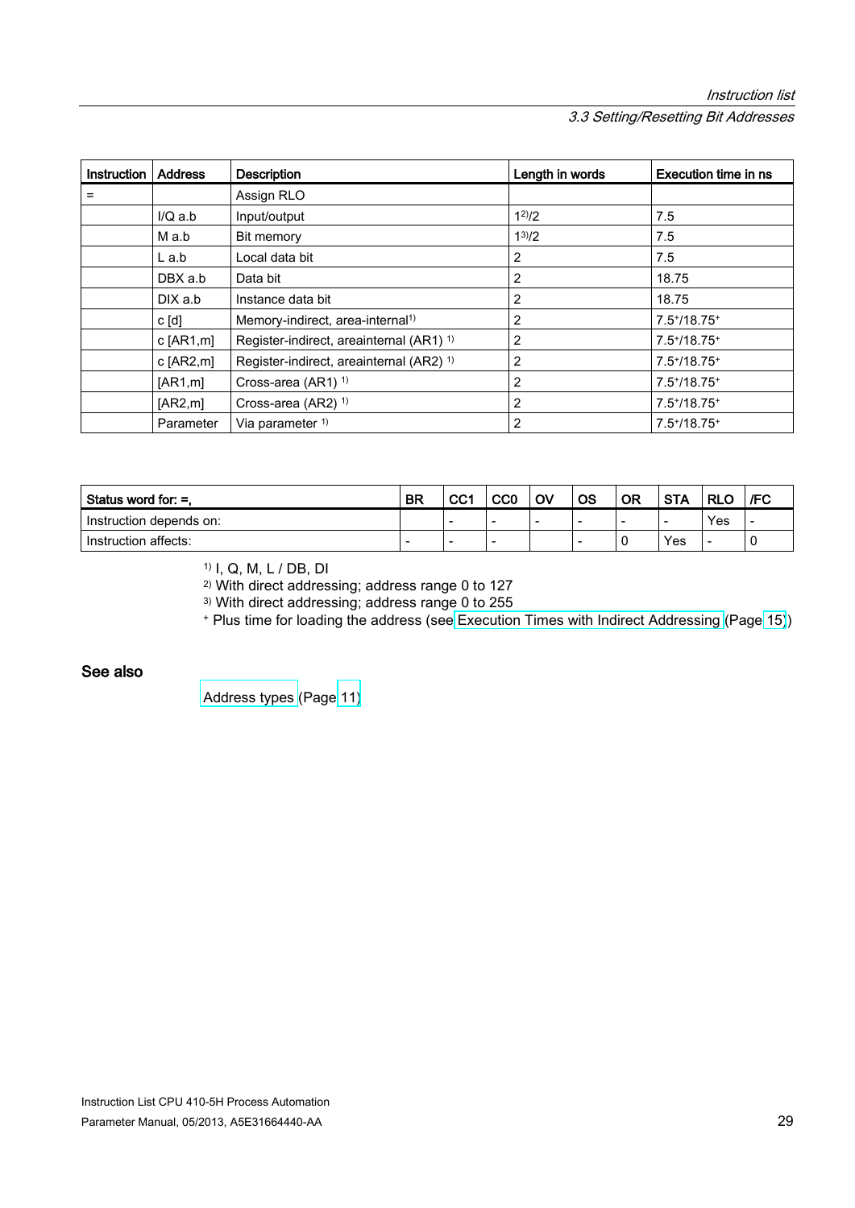| Instruction | Address | Description | Length in words | Execution time in ns |
|---|---|---|---|---|
| = | | Assign RLO | | |
| | I/Q a.b | Input/output | 1[2]/2 | 7.5 |
| | M a.b | Bit memory | 1[3]/2 | 7.5 |
| | L a.b | Local data bit | 2 | 7.5 |
| | DBX a.b | Data bit | 2 | 18.75 |
| | DIX a.b | Instance data bit | 2 | 18.75 |
| | c [d] | Memory-indirect, area-internal[1] | 2 | 7.5+/18.75+ |
| | c [AR1,m] | Register-indirect, areainternal (AR1) [1] | 2 | 7.5+/18.75+ |
| | c [AR2,m] | Register-indirect, areainternal (AR2) [1] | 2 | 7.5+/18.75+ |
| | [AR1,m] | Cross-area (AR1) [1] | 2 | 7.5+/18.75+ |
| | [AR2,m] | Cross-area (AR2) [1] | 2 | 7.5+/18.75+ |
| | Parameter | Via parameter [1] | 2 | 7.5+/18.75+ |

| Status word for: =, | BR | CC1 | CC0 | OV | OS | OR | STA | RLO | /FC |
|---|---|---|---|---|---|---|---|---|---|
| Instruction depends on: | | - | - | - | - | - | - | Yes | - |
| Instruction affects: | - | - | - | | - | 0 | Yes | - | 0 |

[1] I, Q, M, L / DB, DI

[2] With direct addressing; address range 0 to 127

[3] With direct addressing; address range 0 to 255

+ Plus time for loading the address (see Execution Times with Indirect Addressing (Page 15))

### See also

Address types (Page 11)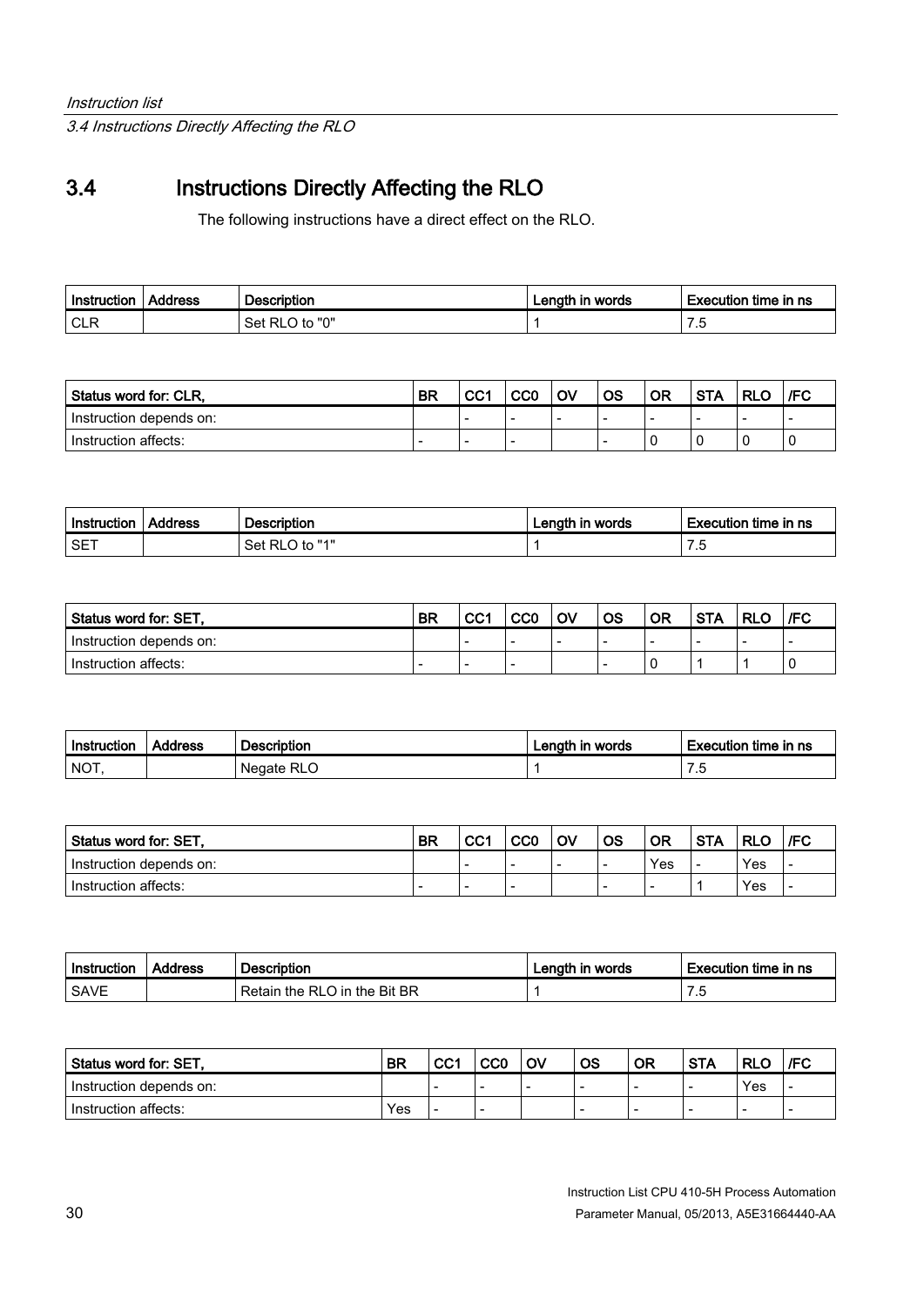## 3.4 Instructions Directly Affecting the RLO

The following instructions have a direct effect on the RLO.

| Instruction | Address | Description | Length in words | Execution time in ns |
|---|---|---|---|---|
| CLR | | Set RLO to "0" | 1 | 7.5 |

| Status word for: CLR, | BR | CC1 | CC0 | OV | OS | OR | STA | RLO | /FC |
|---|---|---|---|---|---|---|---|---|---|
| Instruction depends on: | | - | - | - | - | - | - | - | - |
| Instruction affects: | - | - | - | | - | 0 | 0 | 0 | 0 |

| Instruction | Address | Description | Length in words | Execution time in ns |
|---|---|---|---|---|
| SET | | Set RLO to "1" | 1 | 7.5 |

| Status word for: SET, | BR | CC1 | CC0 | OV | OS | OR | STA | RLO | /FC |
|---|---|---|---|---|---|---|---|---|---|
| Instruction depends on: | | - | - | - | - | - | - | - | - |
| Instruction affects: | - | - | - | | - | 0 | 1 | 1 | 0 |

| Instruction | Address | Description | Length in words | Execution time in ns |
|---|---|---|---|---|
| NOT, | | Negate RLO | 1 | 7.5 |

| Status word for: SET, | BR | CC1 | CC0 | OV | OS | OR | STA | RLO | /FC |
|---|---|---|---|---|---|---|---|---|---|
| Instruction depends on: | | - | - | - | - | Yes | - | Yes | - |
| Instruction affects: | - | - | - | | - | - | 1 | Yes | - |

| Instruction | Address | Description | Length in words | Execution time in ns |
|---|---|---|---|---|
| SAVE | | Retain the RLO in the Bit BR | 1 | 7.5 |

| Status word for: SET, | BR | CC1 | CC0 | OV | OS | OR | STA | RLO | /FC |
|---|---|---|---|---|---|---|---|---|---|
| Instruction depends on: | | - | - | - | - | - | - | Yes | - |
| Instruction affects: | Yes | - | - | | - | - | - | - | - |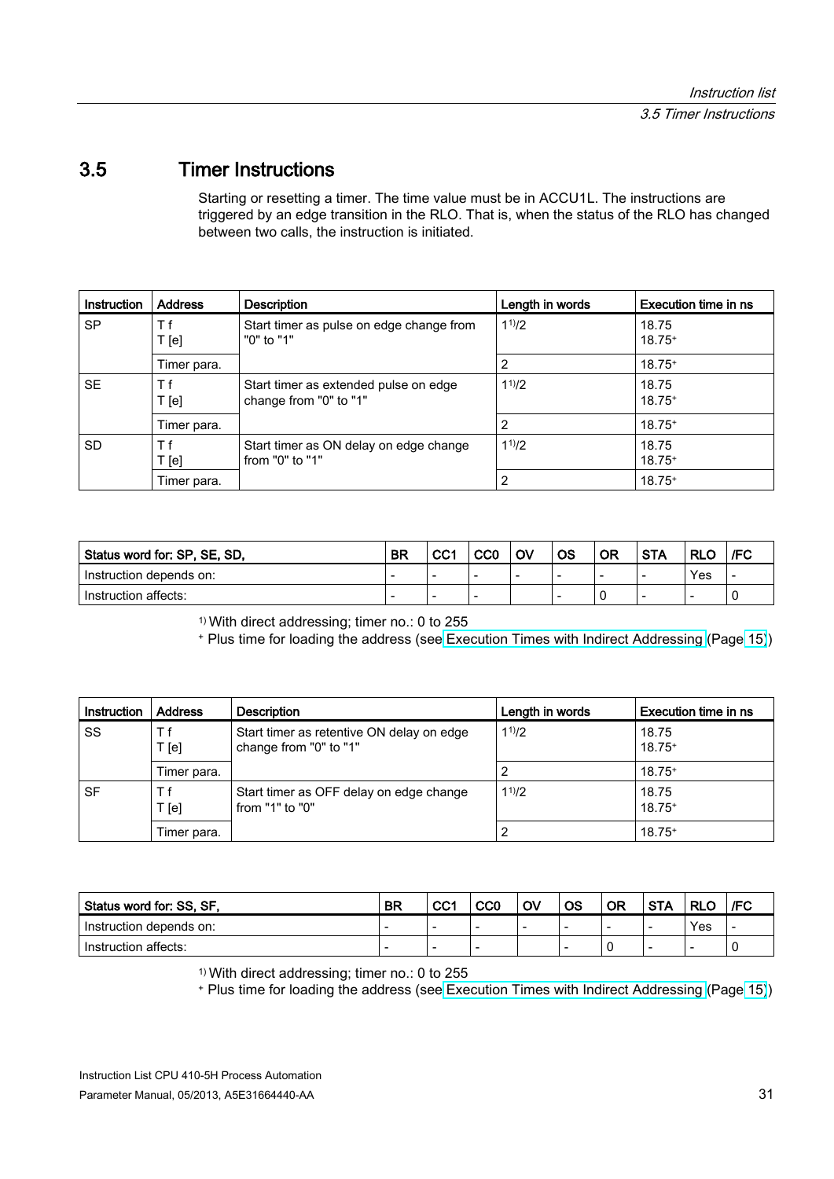## 3.5 Timer Instructions

Starting or resetting a timer. The time value must be in ACCU1L. The instructions are triggered by an edge transition in the RLO. That is, when the status of the RLO has changed between two calls, the instruction is initiated.

| Instruction | Address | Description | Length in words | Execution time in ns |
|---|---|---|---|---|
| SP | T f<br>T [e] | Start timer as pulse on edge change from "0" to "1" | 1[1])/2 | 18.75<br>18.75+ |
| | Timer para. | | 2 | 18.75+ |
| SE | T f<br>T [e] | Start timer as extended pulse on edge change from "0" to "1" | 1[1])/2 | 18.75<br>18.75+ |
| | Timer para. | | 2 | 18.75+ |
| SD | T f<br>T [e] | Start timer as ON delay on edge change from "0" to "1" | 1[1])/2 | 18.75<br>18.75+ |
| | Timer para. | | 2 | 18.75+ |

| Status word for: SP, SE, SD, | BR | CC1 | CC0 | OV | OS | OR | STA | RLO | /FC |
|---|---|---|---|---|---|---|---|---|---|
| Instruction depends on: | - | - | - | - | - | - | - | Yes | - |
| Instruction affects: | - | - | - | | - | 0 | - | - | 0 |

[1]) With direct addressing; timer no.: 0 to 255

+ Plus time for loading the address (see Execution Times with Indirect Addressing (Page 15))

| Instruction | Address | Description | Length in words | Execution time in ns |
|---|---|---|---|---|
| SS | T f<br>T [e] | Start timer as retentive ON delay on edge change from "0" to "1" | 1[1])/2 | 18.75<br>18.75+ |
| | Timer para. | | 2 | 18.75+ |
| SF | T f<br>T [e] | Start timer as OFF delay on edge change from "1" to "0" | 1[1])/2 | 18.75<br>18.75+ |
| | Timer para. | | 2 | 18.75+ |

| Status word for: SS, SF, | BR | CC1 | CC0 | OV | OS | OR | STA | RLO | /FC |
|---|---|---|---|---|---|---|---|---|---|
| Instruction depends on: | - | - | - | - | - | - | - | Yes | - |
| Instruction affects: | - | - | - | | - | 0 | - | - | 0 |

[1]) With direct addressing; timer no.: 0 to 255

+ Plus time for loading the address (see Execution Times with Indirect Addressing (Page 15))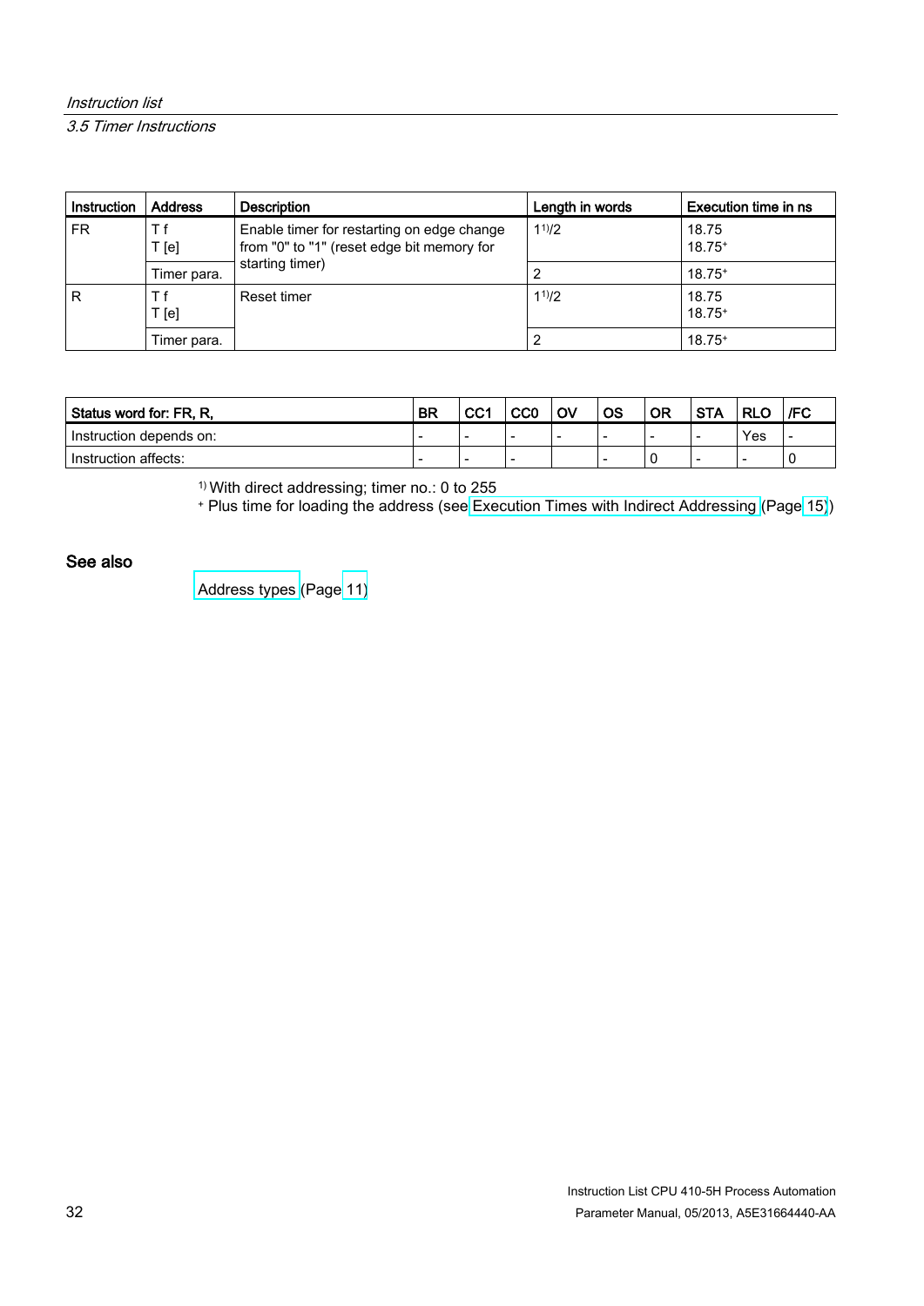| Instruction | Address | Description | Length in words | Execution time in ns |
|---|---|---|---|---|
| FR | T f<br>T [e] | Enable timer for restarting on edge change from "0" to "1" (reset edge bit memory for starting timer) | 1[1)]/2 | 18.75<br>18.75+ |
| | Timer para. | | 2 | 18.75+ |
| R | T f<br>T [e] | Reset timer | 1[1)]/2 | 18.75<br>18.75+ |
| | Timer para. | | 2 | 18.75+ |

| Status word for: FR, R, | BR | CC1 | CC0 | OV | OS | OR | STA | RLO | /FC |
|---|---|---|---|---|---|---|---|---|---|
| Instruction depends on: | - | - | - | - | - | - | - | Yes | - |
| Instruction affects: | - | - | - | | - | 0 | - | - | 0 |

[1)] With direct addressing; timer no.: 0 to 255

+ Plus time for loading the address (see Execution Times with Indirect Addressing (Page 15))

### See also

Address types (Page 11)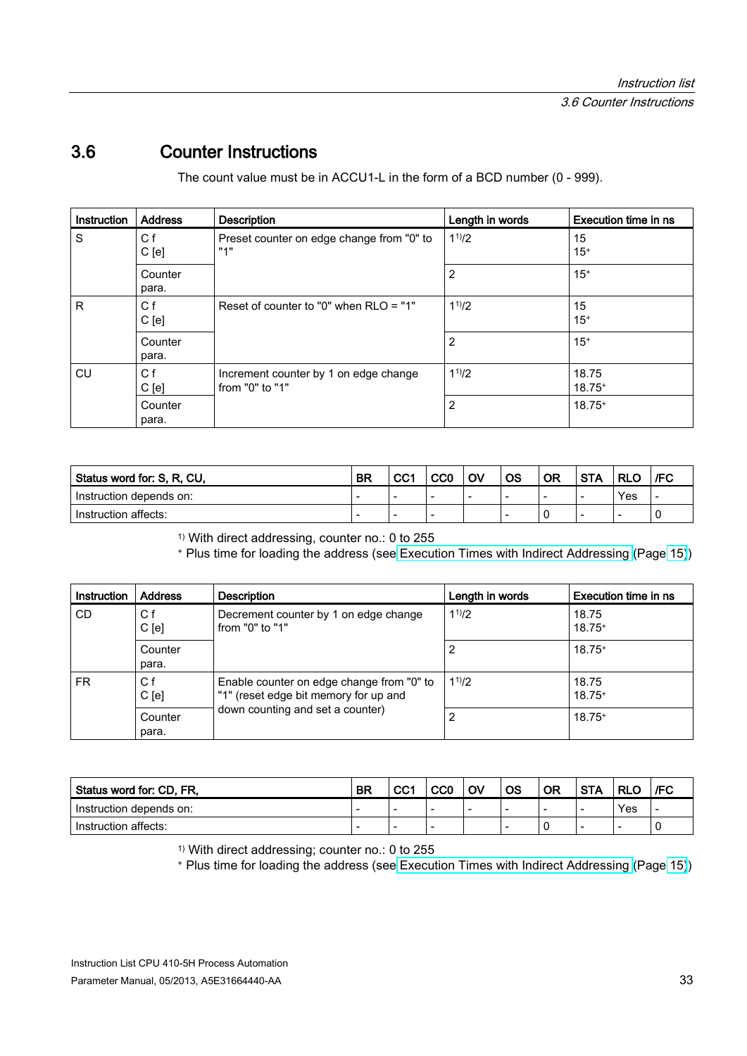## 3.6 Counter Instructions

The count value must be in ACCU1-L in the form of a BCD number (0 - 999).

| Instruction | Address | Description | Length in words | Execution time in ns |
|---|---|---|---|---|
| S | C f<br>C [e] | Preset counter on edge change from "0" to "1" | 1[1)]/2 | 15<br>15+ |
| | Counter para. | | 2 | 15+ |
| R | C f<br>C [e] | Reset of counter to "0" when RLO = "1" | 1[1)]/2 | 15<br>15+ |
| | Counter para. | | 2 | 15+ |
| CU | C f<br>C [e] | Increment counter by 1 on edge change from "0" to "1" | 1[1)]/2 | 18.75<br>18.75+ |
| | Counter para. | | 2 | 18.75+ |

| Status word for: S, R, CU, | BR | CC1 | CC0 | OV | OS | OR | STA | RLO | /FC |
|---|---|---|---|---|---|---|---|---|---|
| Instruction depends on: | - | - | - | - | - | - | - | Yes | - |
| Instruction affects: | - | - | - | | - | 0 | - | - | 0 |

1) With direct addressing, counter no.: 0 to 255

+ Plus time for loading the address (see Execution Times with Indirect Addressing (Page 15))

| Instruction | Address | Description | Length in words | Execution time in ns |
|---|---|---|---|---|
| CD | C f<br>C [e] | Decrement counter by 1 on edge change from "0" to "1" | 1[1)]/2 | 18.75<br>18.75+ |
| | Counter para. | | 2 | 18.75+ |
| FR | C f<br>C [e] | Enable counter on edge change from "0" to "1" (reset edge bit memory for up and down counting and set a counter) | 1[1)]/2 | 18.75<br>18.75+ |
| | Counter para. | | 2 | 18.75+ |

| Status word for: CD, FR, | BR | CC1 | CC0 | OV | OS | OR | STA | RLO | /FC |
|---|---|---|---|---|---|---|---|---|---|
| Instruction depends on: | - | - | - | - | - | - | - | Yes | - |
| Instruction affects: | - | - | - | | - | 0 | - | - | 0 |

1) With direct addressing; counter no.: 0 to 255

+ Plus time for loading the address (see Execution Times with Indirect Addressing (Page 15))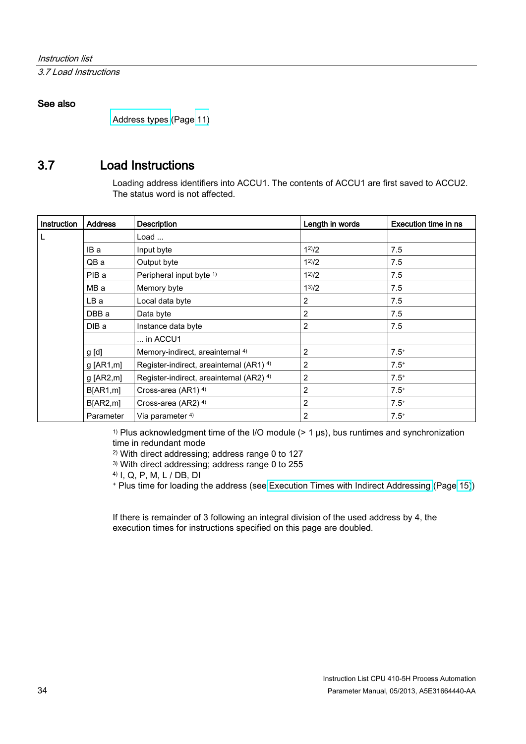### See also

Address types (Page 11)

## 3.7 Load Instructions

Loading address identifiers into ACCU1. The contents of ACCU1 are first saved to ACCU2. The status word is not affected.

| Instruction | Address | Description | Length in words | Execution time in ns |
|---|---|---|---|---|
| L | | Load ... | | |
| | IB a | Input byte | 1[2]/2 | 7.5 |
| | QB a | Output byte | 1[2]/2 | 7.5 |
| | PIB a | Peripheral input byte [1] | 1[2]/2 | 7.5 |
| | MB a | Memory byte | 1[3]/2 | 7.5 |
| | LB a | Local data byte | 2 | 7.5 |
| | DBB a | Data byte | 2 | 7.5 |
| | DIB a | Instance data byte | 2 | 7.5 |
| | | ... in ACCU1 | | |
| | g [d] | Memory-indirect, areainternal [4] | 2 | 7.5+ |
| | g [AR1,m] | Register-indirect, areainternal (AR1) [4] | 2 | 7.5+ |
| | g [AR2,m] | Register-indirect, areainternal (AR2) [4] | 2 | 7.5+ |
| | B[AR1,m] | Cross-area (AR1) [4] | 2 | 7.5+ |
| | B[AR2,m] | Cross-area (AR2) [4] | 2 | 7.5+ |
| | Parameter | Via parameter [4] | 2 | 7.5+ |

[1] Plus acknowledgment time of the I/O module (> 1 μs), bus runtimes and synchronization time in redundant mode

[2] With direct addressing; address range 0 to 127

[3] With direct addressing; address range 0 to 255

[4] I, Q, P, M, L / DB, DI

+ Plus time for loading the address (see Execution Times with Indirect Addressing (Page 15))

If there is remainder of 3 following an integral division of the used address by 4, the execution times for instructions specified on this page are doubled.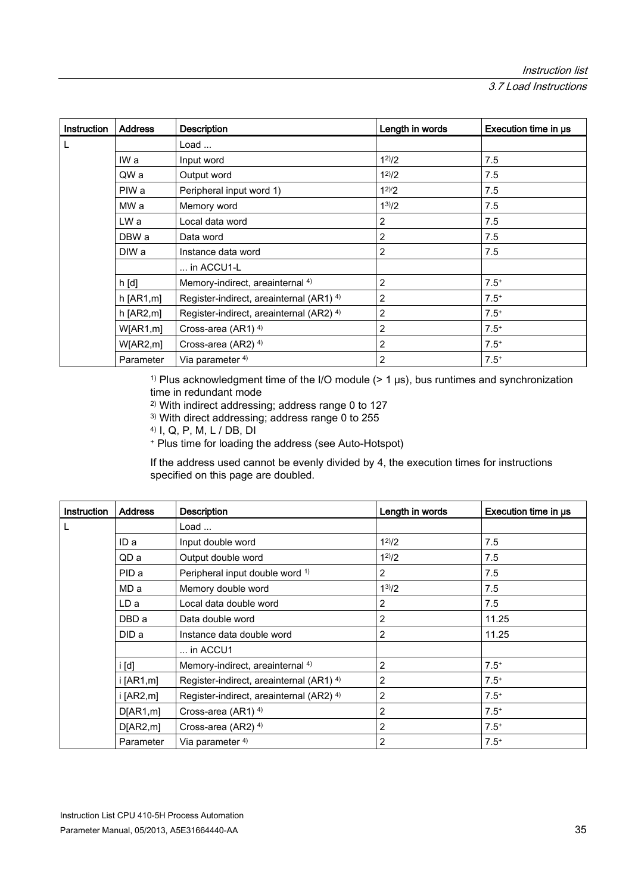| Instruction | Address | Description | Length in words | Execution time in µs |
|---|---|---|---|---|
| L | | Load ... | | |
| | IW a | Input word | 1[2)]/2 | 7.5 |
| | QW a | Output word | 1[2)]/2 | 7.5 |
| | PIW a | Peripheral input word 1) | 1[2)]/2 | 7.5 |
| | MW a | Memory word | 1[3)]/2 | 7.5 |
| | LW a | Local data word | 2 | 7.5 |
| | DBW a | Data word | 2 | 7.5 |
| | DIW a | Instance data word | 2 | 7.5 |
| | | ... in ACCU1-L | | |
| | h [d] | Memory-indirect, areainternal [4)] | 2 | 7.5[+] |
| | h [AR1,m] | Register-indirect, areainternal (AR1) [4)] | 2 | 7.5[+] |
| | h [AR2,m] | Register-indirect, areainternal (AR2) [4)] | 2 | 7.5[+] |
| | W[AR1,m] | Cross-area (AR1) [4)] | 2 | 7.5[+] |
| | W[AR2,m] | Cross-area (AR2) [4)] | 2 | 7.5[+] |
| | Parameter | Via parameter [4)] | 2 | 7.5[+] |

[1)] Plus acknowledgment time of the I/O module (> 1 µs), bus runtimes and synchronization time in redundant mode

[2)] With indirect addressing; address range 0 to 127

[3)] With direct addressing; address range 0 to 255

[4)] I, Q, P, M, L / DB, DI

[+] Plus time for loading the address (see Auto-Hotspot)

If the address used cannot be evenly divided by 4, the execution times for instructions specified on this page are doubled.

| Instruction | Address | Description | Length in words | Execution time in µs |
|---|---|---|---|---|
| L | | Load ... | | |
| | ID a | Input double word | 1[2)]/2 | 7.5 |
| | QD a | Output double word | 1[2)]/2 | 7.5 |
| | PID a | Peripheral input double word [1)] | 2 | 7.5 |
| | MD a | Memory double word | 1[3)]/2 | 7.5 |
| | LD a | Local data double word | 2 | 7.5 |
| | DBD a | Data double word | 2 | 11.25 |
| | DID a | Instance data double word | 2 | 11.25 |
| | | ... in ACCU1 | | |
| | i [d] | Memory-indirect, areainternal [4)] | 2 | 7.5[+] |
| | i [AR1,m] | Register-indirect, areainternal (AR1) [4)] | 2 | 7.5[+] |
| | i [AR2,m] | Register-indirect, areainternal (AR2) [4)] | 2 | 7.5[+] |
| | D[AR1,m] | Cross-area (AR1) [4)] | 2 | 7.5[+] |
| | D[AR2,m] | Cross-area (AR2) [4)] | 2 | 7.5[+] |
| | Parameter | Via parameter [4)] | 2 | 7.5[+] |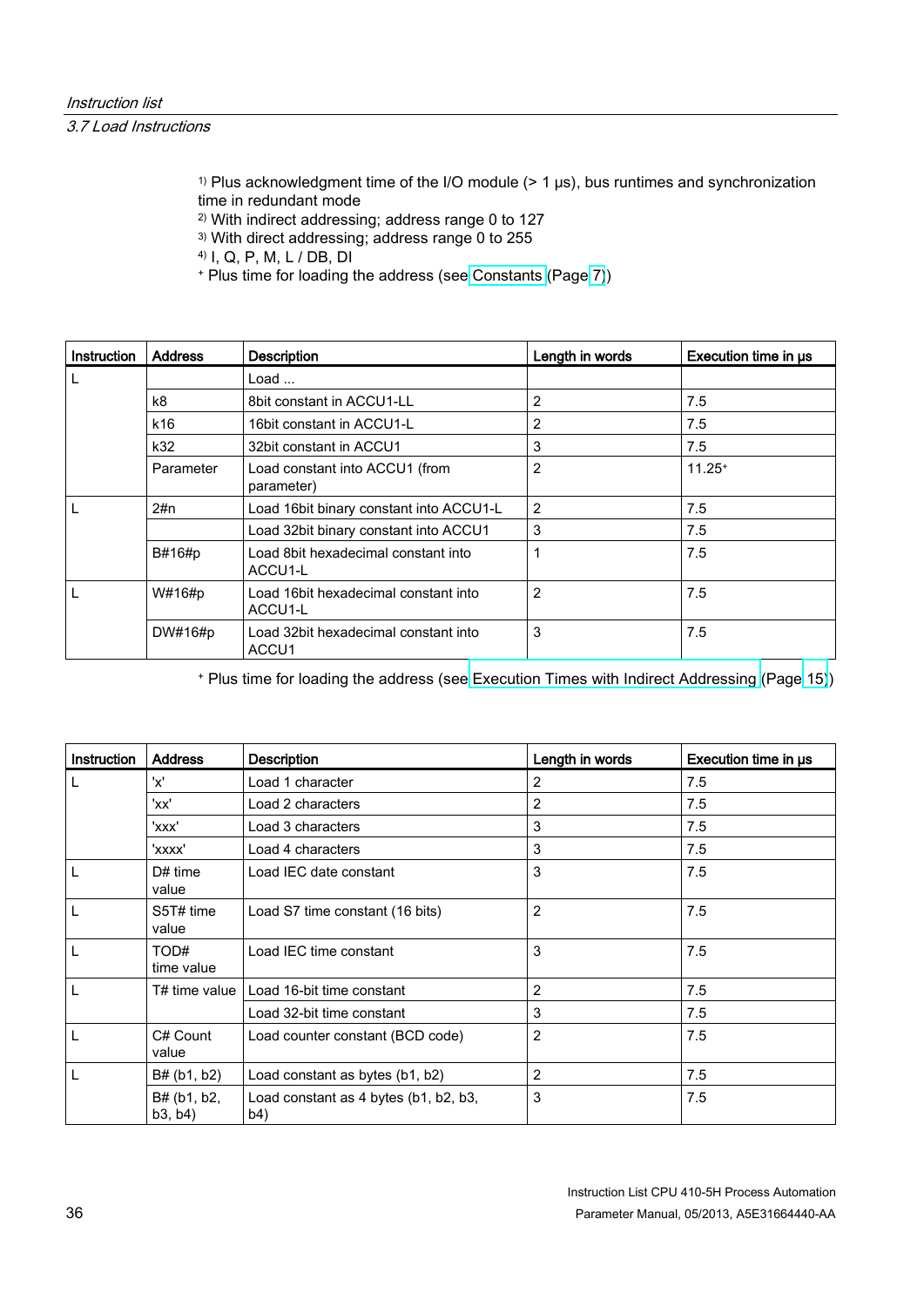[1)] Plus acknowledgment time of the I/O module (> 1 µs), bus runtimes and synchronization time in redundant mode

[2)] With indirect addressing; address range 0 to 127

[3)] With direct addressing; address range 0 to 255

[4)] I, Q, P, M, L / DB, DI

[+] Plus time for loading the address (see Constants (Page 7))

| Instruction | Address | Description | Length in words | Execution time in µs |
|---|---|---|---|---|
| L | | Load ... | | |
| | k8 | 8bit constant in ACCU1-LL | 2 | 7.5 |
| | k16 | 16bit constant in ACCU1-L | 2 | 7.5 |
| | k32 | 32bit constant in ACCU1 | 3 | 7.5 |
| | Parameter | Load constant into ACCU1 (from parameter) | 2 | 11.25[+] |
| L | 2#n | Load 16bit binary constant into ACCU1-L | 2 | 7.5 |
| | | Load 32bit binary constant into ACCU1 | 3 | 7.5 |
| | B#16#p | Load 8bit hexadecimal constant into ACCU1-L | 1 | 7.5 |
| L | W#16#p | Load 16bit hexadecimal constant into ACCU1-L | 2 | 7.5 |
| | DW#16#p | Load 32bit hexadecimal constant into ACCU1 | 3 | 7.5 |

[+] Plus time for loading the address (see Execution Times with Indirect Addressing (Page 15))

| Instruction | Address | Description | Length in words | Execution time in µs |
|---|---|---|---|---|
| L | 'x' | Load 1 character | 2 | 7.5 |
| | 'xx' | Load 2 characters | 2 | 7.5 |
| | 'xxx' | Load 3 characters | 3 | 7.5 |
| | 'xxxx' | Load 4 characters | 3 | 7.5 |
| L | D# time value | Load IEC date constant | 3 | 7.5 |
| L | S5T# time value | Load S7 time constant (16 bits) | 2 | 7.5 |
| L | TOD# time value | Load IEC time constant | 3 | 7.5 |
| L | T# time value | Load 16-bit time constant | 2 | 7.5 |
| | | Load 32-bit time constant | 3 | 7.5 |
| L | C# Count value | Load counter constant (BCD code) | 2 | 7.5 |
| L | B# (b1, b2) | Load constant as bytes (b1, b2) | 2 | 7.5 |
| | B# (b1, b2, b3, b4) | Load constant as 4 bytes (b1, b2, b3, b4) | 3 | 7.5 |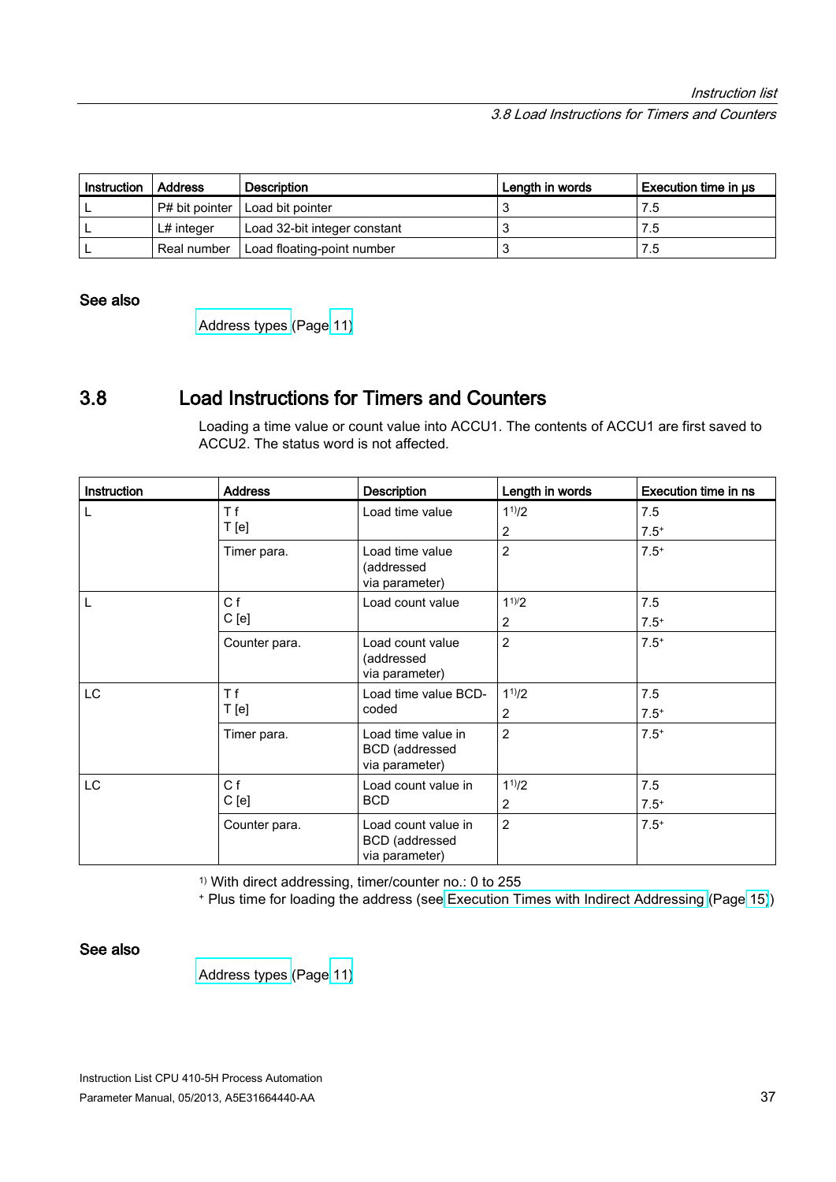| Instruction | Address | Description | Length in words | Execution time in µs |
|---|---|---|---|---|
| L | P# bit pointer | Load bit pointer | 3 | 7.5 |
| L | L# integer | Load 32-bit integer constant | 3 | 7.5 |
| L | Real number | Load floating-point number | 3 | 7.5 |

### See also

Address types (Page 11)

## 3.8 Load Instructions for Timers and Counters

Loading a time value or count value into ACCU1. The contents of ACCU1 are first saved to ACCU2. The status word is not affected.

| Instruction | Address | Description | Length in words | Execution time in ns |
|---|---|---|---|---|
| L | T f<br>T [e] | Load time value | 1[1)]/2<br>2 | 7.5<br>7.5[+] |
| | Timer para. | Load time value (addressed via parameter) | 2 | 7.5[+] |
| L | C f<br>C [e] | Load count value | 1[1)]/2<br>2 | 7.5<br>7.5[+] |
| | Counter para. | Load count value (addressed via parameter) | 2 | 7.5[+] |
| LC | T f<br>T [e] | Load time value BCD-coded | 1[1)]/2<br>2 | 7.5<br>7.5[+] |
| | Timer para. | Load time value in BCD (addressed via parameter) | 2 | 7.5[+] |
| LC | C f<br>C [e] | Load count value in BCD | 1[1)]/2<br>2 | 7.5<br>7.5[+] |
| | Counter para. | Load count value in BCD (addressed via parameter) | 2 | 7.5[+] |

[1)] With direct addressing, timer/counter no.: 0 to 255
[+] Plus time for loading the address (see Execution Times with Indirect Addressing (Page 15))

### See also

Address types (Page 11)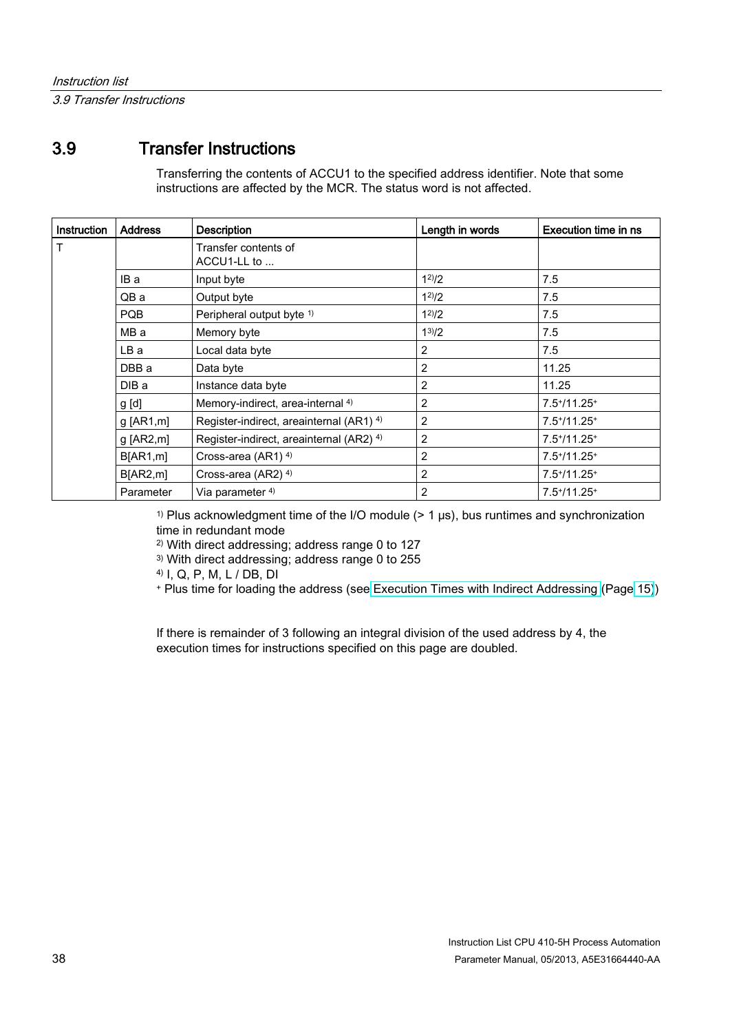## 3.9 Transfer Instructions

Transferring the contents of ACCU1 to the specified address identifier. Note that some instructions are affected by the MCR. The status word is not affected.

| Instruction | Address | Description | Length in words | Execution time in ns |
|---|---|---|---|---|
| T | | Transfer contents of ACCU1-LL to ... | | |
| | IB a | Input byte | 1[2)]/2 | 7.5 |
| | QB a | Output byte | 1[2)]/2 | 7.5 |
| | PQB | Peripheral output byte [1)] | 1[2)]/2 | 7.5 |
| | MB a | Memory byte | 1[3)]/2 | 7.5 |
| | LB a | Local data byte | 2 | 7.5 |
| | DBB a | Data byte | 2 | 11.25 |
| | DIB a | Instance data byte | 2 | 11.25 |
| | g [d] | Memory-indirect, area-internal [4)] | 2 | 7.5[+]/11.25[+] |
| | g [AR1,m] | Register-indirect, areainternal (AR1) [4)] | 2 | 7.5[+]/11.25[+] |
| | g [AR2,m] | Register-indirect, areainternal (AR2) [4)] | 2 | 7.5[+]/11.25[+] |
| | B[AR1,m] | Cross-area (AR1) [4)] | 2 | 7.5[+]/11.25[+] |
| | B[AR2,m] | Cross-area (AR2) [4)] | 2 | 7.5[+]/11.25[+] |
| | Parameter | Via parameter [4)] | 2 | 7.5[+]/11.25[+] |

[1)] Plus acknowledgment time of the I/O module (> 1 μs), bus runtimes and synchronization time in redundant mode

[2)] With direct addressing; address range 0 to 127

[3)] With direct addressing; address range 0 to 255

[4)] I, Q, P, M, L / DB, DI

[+] Plus time for loading the address (see Execution Times with Indirect Addressing (Page 15))

If there is remainder of 3 following an integral division of the used address by 4, the execution times for instructions specified on this page are doubled.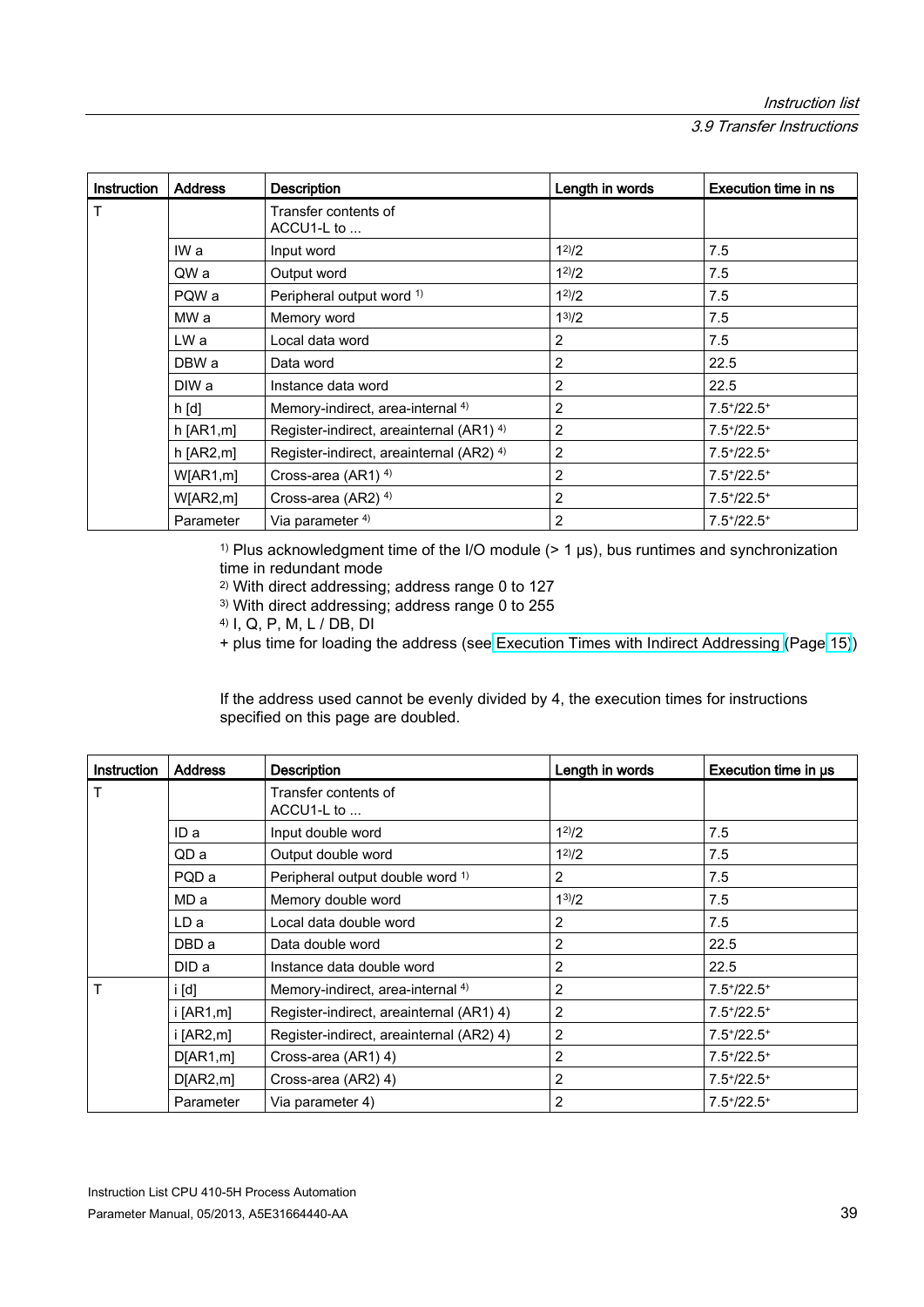| Instruction | Address | Description | Length in words | Execution time in ns |
|---|---|---|---|---|
| T | | Transfer contents of ACCU1-L to ... | | |
| | IW a | Input word | 1[2]/2 | 7.5 |
| | QW a | Output word | 1[2]/2 | 7.5 |
| | PQW a | Peripheral output word [1] | 1[2]/2 | 7.5 |
| | MW a | Memory word | 1[3]/2 | 7.5 |
| | LW a | Local data word | 2 | 7.5 |
| | DBW a | Data word | 2 | 22.5 |
| | DIW a | Instance data word | 2 | 22.5 |
| | h [d] | Memory-indirect, area-internal [4] | 2 | 7.5+/22.5+ |
| | h [AR1,m] | Register-indirect, areainternal (AR1) [4] | 2 | 7.5+/22.5+ |
| | h [AR2,m] | Register-indirect, areainternal (AR2) [4] | 2 | 7.5+/22.5+ |
| | W[AR1,m] | Cross-area (AR1) [4] | 2 | 7.5+/22.5+ |
| | W[AR2,m] | Cross-area (AR2) [4] | 2 | 7.5+/22.5+ |
| | Parameter | Via parameter [4] | 2 | 7.5+/22.5+ |

[1] Plus acknowledgment time of the I/O module (> 1 µs), bus runtimes and synchronization time in redundant mode

[2] With direct addressing; address range 0 to 127

[3] With direct addressing; address range 0 to 255

[4] I, Q, P, M, L / DB, DI

+ plus time for loading the address (see Execution Times with Indirect Addressing (Page 15))

If the address used cannot be evenly divided by 4, the execution times for instructions specified on this page are doubled.

| Instruction | Address | Description | Length in words | Execution time in µs |
|---|---|---|---|---|
| T | | Transfer contents of ACCU1-L to ... | | |
| | ID a | Input double word | 1[2]/2 | 7.5 |
| | QD a | Output double word | 1[2]/2 | 7.5 |
| | PQD a | Peripheral output double word [1] | 2 | 7.5 |
| | MD a | Memory double word | 1[3]/2 | 7.5 |
| | LD a | Local data double word | 2 | 7.5 |
| | DBD a | Data double word | 2 | 22.5 |
| | DID a | Instance data double word | 2 | 22.5 |
| T | i [d] | Memory-indirect, area-internal [4] | 2 | 7.5+/22.5+ |
| | i [AR1,m] | Register-indirect, areainternal (AR1) 4) | 2 | 7.5+/22.5+ |
| | i [AR2,m] | Register-indirect, areainternal (AR2) 4) | 2 | 7.5+/22.5+ |
| | D[AR1,m] | Cross-area (AR1) 4) | 2 | 7.5+/22.5+ |
| | D[AR2,m] | Cross-area (AR2) 4) | 2 | 7.5+/22.5+ |
| | Parameter | Via parameter 4) | 2 | 7.5+/22.5+ |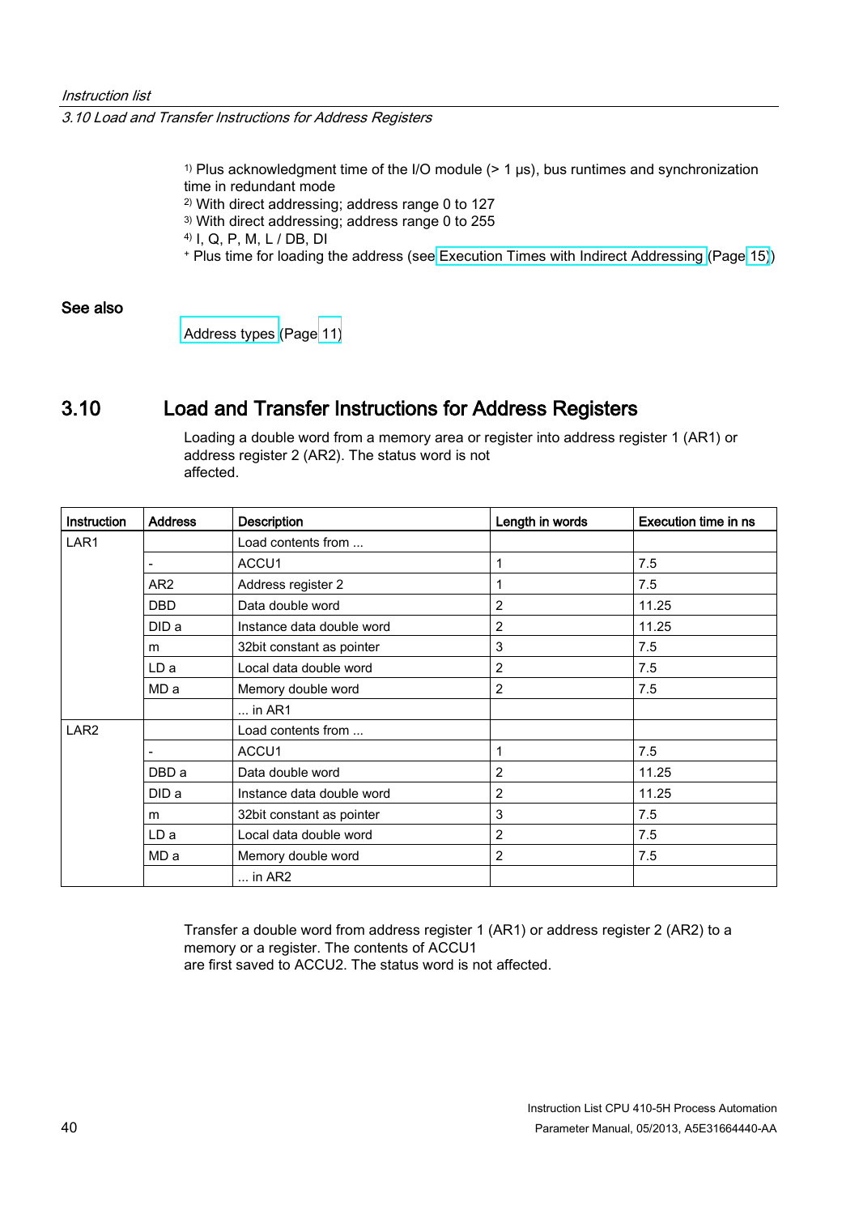1) Plus acknowledgment time of the I/O module (> 1 µs), bus runtimes and synchronization time in redundant mode
2) With direct addressing; address range 0 to 127
3) With direct addressing; address range 0 to 255
4) I, Q, P, M, L / DB, DI
+ Plus time for loading the address (see Execution Times with Indirect Addressing (Page 15))

### See also

Address types (Page 11)

## 3.10 Load and Transfer Instructions for Address Registers

Loading a double word from a memory area or register into address register 1 (AR1) or address register 2 (AR2). The status word is not affected.

| Instruction | Address | Description | Length in words | Execution time in ns |
|---|---|---|---|---|
| LAR1 | | Load contents from ... | | |
| | - | ACCU1 | 1 | 7.5 |
| | AR2 | Address register 2 | 1 | 7.5 |
| | DBD | Data double word | 2 | 11.25 |
| | DID a | Instance data double word | 2 | 11.25 |
| | m | 32bit constant as pointer | 3 | 7.5 |
| | LD a | Local data double word | 2 | 7.5 |
| | MD a | Memory double word | 2 | 7.5 |
| | | ... in AR1 | | |
| LAR2 | | Load contents from ... | | |
| | - | ACCU1 | 1 | 7.5 |
| | DBD a | Data double word | 2 | 11.25 |
| | DID a | Instance data double word | 2 | 11.25 |
| | m | 32bit constant as pointer | 3 | 7.5 |
| | LD a | Local data double word | 2 | 7.5 |
| | MD a | Memory double word | 2 | 7.5 |
| | | ... in AR2 | | |

Transfer a double word from address register 1 (AR1) or address register 2 (AR2) to a memory or a register. The contents of ACCU1 are first saved to ACCU2. The status word is not affected.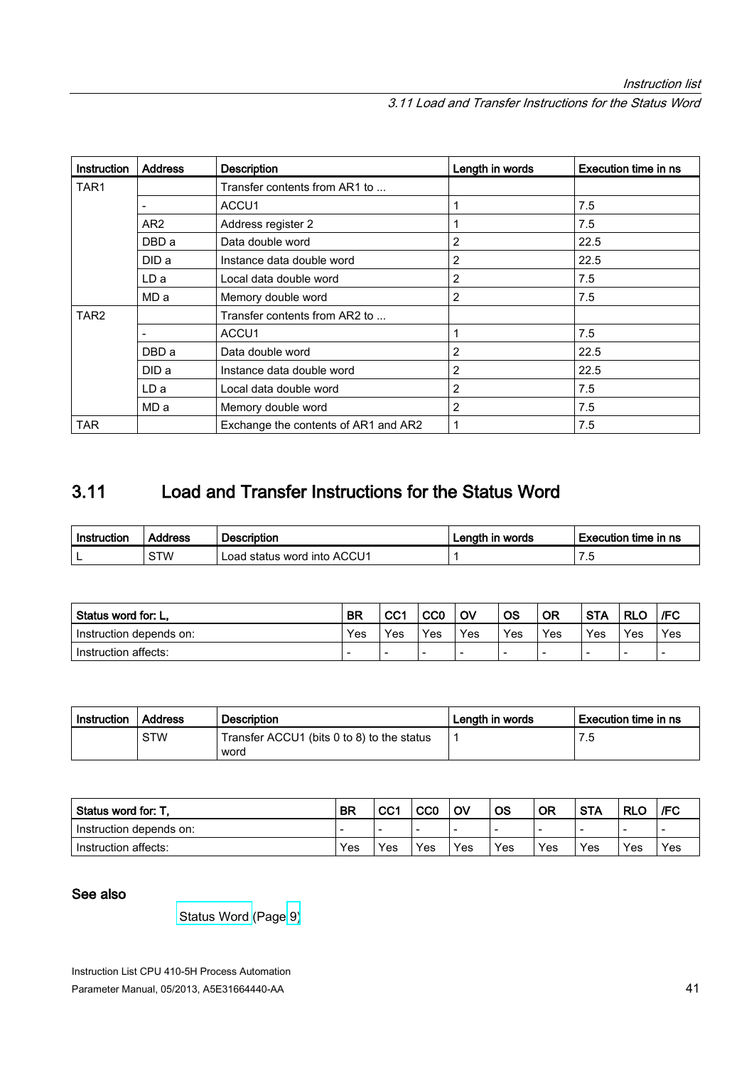| Instruction | Address | Description | Length in words | Execution time in ns |
|---|---|---|---|---|
| TAR1 | | Transfer contents from AR1 to ... | | |
| | - | ACCU1 | 1 | 7.5 |
| | AR2 | Address register 2 | 1 | 7.5 |
| | DBD a | Data double word | 2 | 22.5 |
| | DID a | Instance data double word | 2 | 22.5 |
| | LD a | Local data double word | 2 | 7.5 |
| | MD a | Memory double word | 2 | 7.5 |
| TAR2 | | Transfer contents from AR2 to ... | | |
| | - | ACCU1 | 1 | 7.5 |
| | DBD a | Data double word | 2 | 22.5 |
| | DID a | Instance data double word | 2 | 22.5 |
| | LD a | Local data double word | 2 | 7.5 |
| | MD a | Memory double word | 2 | 7.5 |
| TAR | | Exchange the contents of AR1 and AR2 | 1 | 7.5 |

## 3.11 Load and Transfer Instructions for the Status Word

| Instruction | Address | Description | Length in words | Execution time in ns |
|---|---|---|---|---|
| L | STW | Load status word into ACCU1 | 1 | 7.5 |

| Status word for: L, | BR | CC1 | CC0 | OV | OS | OR | STA | RLO | /FC |
|---|---|---|---|---|---|---|---|---|---|
| Instruction depends on: | Yes | Yes | Yes | Yes | Yes | Yes | Yes | Yes | Yes |
| Instruction affects: | - | - | - | - | - | - | - | - | - |

| Instruction | Address | Description | Length in words | Execution time in ns |
|---|---|---|---|---|
| | STW | Transfer ACCU1 (bits 0 to 8) to the status word | 1 | 7.5 |

| Status word for: T, | BR | CC1 | CC0 | OV | OS | OR | STA | RLO | /FC |
|---|---|---|---|---|---|---|---|---|---|
| Instruction depends on: | - | - | - | - | - | - | - | - | - |
| Instruction affects: | Yes | Yes | Yes | Yes | Yes | Yes | Yes | Yes | Yes |

### See also

Status Word (Page 9)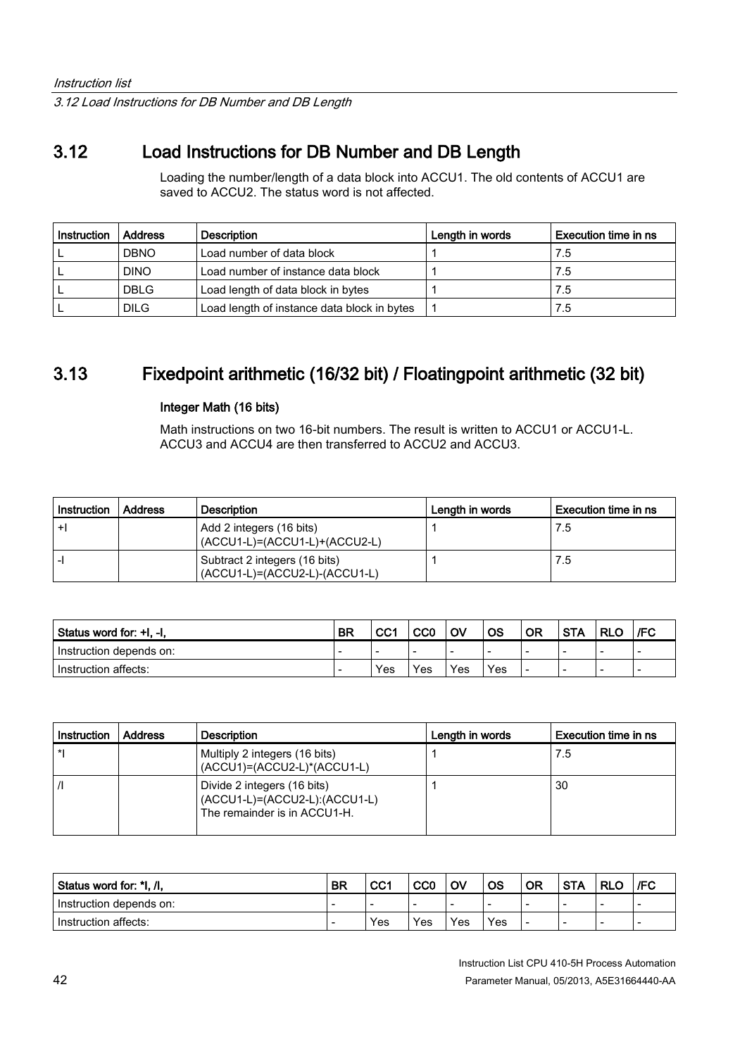## 3.12 Load Instructions for DB Number and DB Length

Loading the number/length of a data block into ACCU1. The old contents of ACCU1 are saved to ACCU2. The status word is not affected.

| Instruction | Address | Description | Length in words | Execution time in ns |
|---|---|---|---|---|
| L | DBNO | Load number of data block | 1 | 7.5 |
| L | DINO | Load number of instance data block | 1 | 7.5 |
| L | DBLG | Load length of data block in bytes | 1 | 7.5 |
| L | DILG | Load length of instance data block in bytes | 1 | 7.5 |

## 3.13 Fixedpoint arithmetic (16/32 bit) / Floatingpoint arithmetic (32 bit)

### Integer Math (16 bits)

Math instructions on two 16-bit numbers. The result is written to ACCU1 or ACCU1-L. ACCU3 and ACCU4 are then transferred to ACCU2 and ACCU3.

| Instruction | Address | Description | Length in words | Execution time in ns |
|---|---|---|---|---|
| +I | | Add 2 integers (16 bits) (ACCU1-L)=(ACCU1-L)+(ACCU2-L) | 1 | 7.5 |
| -I | | Subtract 2 integers (16 bits) (ACCU1-L)=(ACCU2-L)-(ACCU1-L) | 1 | 7.5 |

| Status word for: +I, -I, | BR | CC1 | CC0 | OV | OS | OR | STA | RLO | /FC |
|---|---|---|---|---|---|---|---|---|---|
| Instruction depends on: | - | - | - | - | - | - | - | - | - |
| Instruction affects: | - | Yes | Yes | Yes | Yes | - | - | - | - |

| Instruction | Address | Description | Length in words | Execution time in ns |
|---|---|---|---|---|
| *I | | Multiply 2 integers (16 bits) (ACCU1)=(ACCU2-L)*(ACCU1-L) | 1 | 7.5 |
| /I | | Divide 2 integers (16 bits) (ACCU1-L)=(ACCU2-L):(ACCU1-L) The remainder is in ACCU1-H. | 1 | 30 |

| Status word for: *I, /I, | BR | CC1 | CC0 | OV | OS | OR | STA | RLO | /FC |
|---|---|---|---|---|---|---|---|---|---|
| Instruction depends on: | - | - | - | - | - | - | - | - | - |
| Instruction affects: | - | Yes | Yes | Yes | Yes | - | - | - | - |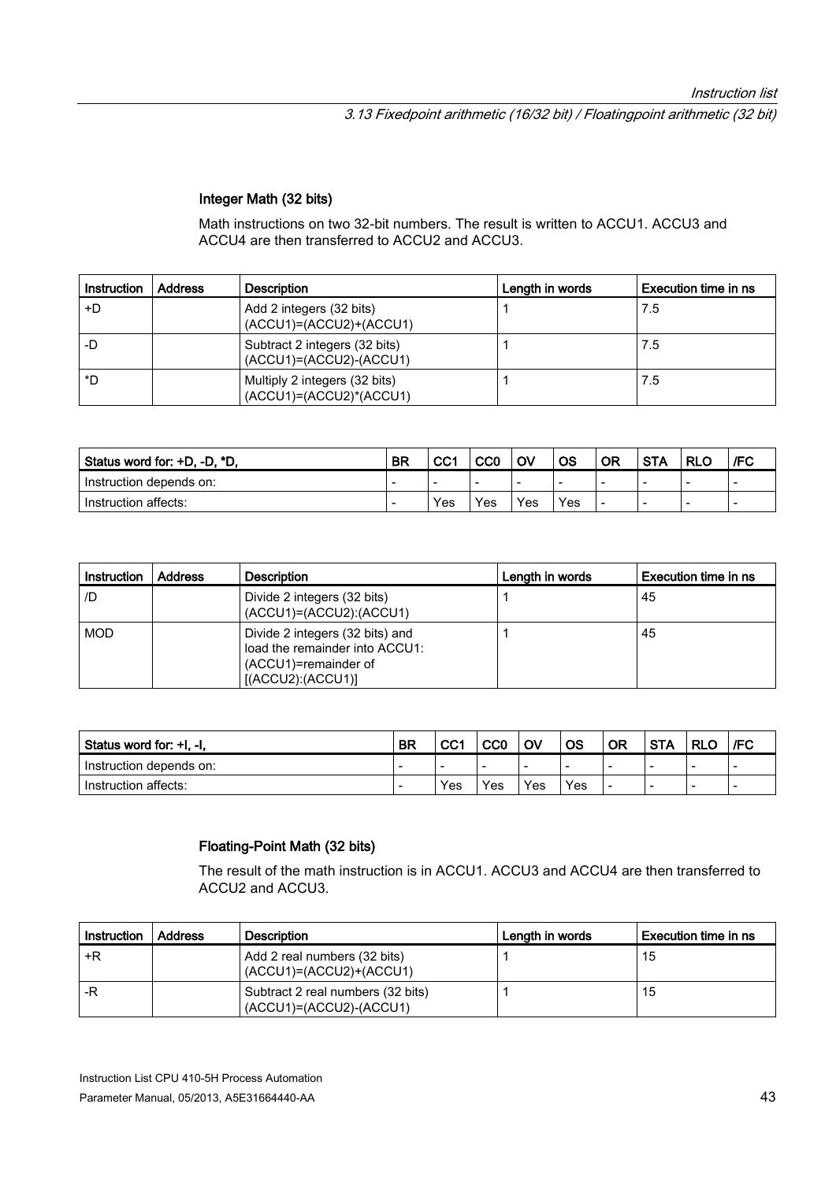#### Integer Math (32 bits)

Math instructions on two 32-bit numbers. The result is written to ACCU1. ACCU3 and ACCU4 are then transferred to ACCU2 and ACCU3.

| Instruction | Address | Description | Length in words | Execution time in ns |
|---|---|---|---|---|
| +D | | Add 2 integers (32 bits) (ACCU1)=(ACCU2)+(ACCU1) | 1 | 7.5 |
| -D | | Subtract 2 integers (32 bits) (ACCU1)=(ACCU2)-(ACCU1) | 1 | 7.5 |
| *D | | Multiply 2 integers (32 bits) (ACCU1)=(ACCU2)*(ACCU1) | 1 | 7.5 |

| Status word for: +D, -D, *D, | BR | CC1 | CC0 | OV | OS | OR | STA | RLO | /FC |
|---|---|---|---|---|---|---|---|---|---|
| Instruction depends on: | - | - | - | - | - | - | - | - | - |
| Instruction affects: | - | Yes | Yes | Yes | Yes | - | - | - | - |

| Instruction | Address | Description | Length in words | Execution time in ns |
|---|---|---|---|---|
| /D | | Divide 2 integers (32 bits) (ACCU1)=(ACCU2):(ACCU1) | 1 | 45 |
| MOD | | Divide 2 integers (32 bits) and load the remainder into ACCU1: (ACCU1)=remainder of [(ACCU2):(ACCU1)] | 1 | 45 |

| Status word for: +I, -I, | BR | CC1 | CC0 | OV | OS | OR | STA | RLO | /FC |
|---|---|---|---|---|---|---|---|---|---|
| Instruction depends on: | - | - | - | - | - | - | - | - | - |
| Instruction affects: | - | Yes | Yes | Yes | Yes | - | - | - | - |

#### Floating-Point Math (32 bits)

The result of the math instruction is in ACCU1. ACCU3 and ACCU4 are then transferred to ACCU2 and ACCU3.

| Instruction | Address | Description | Length in words | Execution time in ns |
|---|---|---|---|---|
| +R | | Add 2 real numbers (32 bits) (ACCU1)=(ACCU2)+(ACCU1) | 1 | 15 |
| -R | | Subtract 2 real numbers (32 bits) (ACCU1)=(ACCU2)-(ACCU1) | 1 | 15 |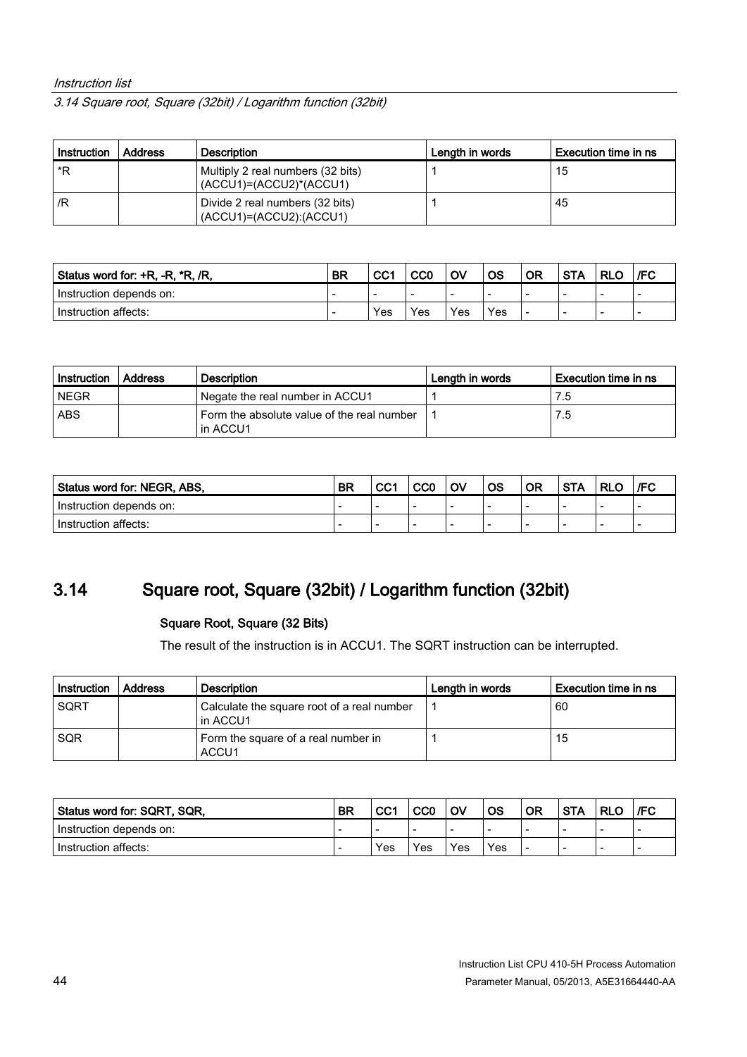| Instruction | Address | Description | Length in words | Execution time in ns |
|---|---|---|---|---|
| *R | | Multiply 2 real numbers (32 bits) (ACCU1)=(ACCU2)*(ACCU1) | 1 | 15 |
| /R | | Divide 2 real numbers (32 bits) (ACCU1)=(ACCU2):(ACCU1) | 1 | 45 |

| Status word for: +R, -R, *R, /R, | BR | CC1 | CC0 | OV | OS | OR | STA | RLO | /FC |
|---|---|---|---|---|---|---|---|---|---|
| Instruction depends on: | - | - | - | - | - | - | - | - | - |
| Instruction affects: | - | Yes | Yes | Yes | Yes | - | - | - | - |

| Instruction | Address | Description | Length in words | Execution time in ns |
|---|---|---|---|---|
| NEGR | | Negate the real number in ACCU1 | 1 | 7.5 |
| ABS | | Form the absolute value of the real number in ACCU1 | 1 | 7.5 |

| Status word for: NEGR, ABS, | BR | CC1 | CC0 | OV | OS | OR | STA | RLO | /FC |
|---|---|---|---|---|---|---|---|---|---|
| Instruction depends on: | - | - | - | - | - | - | - | - | - |
| Instruction affects: | - | - | - | - | - | - | - | - | - |

## 3.14 Square root, Square (32bit) / Logarithm function (32bit)

### Square Root, Square (32 Bits)

The result of the instruction is in ACCU1. The SQRT instruction can be interrupted.

| Instruction | Address | Description | Length in words | Execution time in ns |
|---|---|---|---|---|
| SQRT | | Calculate the square root of a real number in ACCU1 | 1 | 60 |
| SQR | | Form the square of a real number in ACCU1 | 1 | 15 |

| Status word for: SQRT, SQR, | BR | CC1 | CC0 | OV | OS | OR | STA | RLO | /FC |
|---|---|---|---|---|---|---|---|---|---|
| Instruction depends on: | - | - | - | - | - | - | - | - | - |
| Instruction affects: | - | Yes | Yes | Yes | Yes | - | - | - | - |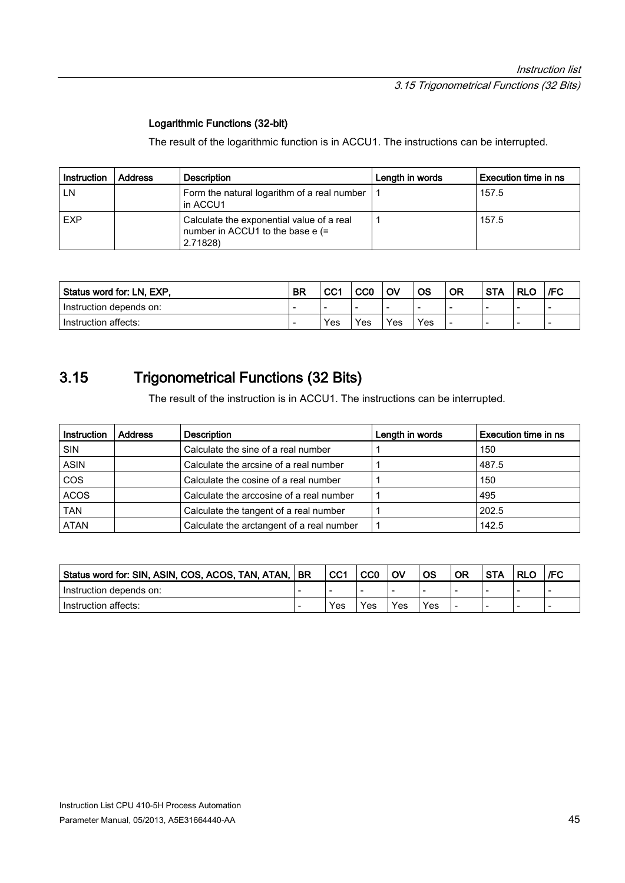### Logarithmic Functions (32-bit)

The result of the logarithmic function is in ACCU1. The instructions can be interrupted.

| Instruction | Address | Description | Length in words | Execution time in ns |
|---|---|---|---|---|
| LN | | Form the natural logarithm of a real number in ACCU1 | 1 | 157.5 |
| EXP | | Calculate the exponential value of a real number in ACCU1 to the base e (= 2.71828) | 1 | 157.5 |

| Status word for: LN, EXP, | BR | CC1 | CC0 | OV | OS | OR | STA | RLO | /FC |
|---|---|---|---|---|---|---|---|---|---|
| Instruction depends on: | - | - | - | - | - | - | - | - | - |
| Instruction affects: | - | Yes | Yes | Yes | Yes | - | - | - | - |

## 3.15 Trigonometrical Functions (32 Bits)

The result of the instruction is in ACCU1. The instructions can be interrupted.

| Instruction | Address | Description | Length in words | Execution time in ns |
|---|---|---|---|---|
| SIN | | Calculate the sine of a real number | 1 | 150 |
| ASIN | | Calculate the arcsine of a real number | 1 | 487.5 |
| COS | | Calculate the cosine of a real number | 1 | 150 |
| ACOS | | Calculate the arccosine of a real number | 1 | 495 |
| TAN | | Calculate the tangent of a real number | 1 | 202.5 |
| ATAN | | Calculate the arctangent of a real number | 1 | 142.5 |

| Status word for: SIN, ASIN, COS, ACOS, TAN, ATAN, | BR | CC1 | CC0 | OV | OS | OR | STA | RLO | /FC |
|---|---|---|---|---|---|---|---|---|---|
| Instruction depends on: | - | - | - | - | - | - | - | - | - |
| Instruction affects: | - | Yes | Yes | Yes | Yes | - | - | - | - |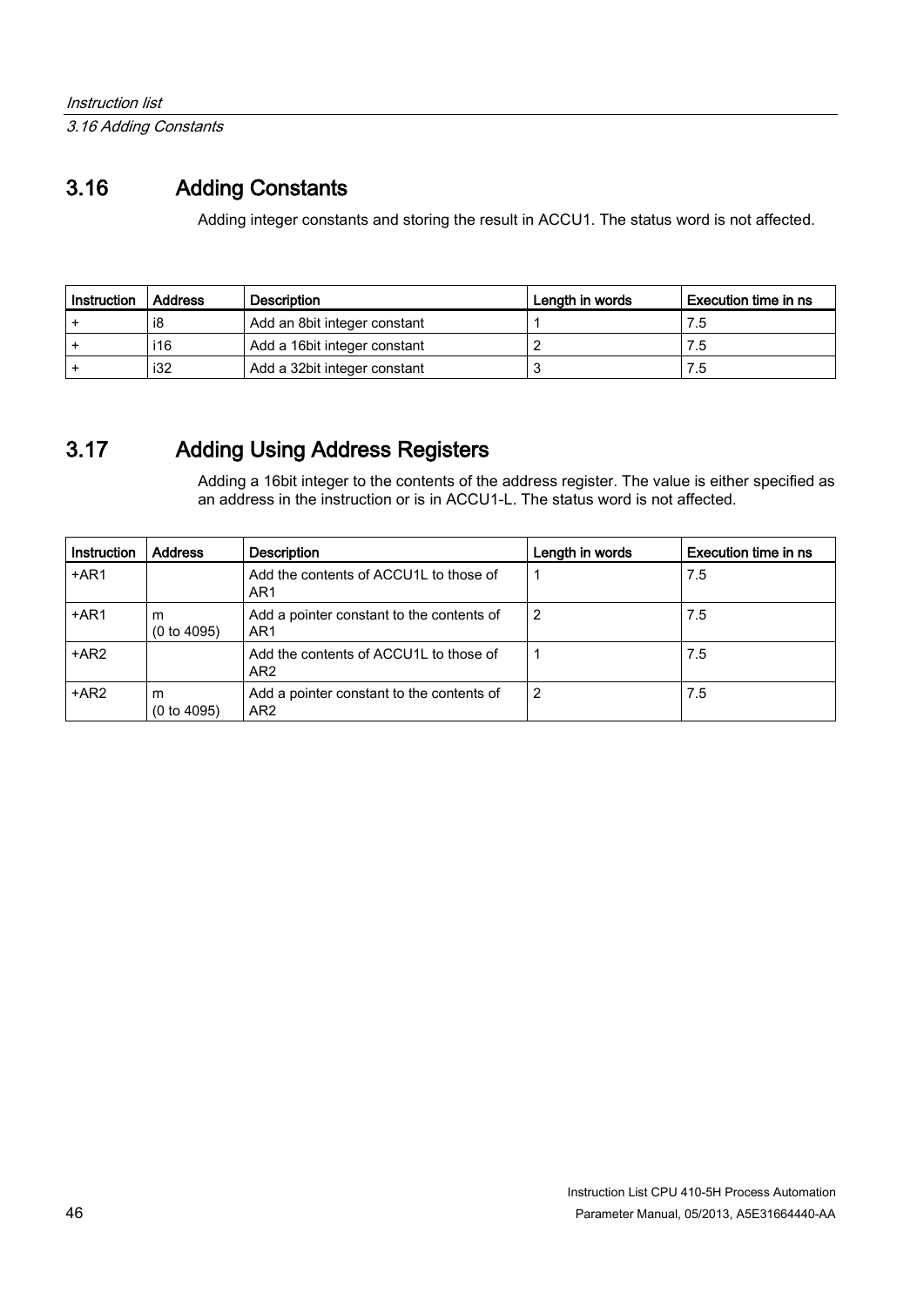## 3.16 Adding Constants

Adding integer constants and storing the result in ACCU1. The status word is not affected.

| Instruction | Address | Description | Length in words | Execution time in ns |
|---|---|---|---|---|
| + | i8 | Add an 8bit integer constant | 1 | 7.5 |
| + | i16 | Add a 16bit integer constant | 2 | 7.5 |
| + | i32 | Add a 32bit integer constant | 3 | 7.5 |

## 3.17 Adding Using Address Registers

Adding a 16bit integer to the contents of the address register. The value is either specified as an address in the instruction or is in ACCU1-L. The status word is not affected.

| Instruction | Address | Description | Length in words | Execution time in ns |
|---|---|---|---|---|
| +AR1 | | Add the contents of ACCU1L to those of AR1 | 1 | 7.5 |
| +AR1 | m (0 to 4095) | Add a pointer constant to the contents of AR1 | 2 | 7.5 |
| +AR2 | | Add the contents of ACCU1L to those of AR2 | 1 | 7.5 |
| +AR2 | m (0 to 4095) | Add a pointer constant to the contents of AR2 | 2 | 7.5 |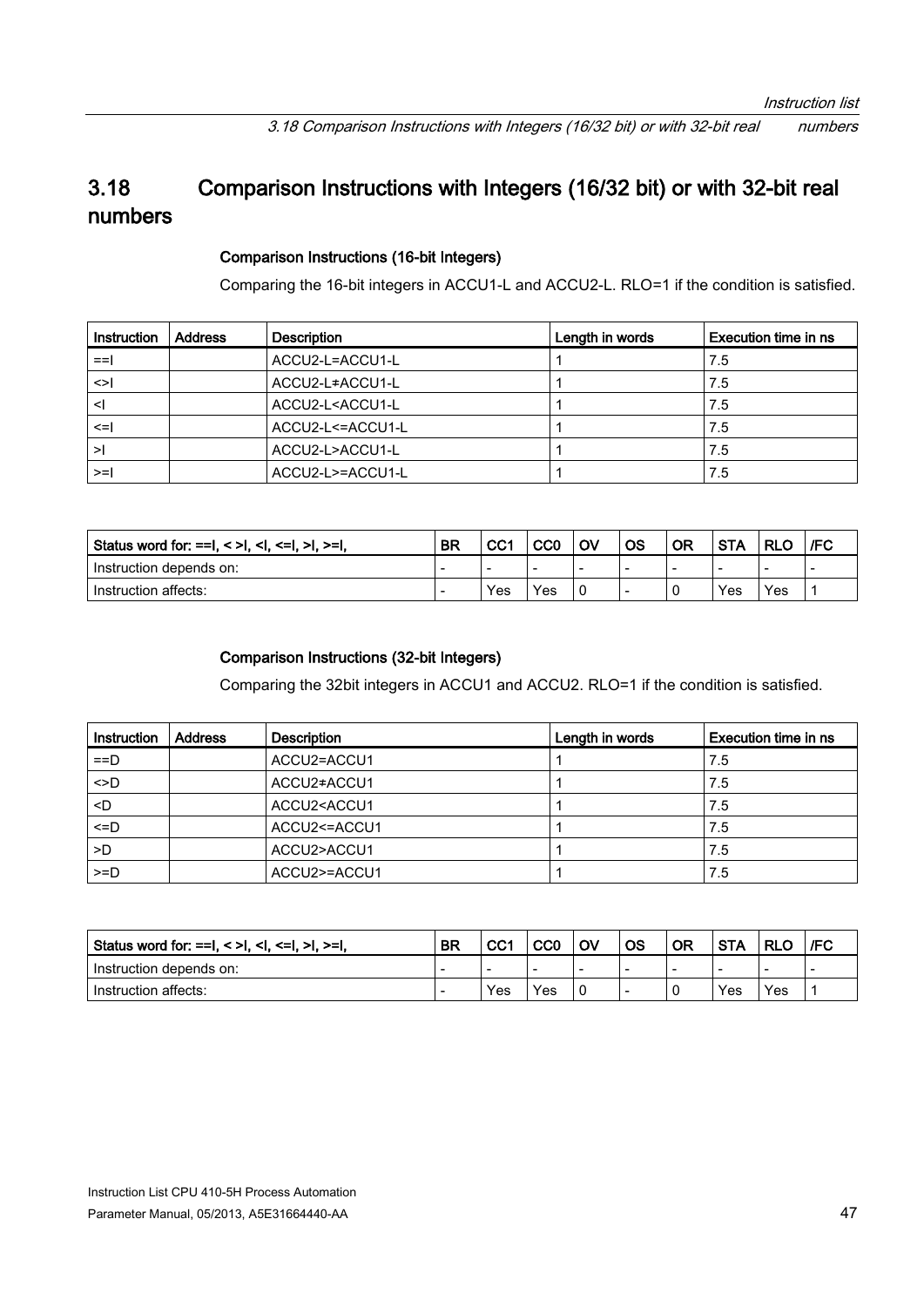## 3.18 Comparison Instructions with Integers (16/32 bit) or with 32-bit real numbers

### Comparison Instructions (16-bit Integers)

Comparing the 16-bit integers in ACCU1-L and ACCU2-L. RLO=1 if the condition is satisfied.

| Instruction | Address | Description | Length in words | Execution time in ns |
|---|---|---|---|---|
| ==I | | ACCU2-L=ACCU1-L | 1 | 7.5 |
| <>I | | ACCU2-L≠ACCU1-L | 1 | 7.5 |
| <I | | ACCU2-L<ACCU1-L | 1 | 7.5 |
| <=I | | ACCU2-L<=ACCU1-L | 1 | 7.5 |
| >I | | ACCU2-L>ACCU1-L | 1 | 7.5 |
| >=I | | ACCU2-L>=ACCU1-L | 1 | 7.5 |

| Status word for: ==I, < >I, <I, <=I, >I, >=I, | BR | CC1 | CC0 | OV | OS | OR | STA | RLO | /FC |
|---|---|---|---|---|---|---|---|---|---|
| Instruction depends on: | - | - | - | - | - | - | - | - | - |
| Instruction affects: | - | Yes | Yes | 0 | - | 0 | Yes | Yes | 1 |

### Comparison Instructions (32-bit Integers)

Comparing the 32bit integers in ACCU1 and ACCU2. RLO=1 if the condition is satisfied.

| Instruction | Address | Description | Length in words | Execution time in ns |
|---|---|---|---|---|
| ==D | | ACCU2=ACCU1 | 1 | 7.5 |
| <>D | | ACCU2≠ACCU1 | 1 | 7.5 |
| <D | | ACCU2<ACCU1 | 1 | 7.5 |
| <=D | | ACCU2<=ACCU1 | 1 | 7.5 |
| >D | | ACCU2>ACCU1 | 1 | 7.5 |
| >=D | | ACCU2>=ACCU1 | 1 | 7.5 |

| Status word for: ==I, < >I, <I, <=I, >I, >=I, | BR | CC1 | CC0 | OV | OS | OR | STA | RLO | /FC |
|---|---|---|---|---|---|---|---|---|---|
| Instruction depends on: | - | - | - | - | - | - | - | - | - |
| Instruction affects: | - | Yes | Yes | 0 | - | 0 | Yes | Yes | 1 |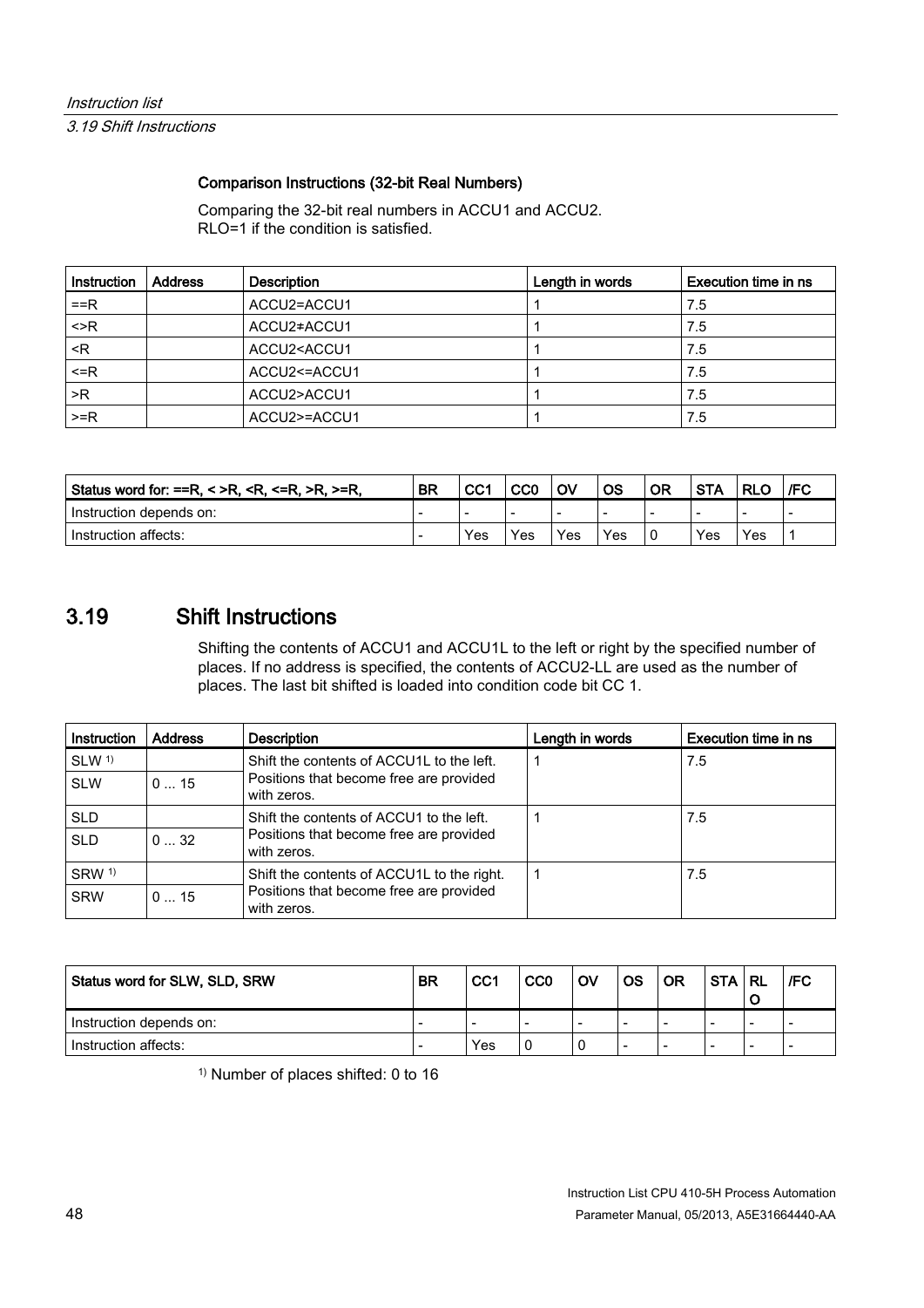#### Comparison Instructions (32-bit Real Numbers)

Comparing the 32-bit real numbers in ACCU1 and ACCU2.
RLO=1 if the condition is satisfied.

| Instruction | Address | Description | Length in words | Execution time in ns |
|---|---|---|---|---|
| ==R | | ACCU2=ACCU1 | 1 | 7.5 |
| <>R | | ACCU2≠ACCU1 | 1 | 7.5 |
| <R | | ACCU2<ACCU1 | 1 | 7.5 |
| <=R | | ACCU2<=ACCU1 | 1 | 7.5 |
| >R | | ACCU2>ACCU1 | 1 | 7.5 |
| >=R | | ACCU2>=ACCU1 | 1 | 7.5 |

| Status word for: ==R, < >R, <R, <=R, >R, >=R, | BR | CC1 | CC0 | OV | OS | OR | STA | RLO | /FC |
|---|---|---|---|---|---|---|---|---|---|
| Instruction depends on: | - | - | - | - | - | - | - | - | - |
| Instruction affects: | - | Yes | Yes | Yes | Yes | 0 | Yes | Yes | 1 |

## 3.19 Shift Instructions

Shifting the contents of ACCU1 and ACCU1L to the left or right by the specified number of places. If no address is specified, the contents of ACCU2-LL are used as the number of places. The last bit shifted is loaded into condition code bit CC 1.

| Instruction | Address | Description | Length in words | Execution time in ns |
|---|---|---|---|---|
| SLW [1) ] | | Shift the contents of ACCU1L to the left. Positions that become free are provided with zeros. | 1 | 7.5 |
| SLW | 0 ... 15 | | | |
| SLD | | Shift the contents of ACCU1 to the left. Positions that become free are provided with zeros. | 1 | 7.5 |
| SLD | 0 ... 32 | | | |
| SRW [1) ] | | Shift the contents of ACCU1L to the right. Positions that become free are provided with zeros. | 1 | 7.5 |
| SRW | 0 ... 15 | | | |

| Status word for SLW, SLD, SRW | BR | CC1 | CC0 | OV | OS | OR | STA | RLO | /FC |
|---|---|---|---|---|---|---|---|---|---|
| Instruction depends on: | - | - | - | - | - | - | - | - | - |
| Instruction affects: | - | Yes | 0 | 0 | - | - | - | - | - |

[1)] Number of places shifted: 0 to 16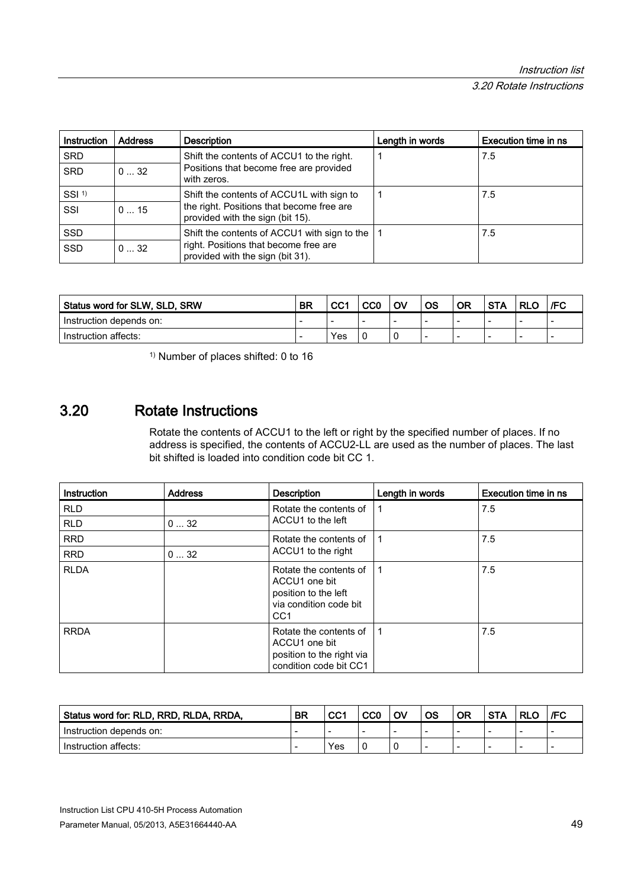| Instruction | Address | Description | Length in words | Execution time in ns |
|---|---|---|---|---|
| SRD | | Shift the contents of ACCU1 to the right. Positions that become free are provided with zeros. | 1 | 7.5 |
| SRD | 0 ... 32 | | | |
| SSI [1] | | Shift the contents of ACCU1L with sign to the right. Positions that become free are provided with the sign (bit 15). | 1 | 7.5 |
| SSI | 0 ... 15 | | | |
| SSD | | Shift the contents of ACCU1 with sign to the right. Positions that become free are provided with the sign (bit 31). | 1 | 7.5 |
| SSD | 0 ... 32 | | | |

| Status word for SLW, SLD, SRW | BR | CC1 | CC0 | OV | OS | OR | STA | RLO | /FC |
|---|---|---|---|---|---|---|---|---|---|
| Instruction depends on: | - | - | - | - | - | - | - | - | - |
| Instruction affects: | - | Yes | 0 | 0 | - | - | - | - | - |

[1] Number of places shifted: 0 to 16

## 3.20 Rotate Instructions

Rotate the contents of ACCU1 to the left or right by the specified number of places. If no address is specified, the contents of ACCU2-LL are used as the number of places. The last bit shifted is loaded into condition code bit CC 1.

| Instruction | Address | Description | Length in words | Execution time in ns |
|---|---|---|---|---|
| RLD | | Rotate the contents of ACCU1 to the left | 1 | 7.5 |
| RLD | 0 ... 32 | | | |
| RRD | | Rotate the contents of ACCU1 to the right | 1 | 7.5 |
| RRD | 0 ... 32 | | | |
| RLDA | | Rotate the contents of ACCU1 one bit position to the left via condition code bit CC1 | 1 | 7.5 |
| RRDA | | Rotate the contents of ACCU1 one bit position to the right via condition code bit CC1 | 1 | 7.5 |

| Status word for: RLD, RRD, RLDA, RRDA, | BR | CC1 | CC0 | OV | OS | OR | STA | RLO | /FC |
|---|---|---|---|---|---|---|---|---|---|
| Instruction depends on: | - | - | - | - | - | - | - | - | - |
| Instruction affects: | - | Yes | 0 | 0 | - | - | - | - | - |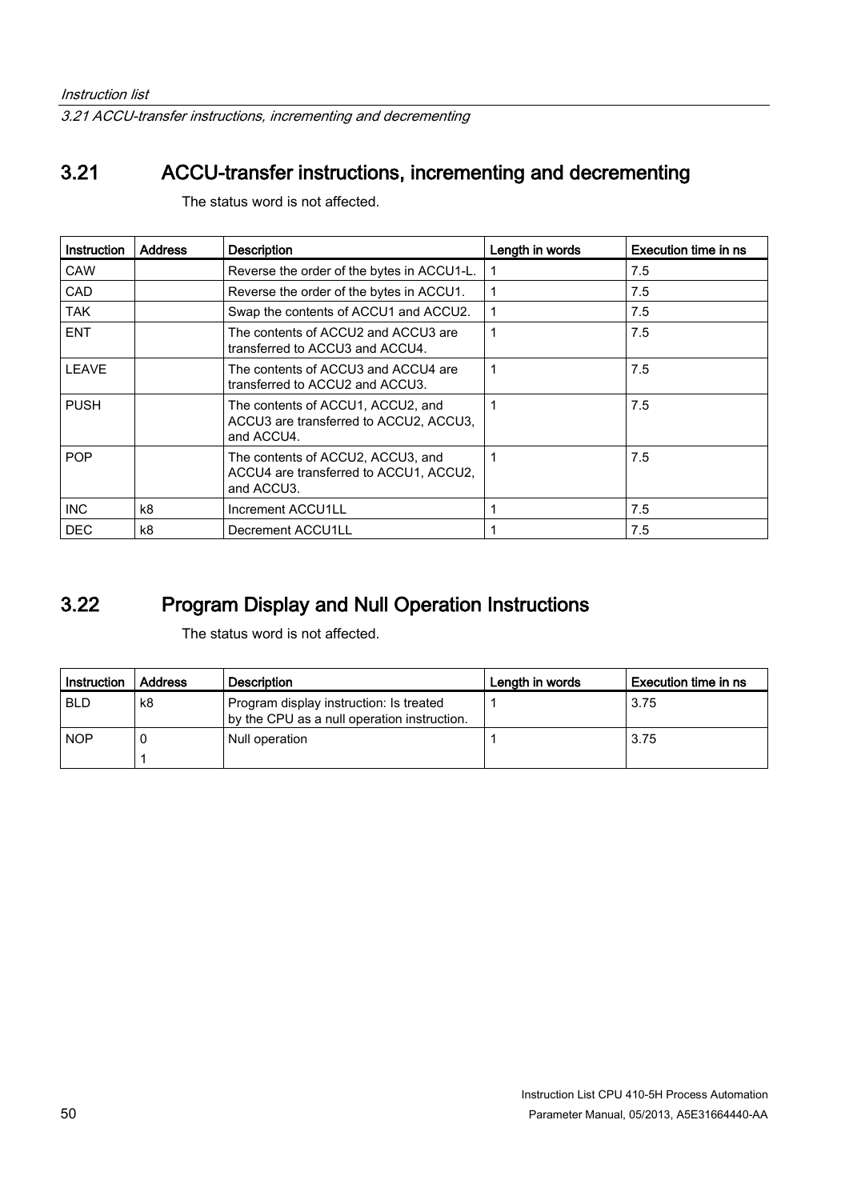## 3.21 ACCU-transfer instructions, incrementing and decrementing

The status word is not affected.

| Instruction | Address | Description | Length in words | Execution time in ns |
|---|---|---|---|---|
| CAW | | Reverse the order of the bytes in ACCU1-L. | 1 | 7.5 |
| CAD | | Reverse the order of the bytes in ACCU1. | 1 | 7.5 |
| TAK | | Swap the contents of ACCU1 and ACCU2. | 1 | 7.5 |
| ENT | | The contents of ACCU2 and ACCU3 are transferred to ACCU3 and ACCU4. | 1 | 7.5 |
| LEAVE | | The contents of ACCU3 and ACCU4 are transferred to ACCU2 and ACCU3. | 1 | 7.5 |
| PUSH | | The contents of ACCU1, ACCU2, and ACCU3 are transferred to ACCU2, ACCU3, and ACCU4. | 1 | 7.5 |
| POP | | The contents of ACCU2, ACCU3, and ACCU4 are transferred to ACCU1, ACCU2, and ACCU3. | 1 | 7.5 |
| INC | k8 | Increment ACCU1LL | 1 | 7.5 |
| DEC | k8 | Decrement ACCU1LL | 1 | 7.5 |

## 3.22 Program Display and Null Operation Instructions

The status word is not affected.

| Instruction | Address | Description | Length in words | Execution time in ns |
|---|---|---|---|---|
| BLD | k8 | Program display instruction: Is treated by the CPU as a null operation instruction. | 1 | 3.75 |
| NOP | 0<br>1 | Null operation | 1 | 3.75 |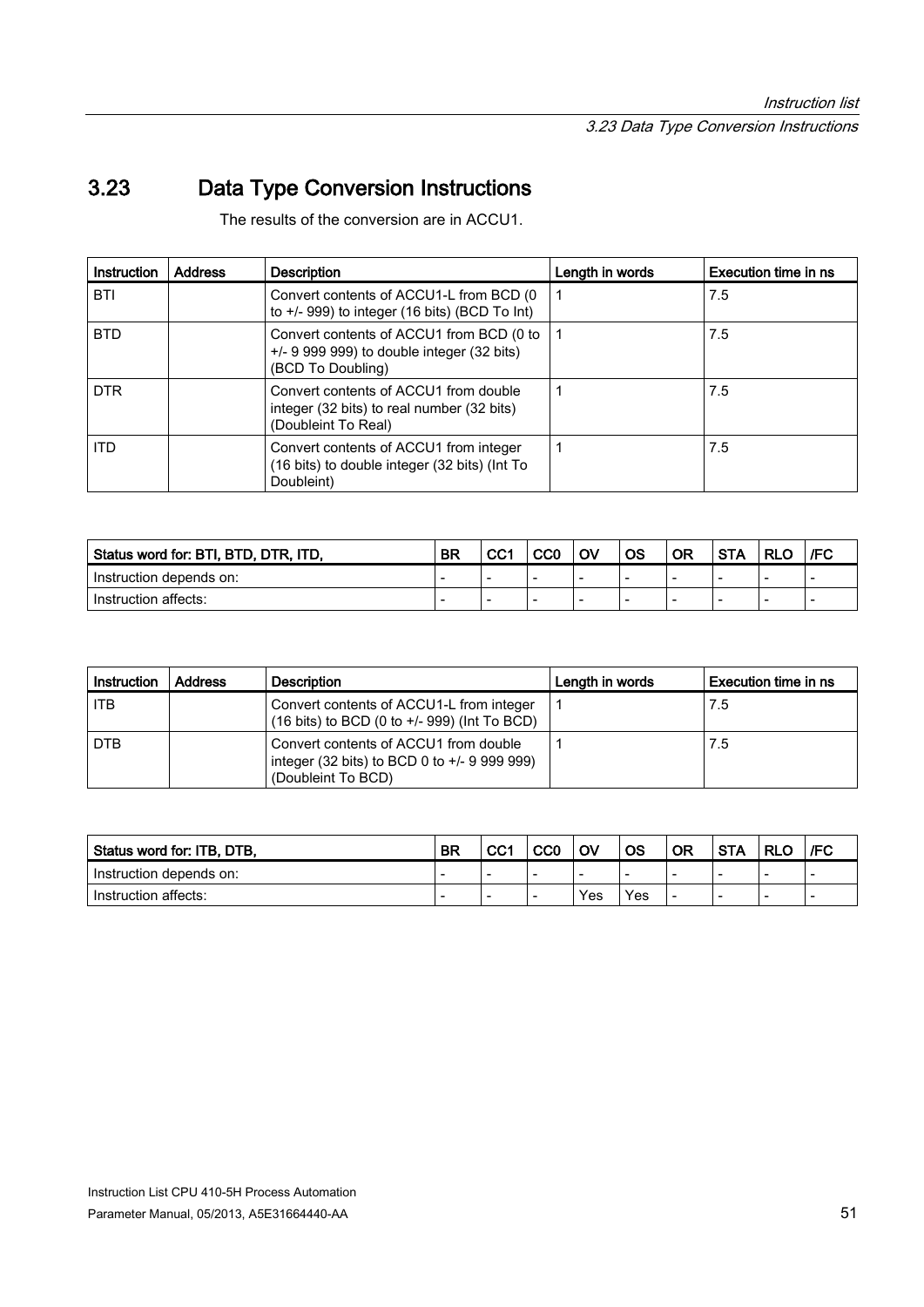## 3.23 Data Type Conversion Instructions

The results of the conversion are in ACCU1.

| Instruction | Address | Description | Length in words | Execution time in ns |
|---|---|---|---|---|
| BTI | | Convert contents of ACCU1-L from BCD (0 to +/- 999) to integer (16 bits) (BCD To Int) | 1 | 7.5 |
| BTD | | Convert contents of ACCU1 from BCD (0 to +/- 9 999 999) to double integer (32 bits) (BCD To Doubling) | 1 | 7.5 |
| DTR | | Convert contents of ACCU1 from double integer (32 bits) to real number (32 bits) (Doubleint To Real) | 1 | 7.5 |
| ITD | | Convert contents of ACCU1 from integer (16 bits) to double integer (32 bits) (Int To Doubleint) | 1 | 7.5 |

| Status word for: BTI, BTD, DTR, ITD, | BR | CC1 | CC0 | OV | OS | OR | STA | RLO | /FC |
|---|---|---|---|---|---|---|---|---|---|
| Instruction depends on: | - | - | - | - | - | - | - | - | - |
| Instruction affects: | - | - | - | - | - | - | - | - | - |

| Instruction | Address | Description | Length in words | Execution time in ns |
|---|---|---|---|---|
| ITB | | Convert contents of ACCU1-L from integer (16 bits) to BCD (0 to +/- 999) (Int To BCD) | 1 | 7.5 |
| DTB | | Convert contents of ACCU1 from double integer (32 bits) to BCD 0 to +/- 9 999 999) (Doubleint To BCD) | 1 | 7.5 |

| Status word for: ITB, DTB, | BR | CC1 | CC0 | OV | OS | OR | STA | RLO | /FC |
|---|---|---|---|---|---|---|---|---|---|
| Instruction depends on: | - | - | - | - | - | - | - | - | - |
| Instruction affects: | - | - | - | Yes | Yes | - | - | - | - |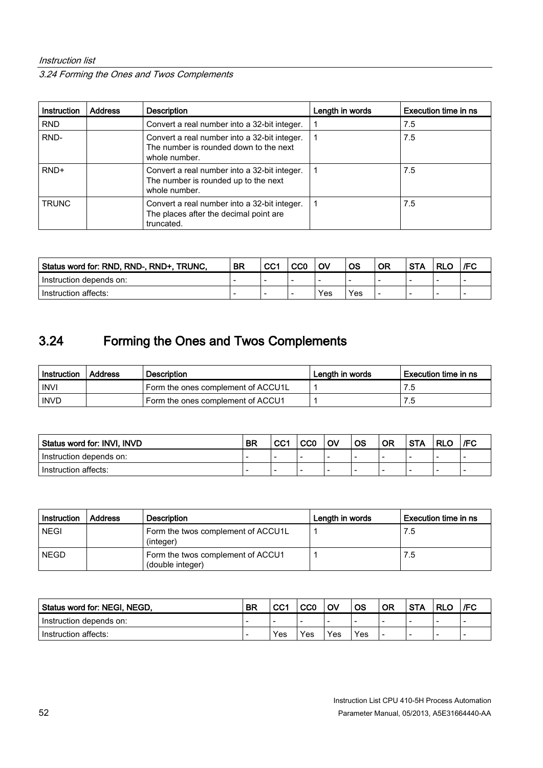| Instruction | Address | Description | Length in words | Execution time in ns |
|---|---|---|---|---|
| RND | | Convert a real number into a 32-bit integer. | 1 | 7.5 |
| RND- | | Convert a real number into a 32-bit integer. The number is rounded down to the next whole number. | 1 | 7.5 |
| RND+ | | Convert a real number into a 32-bit integer. The number is rounded up to the next whole number. | 1 | 7.5 |
| TRUNC | | Convert a real number into a 32-bit integer. The places after the decimal point are truncated. | 1 | 7.5 |

| Status word for: RND, RND-, RND+, TRUNC, | BR | CC1 | CC0 | OV | OS | OR | STA | RLO | /FC |
|---|---|---|---|---|---|---|---|---|---|
| Instruction depends on: | - | - | - | - | - | - | - | - | - |
| Instruction affects: | - | - | - | Yes | Yes | - | - | - | - |

## 3.24 Forming the Ones and Twos Complements

| Instruction | Address | Description | Length in words | Execution time in ns |
|---|---|---|---|---|
| INVI | | Form the ones complement of ACCU1L | 1 | 7.5 |
| INVD | | Form the ones complement of ACCU1 | 1 | 7.5 |

| Status word for: INVI, INVD | BR | CC1 | CC0 | OV | OS | OR | STA | RLO | /FC |
|---|---|---|---|---|---|---|---|---|---|
| Instruction depends on: | - | - | - | - | - | - | - | - | - |
| Instruction affects: | - | - | - | - | - | - | - | - | - |

| Instruction | Address | Description | Length in words | Execution time in ns |
|---|---|---|---|---|
| NEGI | | Form the twos complement of ACCU1L (integer) | 1 | 7.5 |
| NEGD | | Form the twos complement of ACCU1 (double integer) | 1 | 7.5 |

| Status word for: NEGI, NEGD, | BR | CC1 | CC0 | OV | OS | OR | STA | RLO | /FC |
|---|---|---|---|---|---|---|---|---|---|
| Instruction depends on: | - | - | - | - | - | - | - | - | - |
| Instruction affects: | - | Yes | Yes | Yes | Yes | - | - | - | - |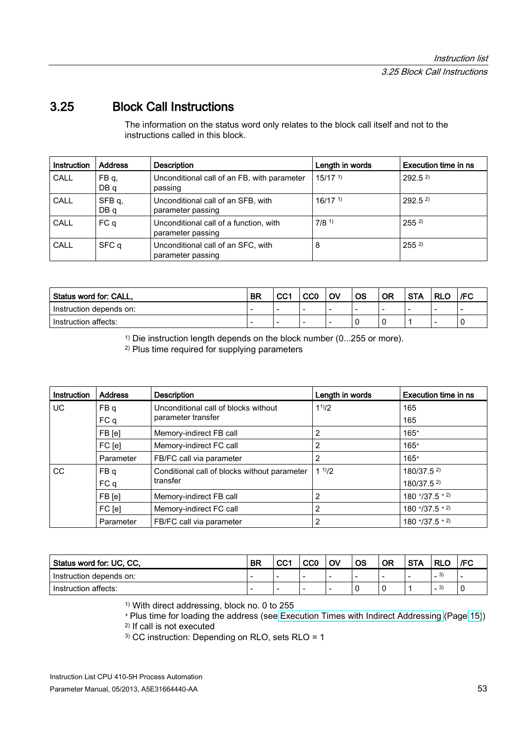## 3.25 Block Call Instructions

The information on the status word only relates to the block call itself and not to the instructions called in this block.

| Instruction | Address | Description | Length in words | Execution time in ns |
|---|---|---|---|---|
| CALL | FB q, DB q | Unconditional call of an FB, with parameter passing | 15/17 [1)] | 292.5 [2)] |
| CALL | SFB q, DB q | Unconditional call of an SFB, with parameter passing | 16/17 [1)] | 292.5 [2)] |
| CALL | FC q | Unconditional call of a function, with parameter passing | 7/8 [1)] | 255 [2)] |
| CALL | SFC q | Unconditional call of an SFC, with parameter passing | 8 | 255 [2)] |

| Status word for: CALL, | BR | CC1 | CC0 | OV | OS | OR | STA | RLO | /FC |
|---|---|---|---|---|---|---|---|---|---|
| Instruction depends on: | - | - | - | - | - | - | - | - | - |
| Instruction affects: | - | - | - | - | 0 | 0 | 1 | - | 0 |

[1)] Die instruction length depends on the block number (0...255 or more).

[2)] Plus time required for supplying parameters

| Instruction | Address | Description | Length in words | Execution time in ns |
|---|---|---|---|---|
| UC | FB q<br>FC q | Unconditional call of blocks without parameter transfer | 1[1)]/2 | 165<br>165 |
| | FB [e] | Memory-indirect FB call | 2 | 165[+] |
| | FC [e] | Memory-indirect FC call | 2 | 165[+] |
| | Parameter | FB/FC call via parameter | 2 | 165[+] |
| CC | FB q<br>FC q | Conditional call of blocks without parameter transfer | 1 [1)]/2 | 180/37.5 [2)]<br>180/37.5 [2)] |
| | FB [e] | Memory-indirect FB call | 2 | 180 [+]/37.5 [+ 2)] |
| | FC [e] | Memory-indirect FC call | 2 | 180 [+]/37.5 [+ 2)] |
| | Parameter | FB/FC call via parameter | 2 | 180 [+]/37.5 [+ 2)] |

| Status word for: UC, CC, | BR | CC1 | CC0 | OV | OS | OR | STA | RLO | /FC |
|---|---|---|---|---|---|---|---|---|---|
| Instruction depends on: | - | - | - | - | - | - | - | - [3)] | - |
| Instruction affects: | - | - | - | - | 0 | 0 | 1 | - [3)] | 0 |

[1)] With direct addressing, block no. 0 to 255

[+] Plus time for loading the address (see Execution Times with Indirect Addressing (Page 15))

[2)] If call is not executed

[3)] CC instruction: Depending on RLO, sets RLO = 1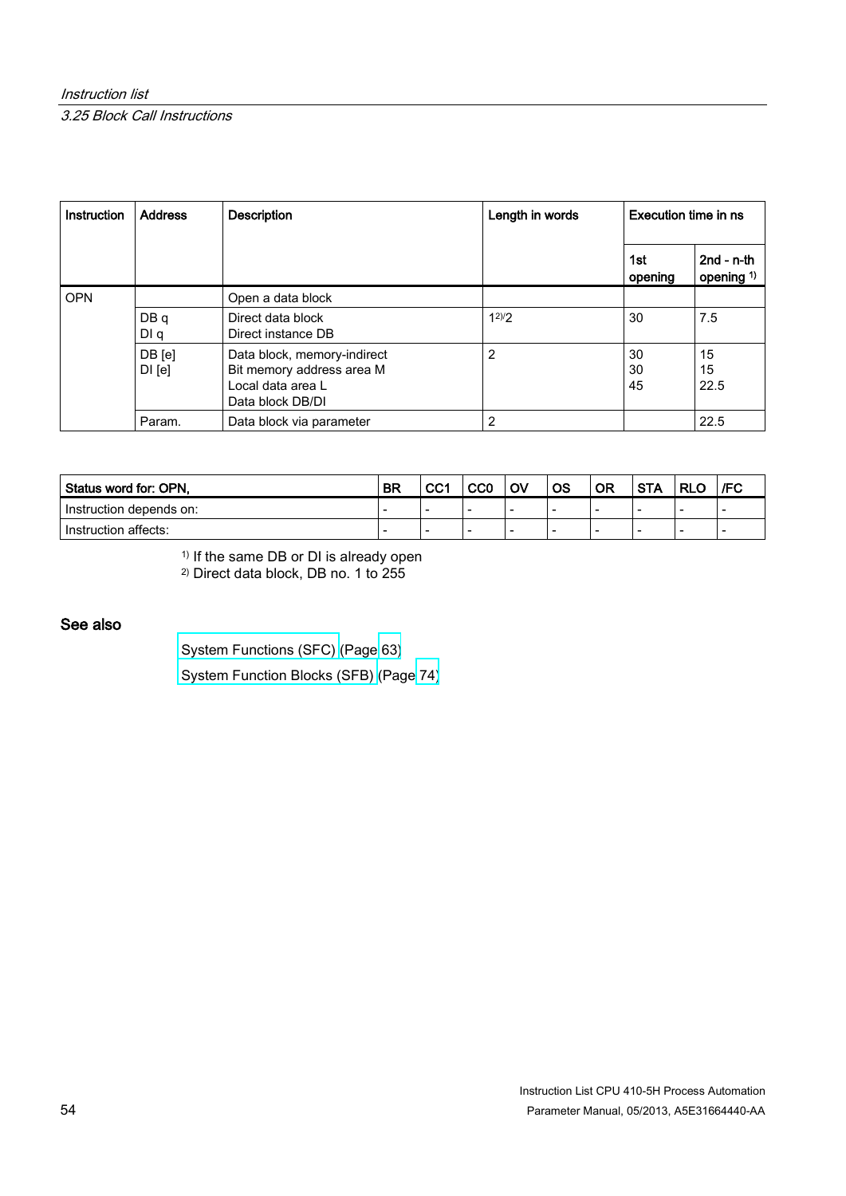| Instruction | Address | Description | Length in words | Execution time in ns | |
|---|---|---|---|---|---|
| | | | | 1st opening | 2nd - n-th opening [1] |
| OPN | | Open a data block | | | |
| | DB q<br>DI q | Direct data block<br>Direct instance DB | 1[2]/2 | 30 | 7.5 |
| | DB [e]<br>DI [e] | Data block, memory-indirect<br>Bit memory address area M<br>Local data area L<br>Data block DB/DI | 2 | 30<br>30<br>45 | 15<br>15<br>22.5 |
| | Param. | Data block via parameter | 2 | | 22.5 |

| Status word for: OPN, | BR | CC1 | CC0 | OV | OS | OR | STA | RLO | /FC |
|---|---|---|---|---|---|---|---|---|---|
| Instruction depends on: | - | - | - | - | - | - | - | - | - |
| Instruction affects: | - | - | - | - | - | - | - | - | - |

[1] If the same DB or DI is already open
[2] Direct data block, DB no. 1 to 255

## See also

System Functions (SFC) (Page 63)

System Function Blocks (SFB) (Page 74)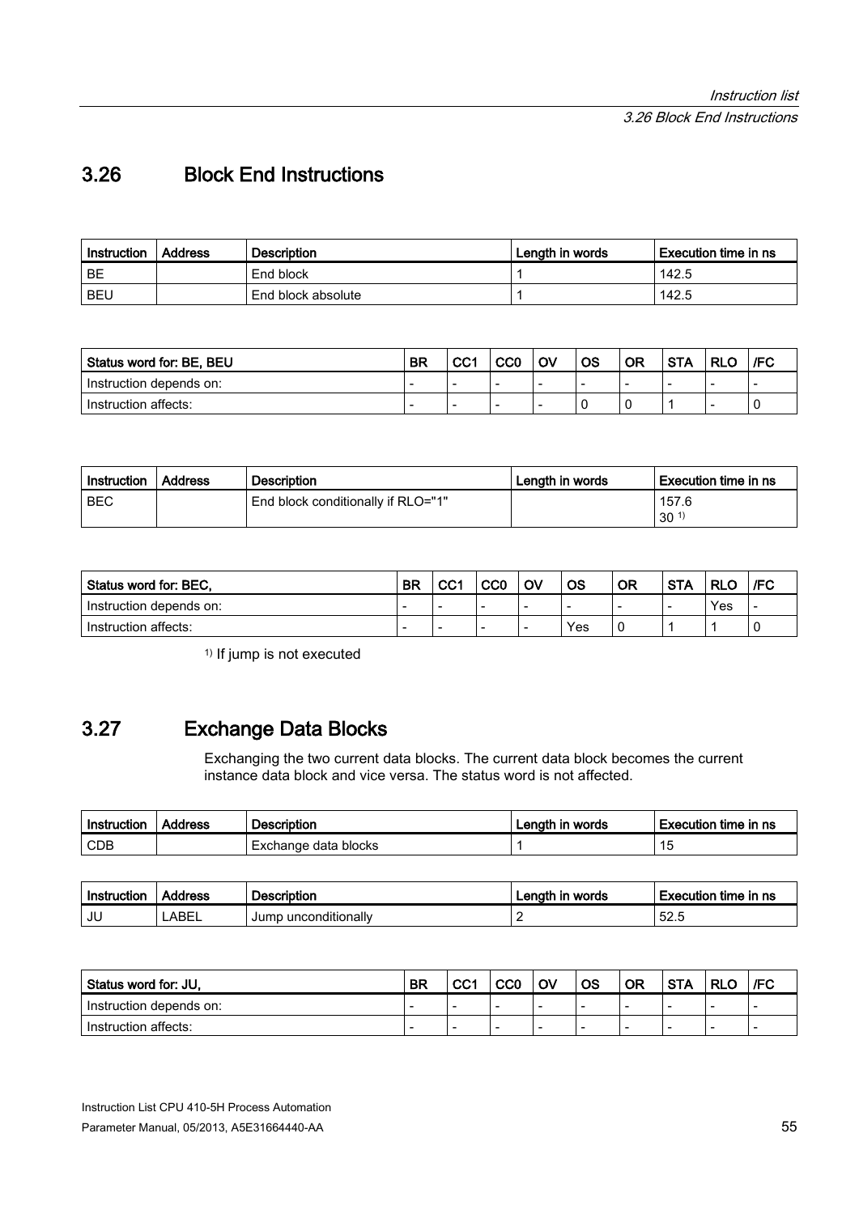## 3.26 Block End Instructions

| Instruction | Address | Description | Length in words | Execution time in ns |
|---|---|---|---|---|
| BE | | End block | 1 | 142.5 |
| BEU | | End block absolute | 1 | 142.5 |

| Status word for: BE, BEU | BR | CC1 | CC0 | OV | OS | OR | STA | RLO | /FC |
|---|---|---|---|---|---|---|---|---|---|
| Instruction depends on: | - | - | - | - | - | - | - | - | - |
| Instruction affects: | - | - | - | - | 0 | 0 | 1 | - | 0 |

| Instruction | Address | Description | Length in words | Execution time in ns |
|---|---|---|---|---|
| BEC | | End block conditionally if RLO="1" | | 157.6<br>30 [1] |

| Status word for: BEC, | BR | CC1 | CC0 | OV | OS | OR | STA | RLO | /FC |
|---|---|---|---|---|---|---|---|---|---|
| Instruction depends on: | - | - | - | - | - | - | - | Yes | - |
| Instruction affects: | - | - | - | - | Yes | 0 | 1 | 1 | 0 |

[1] If jump is not executed

## 3.27 Exchange Data Blocks

Exchanging the two current data blocks. The current data block becomes the current instance data block and vice versa. The status word is not affected.

| Instruction | Address | Description | Length in words | Execution time in ns |
|---|---|---|---|---|
| CDB | | Exchange data blocks | 1 | 15 |

| Instruction | Address | Description | Length in words | Execution time in ns |
|---|---|---|---|---|
| JU | LABEL | Jump unconditionally | 2 | 52.5 |

| Status word for: JU, | BR | CC1 | CC0 | OV | OS | OR | STA | RLO | /FC |
|---|---|---|---|---|---|---|---|---|---|
| Instruction depends on: | - | - | - | - | - | - | - | - | - |
| Instruction affects: | - | - | - | - | - | - | - | - | - |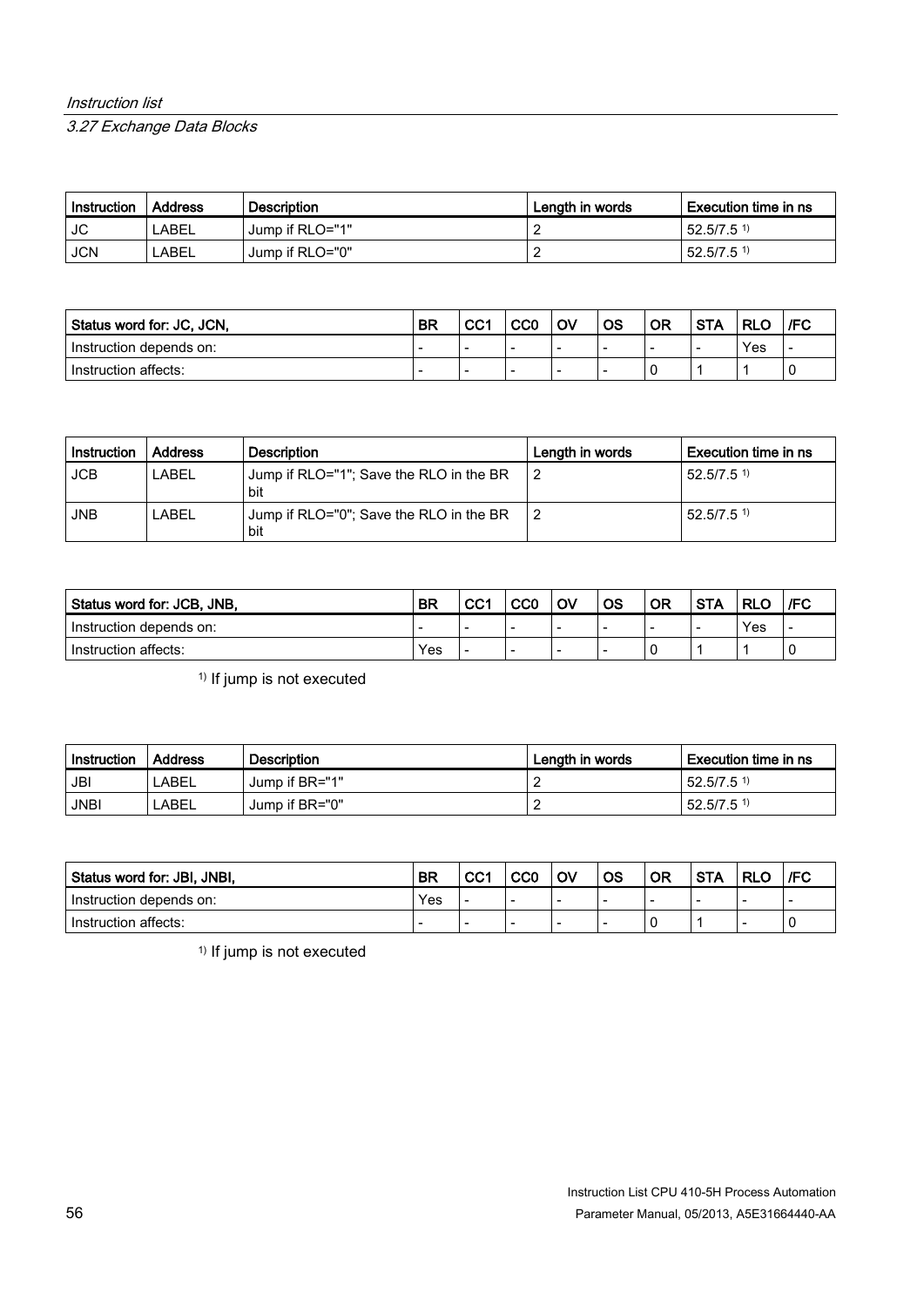| Instruction | Address | Description | Length in words | Execution time in ns |
| --- | --- | --- | --- | --- |
| JC | LABEL | Jump if RLO="1" | 2 | 52.5/7.5 [1)] |
| JCN | LABEL | Jump if RLO="0" | 2 | 52.5/7.5 [1)] |

| Status word for: JC, JCN, | BR | CC1 | CC0 | OV | OS | OR | STA | RLO | /FC |
| --- | --- | --- | --- | --- | --- | --- | --- | --- | --- |
| Instruction depends on: | - | - | - | - | - | - | - | Yes | - |
| Instruction affects: | - | - | - | - | - | 0 | 1 | 1 | 0 |

| Instruction | Address | Description | Length in words | Execution time in ns |
| --- | --- | --- | --- | --- |
| JCB | LABEL | Jump if RLO="1"; Save the RLO in the BR bit | 2 | 52.5/7.5 [1)] |
| JNB | LABEL | Jump if RLO="0"; Save the RLO in the BR bit | 2 | 52.5/7.5 [1)] |

| Status word for: JCB, JNB, | BR | CC1 | CC0 | OV | OS | OR | STA | RLO | /FC |
| --- | --- | --- | --- | --- | --- | --- | --- | --- | --- |
| Instruction depends on: | - | - | - | - | - | - | - | Yes | - |
| Instruction affects: | Yes | - | - | - | - | 0 | 1 | 1 | 0 |

[1)] If jump is not executed

| Instruction | Address | Description | Length in words | Execution time in ns |
| --- | --- | --- | --- | --- |
| JBI | LABEL | Jump if BR="1" | 2 | 52.5/7.5 [1)] |
| JNBI | LABEL | Jump if BR="0" | 2 | 52.5/7.5 [1)] |

| Status word for: JBI, JNBI, | BR | CC1 | CC0 | OV | OS | OR | STA | RLO | /FC |
| --- | --- | --- | --- | --- | --- | --- | --- | --- | --- |
| Instruction depends on: | Yes | - | - | - | - | - | - | - | - |
| Instruction affects: | - | - | - | - | - | 0 | 1 | - | 0 |

[1)] If jump is not executed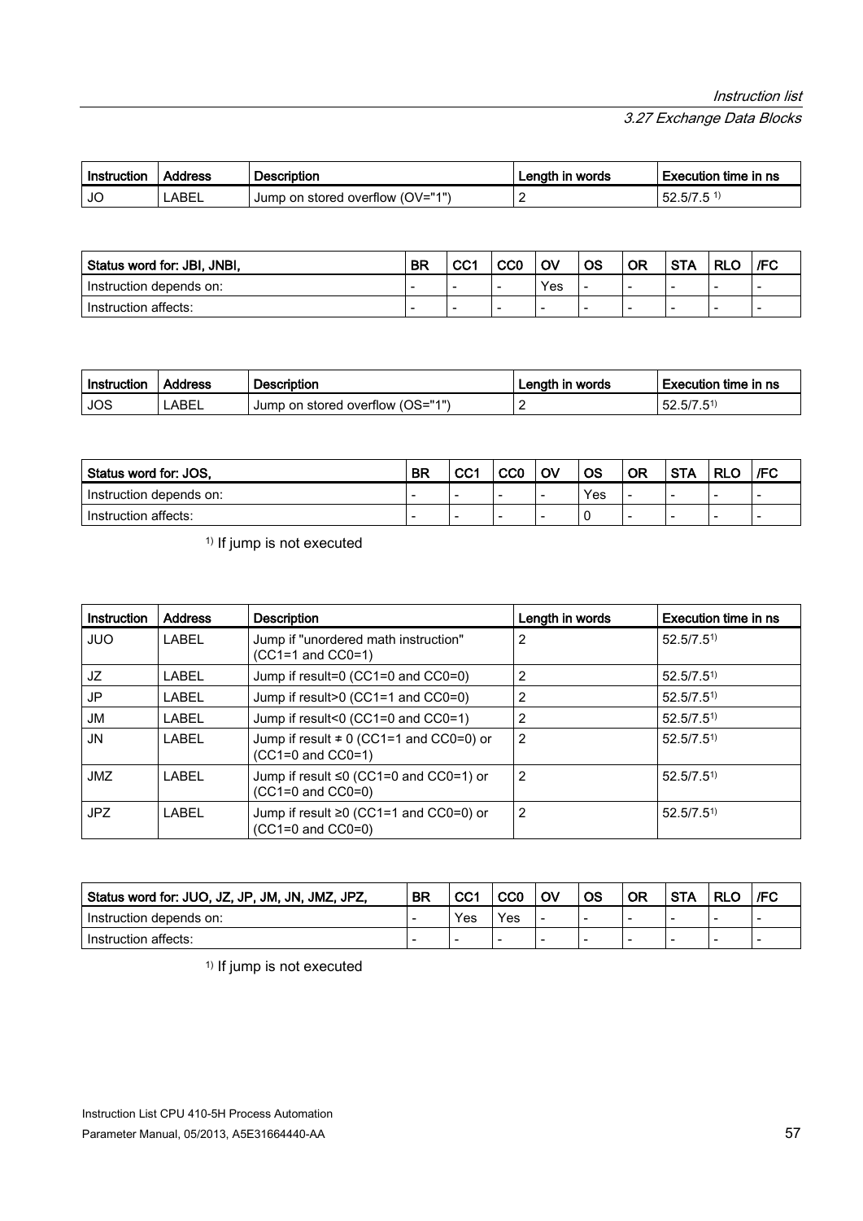| Instruction | Address | Description | Length in words | Execution time in ns |
|---|---|---|---|---|
| JO | LABEL | Jump on stored overflow (OV="1") | 2 | 52.5/7.5 [1] |

| Status word for: JBI, JNBI, | BR | CC1 | CC0 | OV | OS | OR | STA | RLO | /FC |
|---|---|---|---|---|---|---|---|---|---|
| Instruction depends on: | - | - | - | Yes | - | - | - | - | - |
| Instruction affects: | - | - | - | - | - | - | - | - | - |

| Instruction | Address | Description | Length in words | Execution time in ns |
|---|---|---|---|---|
| JOS | LABEL | Jump on stored overflow (OS="1") | 2 | 52.5/7.5[1] |

| Status word for: JOS, | BR | CC1 | CC0 | OV | OS | OR | STA | RLO | /FC |
|---|---|---|---|---|---|---|---|---|---|
| Instruction depends on: | - | - | - | - | Yes | - | - | - | - |
| Instruction affects: | - | - | - | - | 0 | - | - | - | - |

[1] If jump is not executed

| Instruction | Address | Description | Length in words | Execution time in ns |
|---|---|---|---|---|
| JUO | LABEL | Jump if "unordered math instruction" (CC1=1 and CC0=1) | 2 | 52.5/7.5[1] |
| JZ | LABEL | Jump if result=0 (CC1=0 and CC0=0) | 2 | 52.5/7.5[1] |
| JP | LABEL | Jump if result>0 (CC1=1 and CC0=0) | 2 | 52.5/7.5[1] |
| JM | LABEL | Jump if result<0 (CC1=0 and CC0=1) | 2 | 52.5/7.5[1] |
| JN | LABEL | Jump if result ≠ 0 (CC1=1 and CC0=0) or (CC1=0 and CC0=1) | 2 | 52.5/7.5[1] |
| JMZ | LABEL | Jump if result ≤0 (CC1=0 and CC0=1) or (CC1=0 and CC0=0) | 2 | 52.5/7.5[1] |
| JPZ | LABEL | Jump if result ≥0 (CC1=1 and CC0=0) or (CC1=0 and CC0=0) | 2 | 52.5/7.5[1] |

| Status word for: JUO, JZ, JP, JM, JN, JMZ, JPZ, | BR | CC1 | CC0 | OV | OS | OR | STA | RLO | /FC |
|---|---|---|---|---|---|---|---|---|---|
| Instruction depends on: | - | Yes | Yes | - | - | - | - | - | - |
| Instruction affects: | - | - | - | - | - | - | - | - | - |

[1] If jump is not executed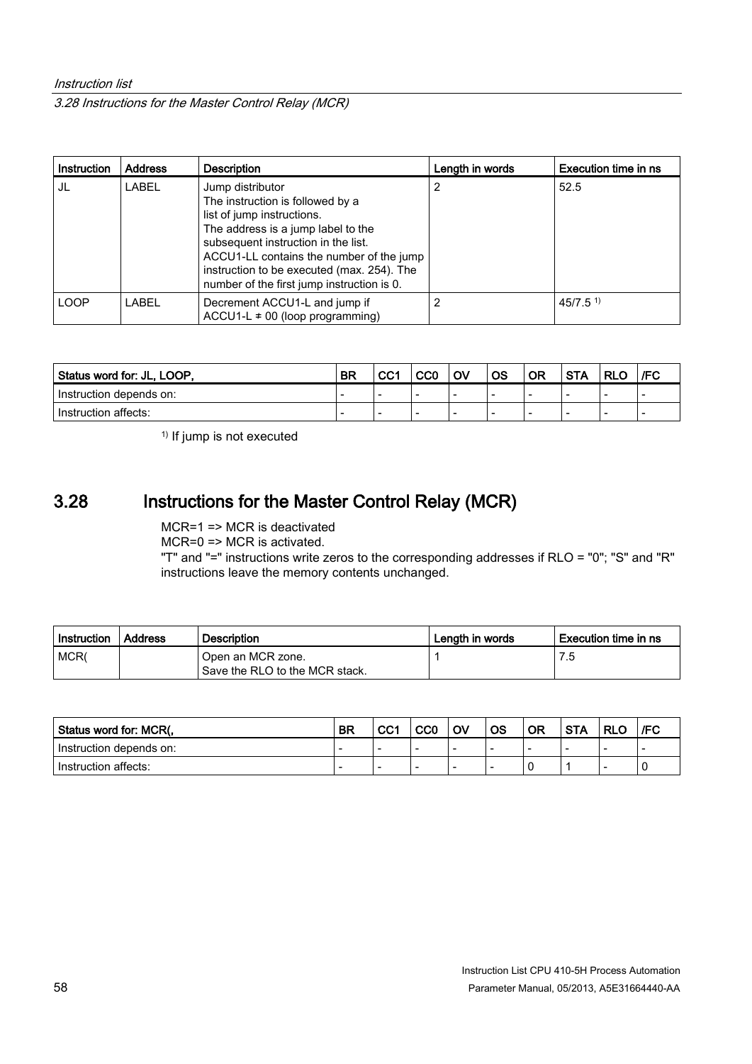| Instruction | Address | Description | Length in words | Execution time in ns |
|---|---|---|---|---|
| JL | LABEL | Jump distributor<br>The instruction is followed by a list of jump instructions.<br>The address is a jump label to the subsequent instruction in the list.<br>ACCU1-LL contains the number of the jump instruction to be executed (max. 254). The number of the first jump instruction is 0. | 2 | 52.5 |
| LOOP | LABEL | Decrement ACCU1-L and jump if ACCU1-L ≠ 00 (loop programming) | 2 | 45/7.5 [1)] |

| Status word for: JL, LOOP, | BR | CC1 | CC0 | OV | OS | OR | STA | RLO | /FC |
|---|---|---|---|---|---|---|---|---|---|
| Instruction depends on: | - | - | - | - | - | - | - | - | - |
| Instruction affects: | - | - | - | - | - | - | - | - | - |

[1)] If jump is not executed

## 3.28 Instructions for the Master Control Relay (MCR)

MCR=1 => MCR is deactivated
MCR=0 => MCR is activated.
"T" and "=" instructions write zeros to the corresponding addresses if RLO = "0"; "S" and "R" instructions leave the memory contents unchanged.

| Instruction | Address | Description | Length in words | Execution time in ns |
|---|---|---|---|---|
| MCR( | | Open an MCR zone.<br>Save the RLO to the MCR stack. | 1 | 7.5 |

| Status word for: MCR(, | BR | CC1 | CC0 | OV | OS | OR | STA | RLO | /FC |
|---|---|---|---|---|---|---|---|---|---|
| Instruction depends on: | - | - | - | - | - | - | - | - | - |
| Instruction affects: | - | - | - | - | - | 0 | 1 | - | 0 |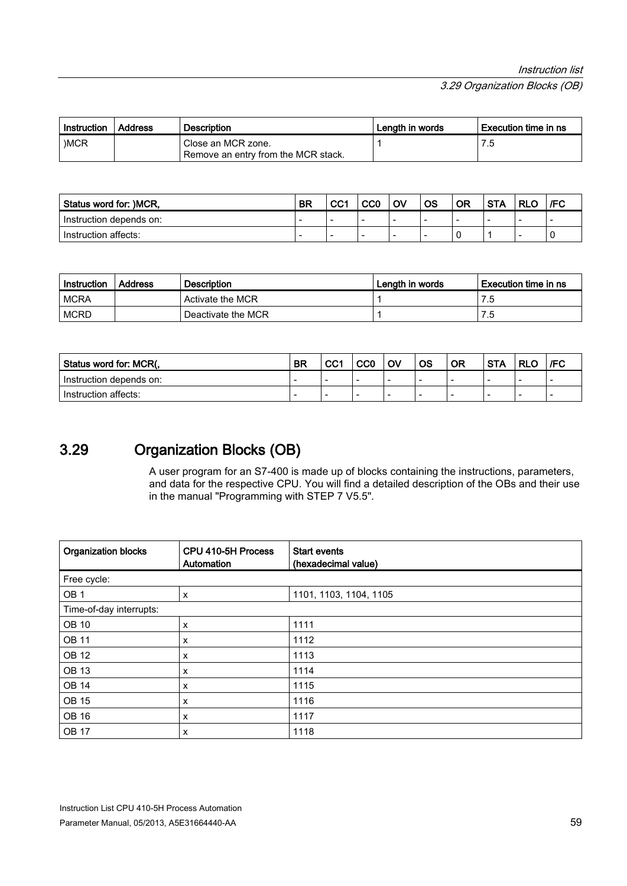| Instruction | Address | Description | Length in words | Execution time in ns |
|---|---|---|---|---|
| )MCR | | Close an MCR zone.<br>Remove an entry from the MCR stack. | 1 | 7.5 |

| Status word for: )MCR, | BR | CC1 | CC0 | OV | OS | OR | STA | RLO | /FC |
|---|---|---|---|---|---|---|---|---|---|
| Instruction depends on: | - | - | - | - | - | - | - | - | - |
| Instruction affects: | - | - | - | - | - | 0 | 1 | - | 0 |

| Instruction | Address | Description | Length in words | Execution time in ns |
|---|---|---|---|---|
| MCRA | | Activate the MCR | 1 | 7.5 |
| MCRD | | Deactivate the MCR | 1 | 7.5 |

| Status word for: MCR(, | BR | CC1 | CC0 | OV | OS | OR | STA | RLO | /FC |
|---|---|---|---|---|---|---|---|---|---|
| Instruction depends on: | - | - | - | - | - | - | - | - | - |
| Instruction affects: | - | - | - | - | - | - | - | - | - |

## 3.29 Organization Blocks (OB)

A user program for an S7-400 is made up of blocks containing the instructions, parameters, and data for the respective CPU. You will find a detailed description of the OBs and their use in the manual "Programming with STEP 7 V5.5".

| Organization blocks | CPU 410-5H Process Automation | Start events (hexadecimal value) |
|---|---|---|
| Free cycle: | | |
| OB 1 | x | 1101, 1103, 1104, 1105 |
| Time-of-day interrupts: | | |
| OB 10 | x | 1111 |
| OB 11 | x | 1112 |
| OB 12 | x | 1113 |
| OB 13 | x | 1114 |
| OB 14 | x | 1115 |
| OB 15 | x | 1116 |
| OB 16 | x | 1117 |
| OB 17 | x | 1118 |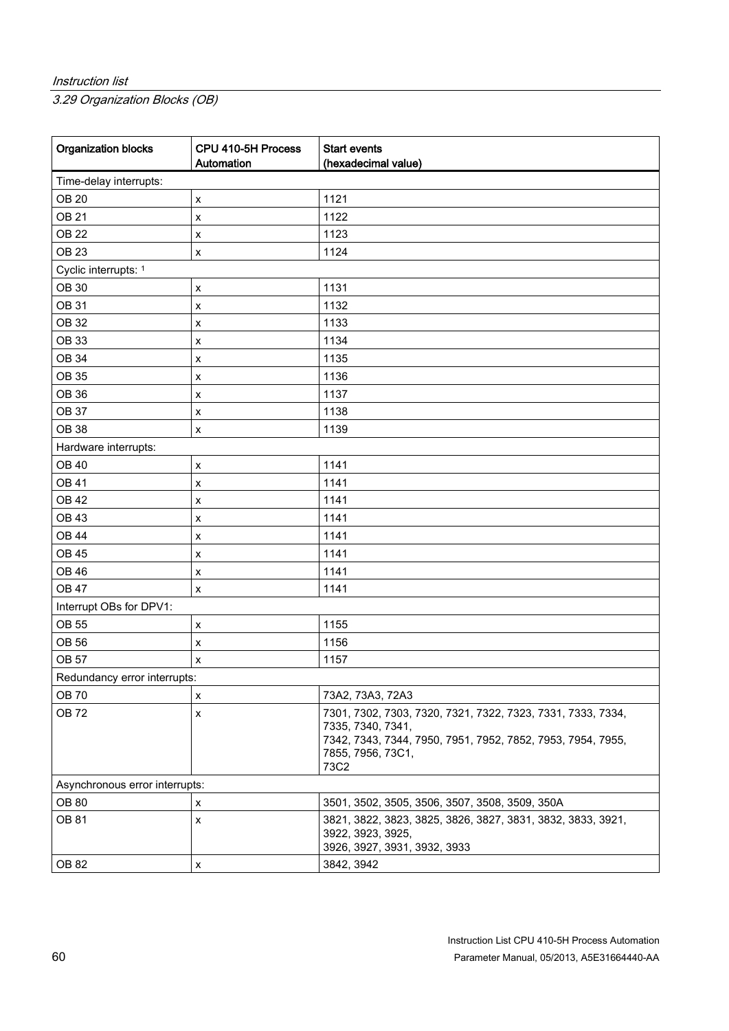| Organization blocks | CPU 410-5H Process Automation | Start events (hexadecimal value) |
|---|---|---|
| Time-delay interrupts: | | |
| OB 20 | x | 1121 |
| OB 21 | x | 1122 |
| OB 22 | x | 1123 |
| OB 23 | x | 1124 |
| Cyclic interrupts: [1] | | |
| OB 30 | x | 1131 |
| OB 31 | x | 1132 |
| OB 32 | x | 1133 |
| OB 33 | x | 1134 |
| OB 34 | x | 1135 |
| OB 35 | x | 1136 |
| OB 36 | x | 1137 |
| OB 37 | x | 1138 |
| OB 38 | x | 1139 |
| Hardware interrupts: | | |
| OB 40 | x | 1141 |
| OB 41 | x | 1141 |
| OB 42 | x | 1141 |
| OB 43 | x | 1141 |
| OB 44 | x | 1141 |
| OB 45 | x | 1141 |
| OB 46 | x | 1141 |
| OB 47 | x | 1141 |
| Interrupt OBs for DPV1: | | |
| OB 55 | x | 1155 |
| OB 56 | x | 1156 |
| OB 57 | x | 1157 |
| Redundancy error interrupts: | | |
| OB 70 | x | 73A2, 73A3, 72A3 |
| OB 72 | x | 7301, 7302, 7303, 7320, 7321, 7322, 7323, 7331, 7333, 7334, 7335, 7340, 7341, 7342, 7343, 7344, 7950, 7951, 7952, 7852, 7953, 7954, 7955, 7855, 7956, 73C1, 73C2 |
| Asynchronous error interrupts: | | |
| OB 80 | x | 3501, 3502, 3505, 3506, 3507, 3508, 3509, 350A |
| OB 81 | x | 3821, 3822, 3823, 3825, 3826, 3827, 3831, 3832, 3833, 3921, 3922, 3923, 3925, 3926, 3927, 3931, 3932, 3933 |
| OB 82 | x | 3842, 3942 |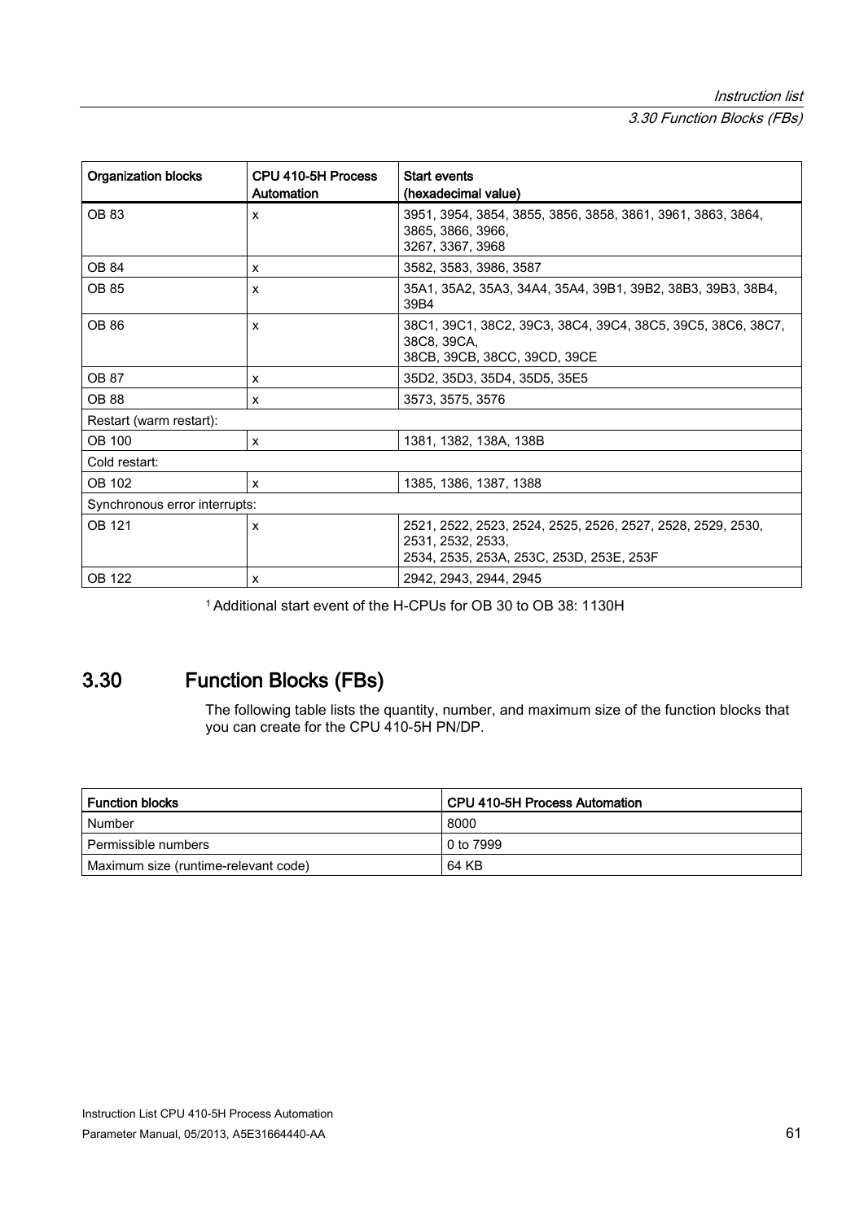| Organization blocks | CPU 410-5H Process Automation | Start events (hexadecimal value) |
|---|---|---|
| OB 83 | x | 3951, 3954, 3854, 3855, 3856, 3858, 3861, 3961, 3863, 3864, 3865, 3866, 3966, 3267, 3367, 3968 |
| OB 84 | x | 3582, 3583, 3986, 3587 |
| OB 85 | x | 35A1, 35A2, 35A3, 34A4, 35A4, 39B1, 39B2, 38B3, 39B3, 38B4, 39B4 |
| OB 86 | x | 38C1, 39C1, 38C2, 39C3, 38C4, 39C4, 38C5, 39C5, 38C6, 38C7, 38C8, 39CA, 38CB, 39CB, 38CC, 39CD, 39CE |
| OB 87 | x | 35D2, 35D3, 35D4, 35D5, 35E5 |
| OB 88 | x | 3573, 3575, 3576 |
| Restart (warm restart): | | |
| OB 100 | x | 1381, 1382, 138A, 138B |
| Cold restart: | | |
| OB 102 | x | 1385, 1386, 1387, 1388 |
| Synchronous error interrupts: | | |
| OB 121 | x | 2521, 2522, 2523, 2524, 2525, 2526, 2527, 2528, 2529, 2530, 2531, 2532, 2533, 2534, 2535, 253A, 253C, 253D, 253E, 253F |
| OB 122 | x | 2942, 2943, 2944, 2945 |

[1] Additional start event of the H-CPUs for OB 30 to OB 38: 1130H

## 3.30 Function Blocks (FBs)

The following table lists the quantity, number, and maximum size of the function blocks that you can create for the CPU 410-5H PN/DP.

| Function blocks | CPU 410-5H Process Automation |
|---|---|
| Number | 8000 |
| Permissible numbers | 0 to 7999 |
| Maximum size (runtime-relevant code) | 64 KB |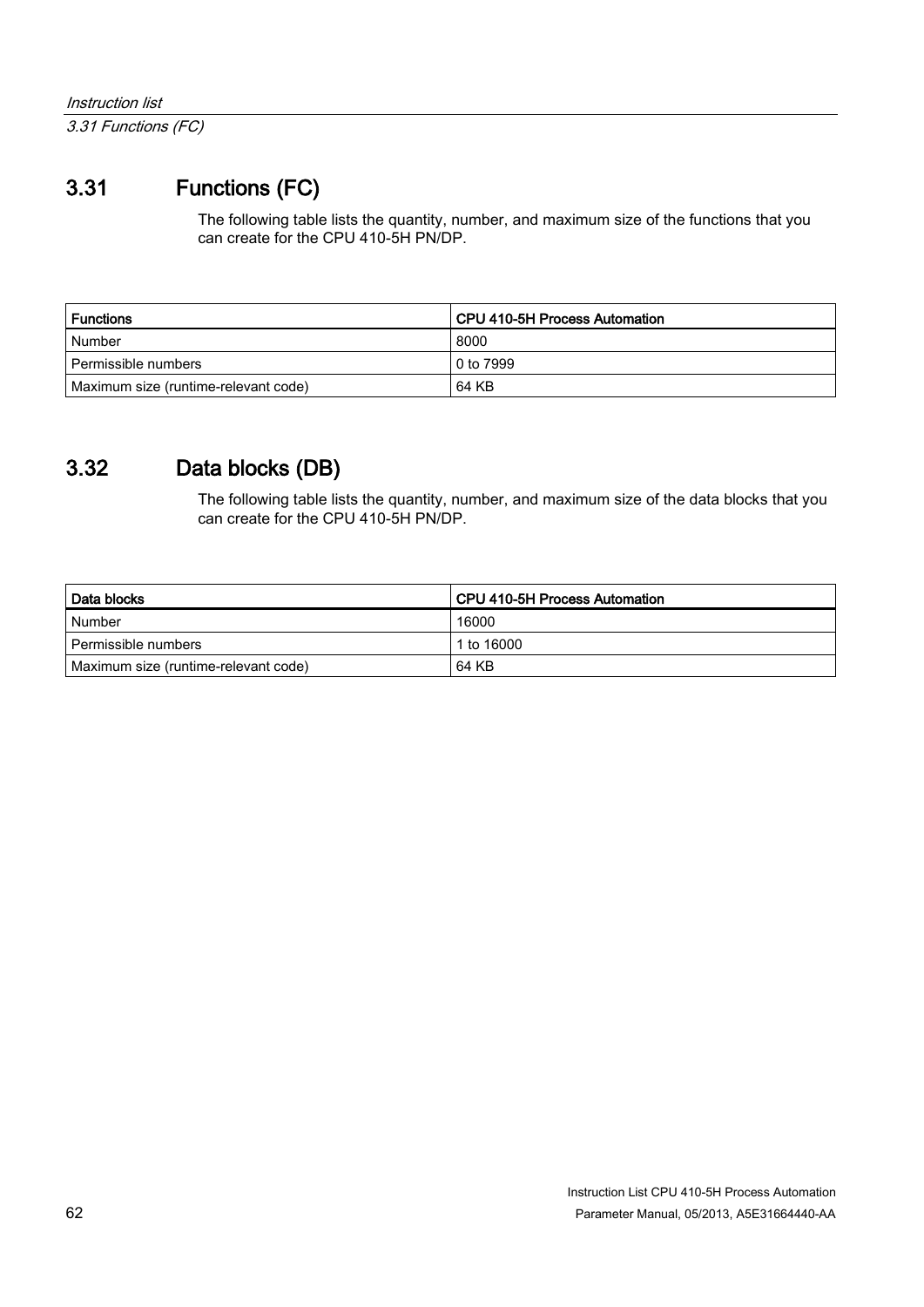## 3.31 Functions (FC)

The following table lists the quantity, number, and maximum size of the functions that you can create for the CPU 410-5H PN/DP.

| Functions | CPU 410-5H Process Automation |
| --- | --- |
| Number | 8000 |
| Permissible numbers | 0 to 7999 |
| Maximum size (runtime-relevant code) | 64 KB |

## 3.32 Data blocks (DB)

The following table lists the quantity, number, and maximum size of the data blocks that you can create for the CPU 410-5H PN/DP.

| Data blocks | CPU 410-5H Process Automation |
| --- | --- |
| Number | 16000 |
| Permissible numbers | 1 to 16000 |
| Maximum size (runtime-relevant code) | 64 KB |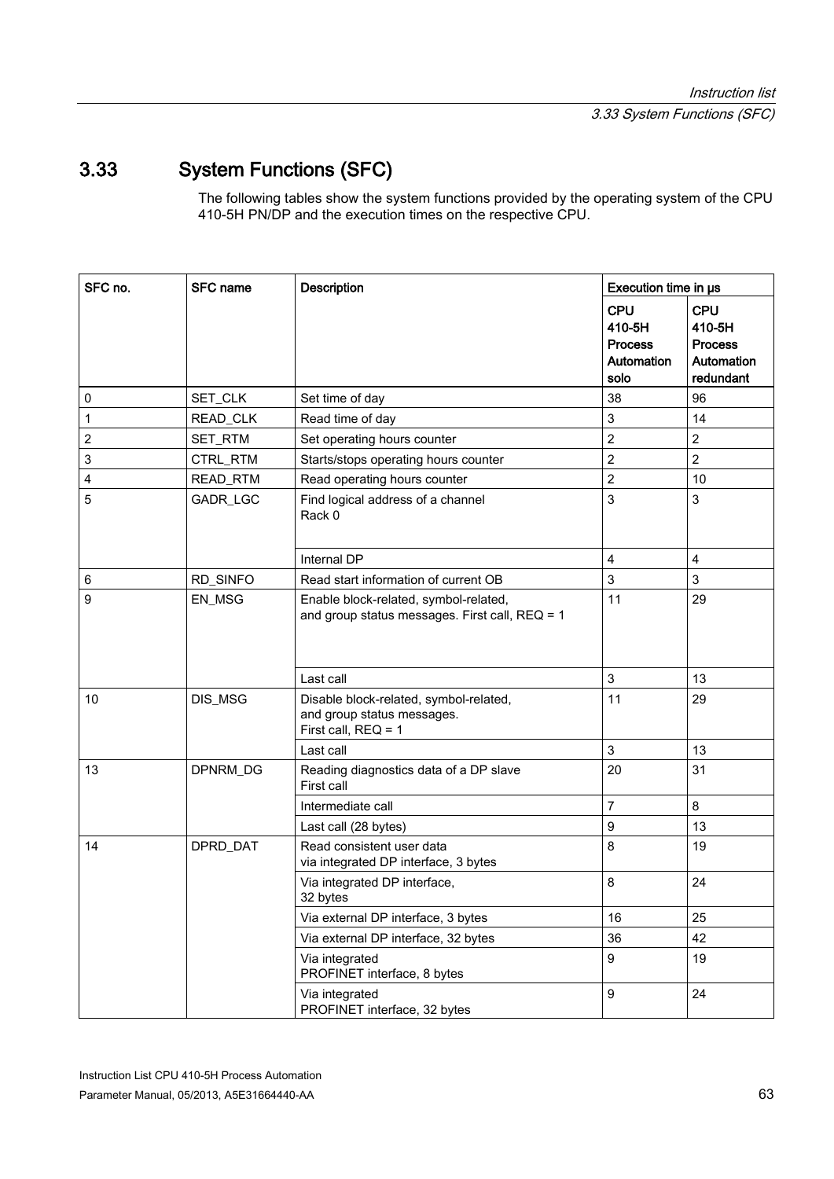## 3.33 System Functions (SFC)

The following tables show the system functions provided by the operating system of the CPU 410-5H PN/DP and the execution times on the respective CPU.

| SFC no. | SFC name | Description | Execution time in µs | |
|---|---|---|---|---|
| | | | **CPU 410-5H Process Automation solo** | **CPU 410-5H Process Automation redundant** |
| 0 | SET_CLK | Set time of day | 38 | 96 |
| 1 | READ_CLK | Read time of day | 3 | 14 |
| 2 | SET_RTM | Set operating hours counter | 2 | 2 |
| 3 | CTRL_RTM | Starts/stops operating hours counter | 2 | 2 |
| 4 | READ_RTM | Read operating hours counter | 2 | 10 |
| 5 | GADR_LGC | Find logical address of a channel Rack 0 | 3 | 3 |
| | | Internal DP | 4 | 4 |
| 6 | RD_SINFO | Read start information of current OB | 3 | 3 |
| 9 | EN_MSG | Enable block-related, symbol-related, and group status messages. First call, REQ = 1 | 11 | 29 |
| | | Last call | 3 | 13 |
| 10 | DIS_MSG | Disable block-related, symbol-related, and group status messages. First call, REQ = 1 | 11 | 29 |
| | | Last call | 3 | 13 |
| 13 | DPNRM_DG | Reading diagnostics data of a DP slave First call | 20 | 31 |
| | | Intermediate call | 7 | 8 |
| | | Last call (28 bytes) | 9 | 13 |
| 14 | DPRD_DAT | Read consistent user data via integrated DP interface, 3 bytes | 8 | 19 |
| | | Via integrated DP interface, 32 bytes | 8 | 24 |
| | | Via external DP interface, 3 bytes | 16 | 25 |
| | | Via external DP interface, 32 bytes | 36 | 42 |
| | | Via integrated PROFINET interface, 8 bytes | 9 | 19 |
| | | Via integrated PROFINET interface, 32 bytes | 9 | 24 |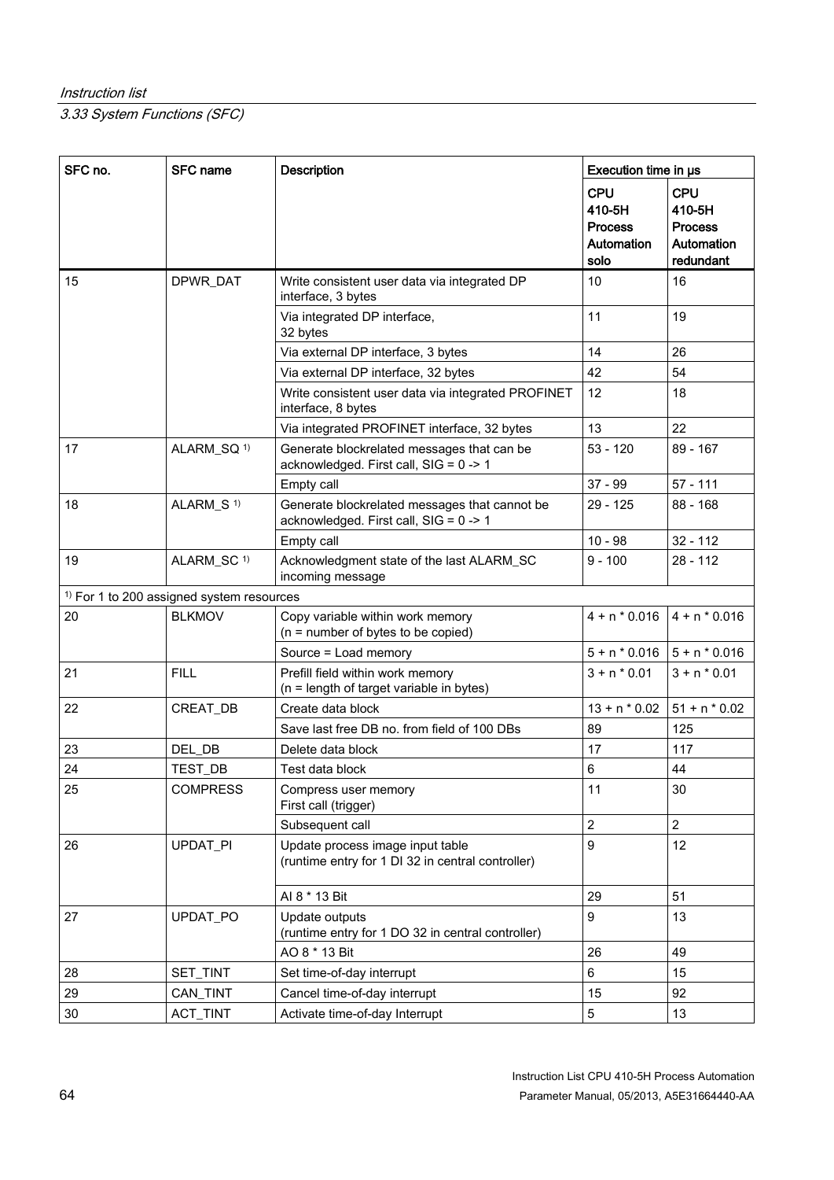| SFC no. | SFC name | Description | Execution time in µs | |
|---|---|---|---|---|
| | | | CPU 410-5H Process Automation solo | CPU 410-5H Process Automation redundant |
| 15 | DPWR_DAT | Write consistent user data via integrated DP interface, 3 bytes | 10 | 16 |
| | | Via integrated DP interface, 32 bytes | 11 | 19 |
| | | Via external DP interface, 3 bytes | 14 | 26 |
| | | Via external DP interface, 32 bytes | 42 | 54 |
| | | Write consistent user data via integrated PROFINET interface, 8 bytes | 12 | 18 |
| | | Via integrated PROFINET interface, 32 bytes | 13 | 22 |
| 17 | ALARM_SQ [1)] | Generate blockrelated messages that can be acknowledged. First call, SIG = 0 -> 1 | 53 - 120 | 89 - 167 |
| | | Empty call | 37 - 99 | 57 - 111 |
| 18 | ALARM_S [1)] | Generate blockrelated messages that cannot be acknowledged. First call, SIG = 0 -> 1 | 29 - 125 | 88 - 168 |
| | | Empty call | 10 - 98 | 32 - 112 |
| 19 | ALARM_SC [1)] | Acknowledgment state of the last ALARM_SC incoming message | 9 - 100 | 28 - 112 |
| [1)] For 1 to 200 assigned system resources | | | | |
| 20 | BLKMOV | Copy variable within work memory (n = number of bytes to be copied) | 4 + n * 0.016 | 4 + n * 0.016 |
| | | Source = Load memory | 5 + n * 0.016 | 5 + n * 0.016 |
| 21 | FILL | Prefill field within work memory (n = length of target variable in bytes) | 3 + n * 0.01 | 3 + n * 0.01 |
| 22 | CREAT_DB | Create data block | 13 + n * 0.02 | 51 + n * 0.02 |
| | | Save last free DB no. from field of 100 DBs | 89 | 125 |
| 23 | DEL_DB | Delete data block | 17 | 117 |
| 24 | TEST_DB | Test data block | 6 | 44 |
| 25 | COMPRESS | Compress user memory First call (trigger) | 11 | 30 |
| | | Subsequent call | 2 | 2 |
| 26 | UPDAT_PI | Update process image input table (runtime entry for 1 DI 32 in central controller) | 9 | 12 |
| | | AI 8 * 13 Bit | 29 | 51 |
| 27 | UPDAT_PO | Update outputs (runtime entry for 1 DO 32 in central controller) | 9 | 13 |
| | | AO 8 * 13 Bit | 26 | 49 |
| 28 | SET_TINT | Set time-of-day interrupt | 6 | 15 |
| 29 | CAN_TINT | Cancel time-of-day interrupt | 15 | 92 |
| 30 | ACT_TINT | Activate time-of-day Interrupt | 5 | 13 |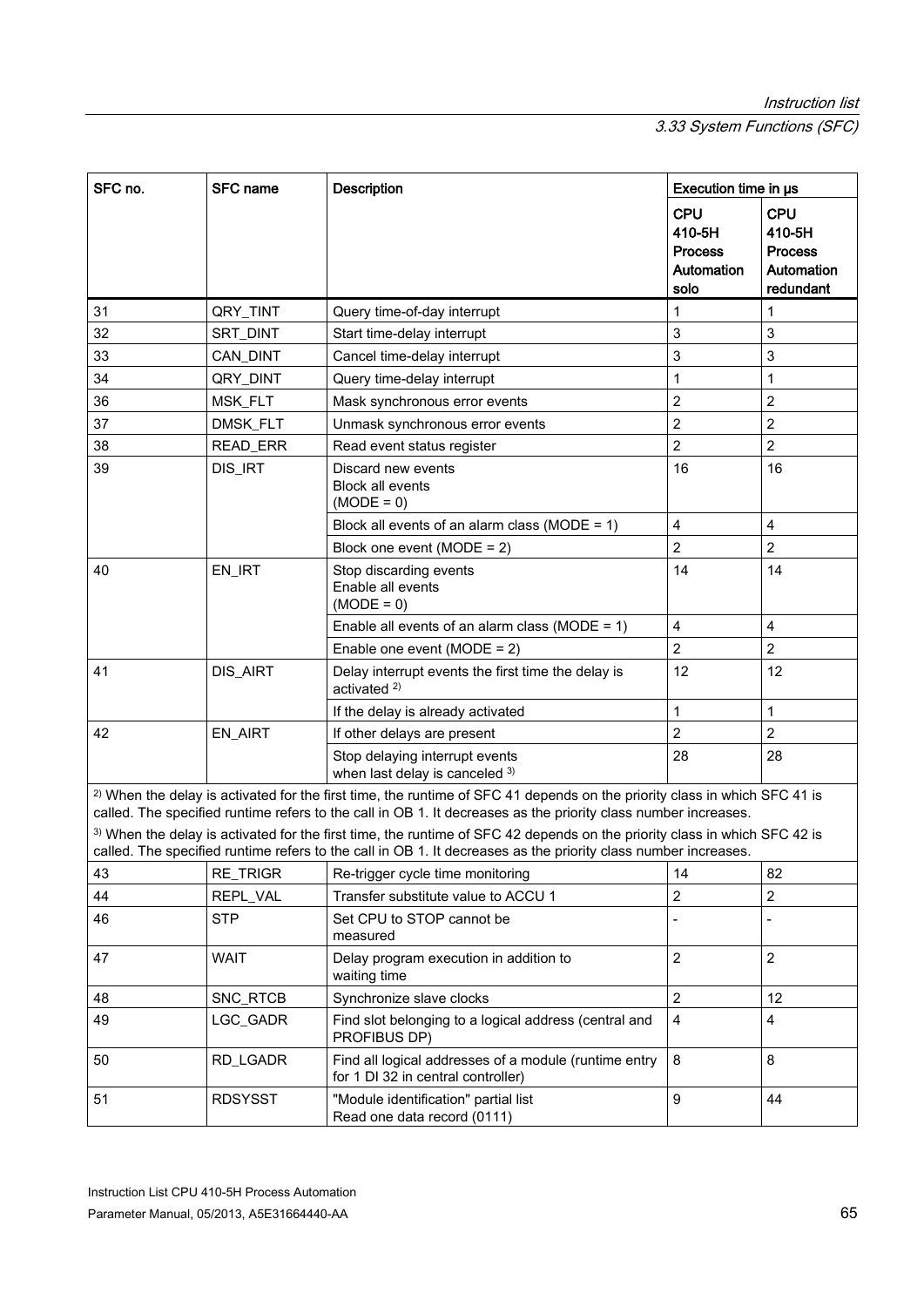| SFC no. | SFC name | Description | Execution time in µs | |
|---|---|---|---|---|
| | | | CPU 410-5H Process Automation solo | CPU 410-5H Process Automation redundant |
| 31 | QRY_TINT | Query time-of-day interrupt | 1 | 1 |
| 32 | SRT_DINT | Start time-delay interrupt | 3 | 3 |
| 33 | CAN_DINT | Cancel time-delay interrupt | 3 | 3 |
| 34 | QRY_DINT | Query time-delay interrupt | 1 | 1 |
| 36 | MSK_FLT | Mask synchronous error events | 2 | 2 |
| 37 | DMSK_FLT | Unmask synchronous error events | 2 | 2 |
| 38 | READ_ERR | Read event status register | 2 | 2 |
| 39 | DIS_IRT | Discard new events Block all events (MODE = 0) | 16 | 16 |
| | | Block all events of an alarm class (MODE = 1) | 4 | 4 |
| | | Block one event (MODE = 2) | 2 | 2 |
| 40 | EN_IRT | Stop discarding events Enable all events (MODE = 0) | 14 | 14 |
| | | Enable all events of an alarm class (MODE = 1) | 4 | 4 |
| | | Enable one event (MODE = 2) | 2 | 2 |
| 41 | DIS_AIRT | Delay interrupt events the first time the delay is activated [2] | 12 | 12 |
| | | If the delay is already activated | 1 | 1 |
| 42 | EN_AIRT | If other delays are present | 2 | 2 |
| | | Stop delaying interrupt events when last delay is canceled [3] | 28 | 28 |
| [2] When the delay is activated for the first time, the runtime of SFC 41 depends on the priority class in which SFC 41 is called. The specified runtime refers to the call in OB 1. It decreases as the priority class number increases. [3] When the delay is activated for the first time, the runtime of SFC 42 depends on the priority class in which SFC 42 is called. The specified runtime refers to the call in OB 1. It decreases as the priority class number increases. | | | | |
| 43 | RE_TRIGR | Re-trigger cycle time monitoring | 14 | 82 |
| 44 | REPL_VAL | Transfer substitute value to ACCU 1 | 2 | 2 |
| 46 | STP | Set CPU to STOP cannot be measured | - | - |
| 47 | WAIT | Delay program execution in addition to waiting time | 2 | 2 |
| 48 | SNC_RTCB | Synchronize slave clocks | 2 | 12 |
| 49 | LGC_GADR | Find slot belonging to a logical address (central and PROFIBUS DP) | 4 | 4 |
| 50 | RD_LGADR | Find all logical addresses of a module (runtime entry for 1 DI 32 in central controller) | 8 | 8 |
| 51 | RDSYSST | "Module identification" partial list Read one data record (0111) | 9 | 44 |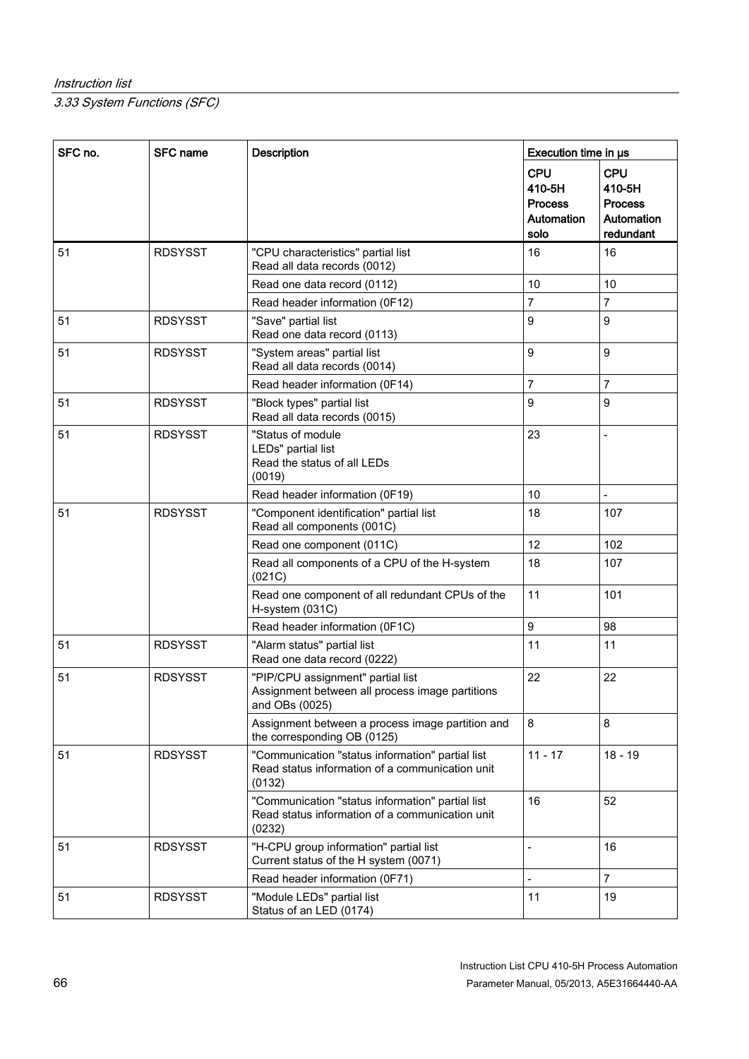| SFC no. | SFC name | Description | Execution time in µs | |
|---|---|---|---|---|
| | | | CPU 410-5H Process Automation solo | CPU 410-5H Process Automation redundant |
| 51 | RDSYSST | "CPU characteristics" partial list<br>Read all data records (0012) | 16 | 16 |
| | | Read one data record (0112) | 10 | 10 |
| | | Read header information (0F12) | 7 | 7 |
| 51 | RDSYSST | "Save" partial list<br>Read one data record (0113) | 9 | 9 |
| 51 | RDSYSST | "System areas" partial list<br>Read all data records (0014) | 9 | 9 |
| | | Read header information (0F14) | 7 | 7 |
| 51 | RDSYSST | "Block types" partial list<br>Read all data records (0015) | 9 | 9 |
| 51 | RDSYSST | "Status of module LEDs" partial list<br>Read the status of all LEDs (0019) | 23 | - |
| | | Read header information (0F19) | 10 | - |
| 51 | RDSYSST | "Component identification" partial list<br>Read all components (001C) | 18 | 107 |
| | | Read one component (011C) | 12 | 102 |
| | | Read all components of a CPU of the H-system (021C) | 18 | 107 |
| | | Read one component of all redundant CPUs of the H-system (031C) | 11 | 101 |
| | | Read header information (0F1C) | 9 | 98 |
| 51 | RDSYSST | "Alarm status" partial list<br>Read one data record (0222) | 11 | 11 |
| 51 | RDSYSST | "PIP/CPU assignment" partial list<br>Assignment between all process image partitions and OBs (0025) | 22 | 22 |
| | | Assignment between a process image partition and the corresponding OB (0125) | 8 | 8 |
| 51 | RDSYSST | "Communication "status information" partial list<br>Read status information of a communication unit (0132) | 11 - 17 | 18 - 19 |
| | | "Communication "status information" partial list<br>Read status information of a communication unit (0232) | 16 | 52 |
| 51 | RDSYSST | "H-CPU group information" partial list<br>Current status of the H system (0071) | - | 16 |
| | | Read header information (0F71) | - | 7 |
| 51 | RDSYSST | "Module LEDs" partial list<br>Status of an LED (0174) | 11 | 19 |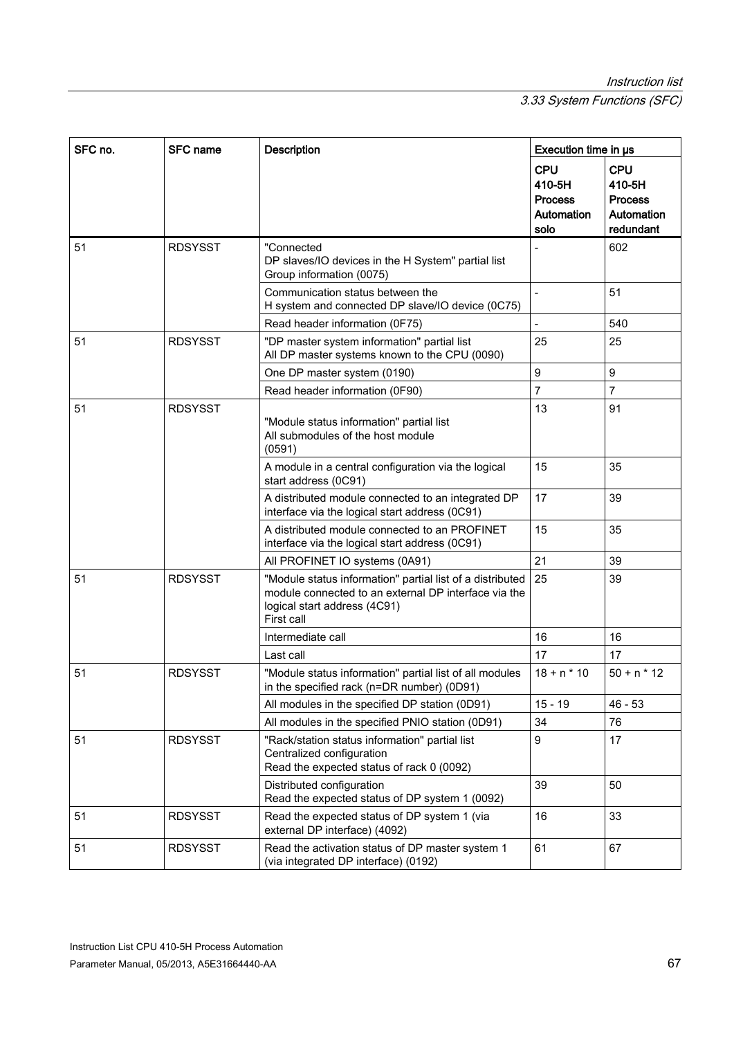| SFC no. | SFC name | Description | Execution time in µs | |
|---|---|---|---|---|
| | | | CPU 410-5H Process Automation solo | CPU 410-5H Process Automation redundant |
| 51 | RDSYSST | "Connected DP slaves/IO devices in the H System" partial list Group information (0075) | - | 602 |
| | | Communication status between the H system and connected DP slave/IO device (0C75) | - | 51 |
| | | Read header information (0F75) | - | 540 |
| 51 | RDSYSST | "DP master system information" partial list All DP master systems known to the CPU (0090) | 25 | 25 |
| | | One DP master system (0190) | 9 | 9 |
| | | Read header information (0F90) | 7 | 7 |
| 51 | RDSYSST | "Module status information" partial list All submodules of the host module (0591) | 13 | 91 |
| | | A module in a central configuration via the logical start address (0C91) | 15 | 35 |
| | | A distributed module connected to an integrated DP interface via the logical start address (0C91) | 17 | 39 |
| | | A distributed module connected to an PROFINET interface via the logical start address (0C91) | 15 | 35 |
| | | All PROFINET IO systems (0A91) | 21 | 39 |
| 51 | RDSYSST | "Module status information" partial list of a distributed module connected to an external DP interface via the logical start address (4C91) First call | 25 | 39 |
| | | Intermediate call | 16 | 16 |
| | | Last call | 17 | 17 |
| 51 | RDSYSST | "Module status information" partial list of all modules in the specified rack (n=DR number) (0D91) | 18 + n * 10 | 50 + n * 12 |
| | | All modules in the specified DP station (0D91) | 15 - 19 | 46 - 53 |
| | | All modules in the specified PNIO station (0D91) | 34 | 76 |
| 51 | RDSYSST | "Rack/station status information" partial list Centralized configuration Read the expected status of rack 0 (0092) | 9 | 17 |
| | | Distributed configuration Read the expected status of DP system 1 (0092) | 39 | 50 |
| 51 | RDSYSST | Read the expected status of DP system 1 (via external DP interface) (4092) | 16 | 33 |
| 51 | RDSYSST | Read the activation status of DP master system 1 (via integrated DP interface) (0192) | 61 | 67 |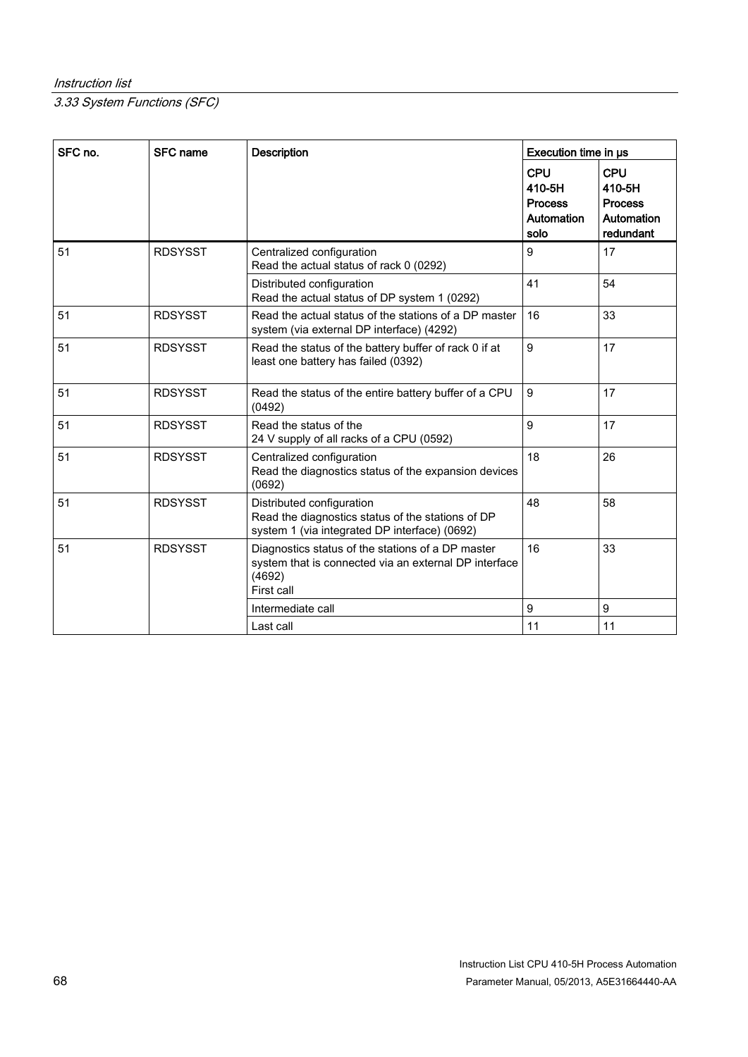| SFC no. | SFC name | Description | Execution time in µs | |
|---|---|---|---|---|
| | | | CPU 410-5H Process Automation solo | CPU 410-5H Process Automation redundant |
| 51 | RDSYSST | Centralized configuration<br>Read the actual status of rack 0 (0292) | 9 | 17 |
| | | Distributed configuration<br>Read the actual status of DP system 1 (0292) | 41 | 54 |
| 51 | RDSYSST | Read the actual status of the stations of a DP master system (via external DP interface) (4292) | 16 | 33 |
| 51 | RDSYSST | Read the status of the battery buffer of rack 0 if at least one battery has failed (0392) | 9 | 17 |
| 51 | RDSYSST | Read the status of the entire battery buffer of a CPU (0492) | 9 | 17 |
| 51 | RDSYSST | Read the status of the<br>24 V supply of all racks of a CPU (0592) | 9 | 17 |
| 51 | RDSYSST | Centralized configuration<br>Read the diagnostics status of the expansion devices (0692) | 18 | 26 |
| 51 | RDSYSST | Distributed configuration<br>Read the diagnostics status of the stations of DP system 1 (via integrated DP interface) (0692) | 48 | 58 |
| 51 | RDSYSST | Diagnostics status of the stations of a DP master system that is connected via an external DP interface (4692)<br>First call | 16 | 33 |
| | | Intermediate call | 9 | 9 |
| | | Last call | 11 | 11 |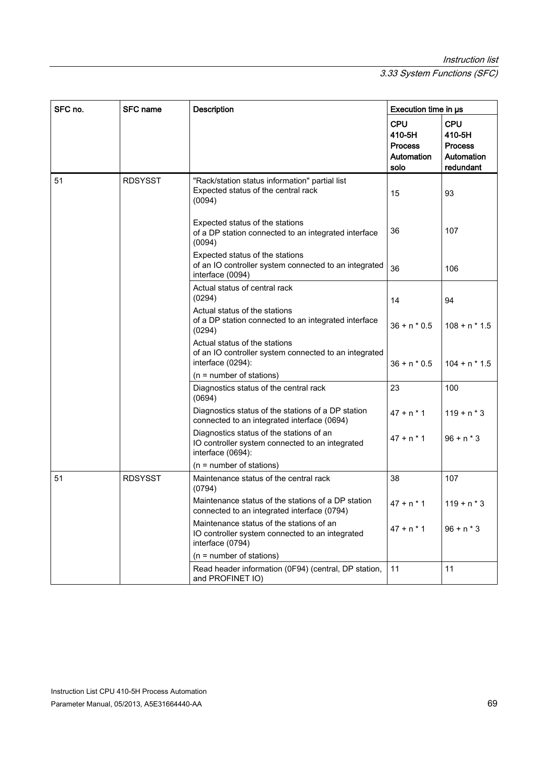| SFC no. | SFC name | Description | Execution time in µs | |
|---|---|---|---|---|
| | | | CPU 410-5H Process Automation solo | CPU 410-5H Process Automation redundant |
| 51 | RDSYSST | "Rack/station status information" partial list<br>Expected status of the central rack<br>(0094) | 15 | 93 |
| | | Expected status of the stations<br>of a DP station connected to an integrated interface (0094) | 36 | 107 |
| | | Expected status of the stations<br>of an IO controller system connected to an integrated interface (0094) | 36 | 106 |
| | | Actual status of central rack<br>(0294) | 14 | 94 |
| | | Actual status of the stations<br>of a DP station connected to an integrated interface (0294) | 36 + n * 0.5 | 108 + n * 1.5 |
| | | Actual status of the stations<br>of an IO controller system connected to an integrated interface (0294):<br>(n = number of stations) | 36 + n * 0.5 | 104 + n * 1.5 |
| | | Diagnostics status of the central rack<br>(0694) | 23 | 100 |
| | | Diagnostics status of the stations of a DP station connected to an integrated interface (0694) | 47 + n * 1 | 119 + n * 3 |
| | | Diagnostics status of the stations of an IO controller system connected to an integrated interface (0694):<br>(n = number of stations) | 47 + n * 1 | 96 + n * 3 |
| 51 | RDSYSST | Maintenance status of the central rack<br>(0794) | 38 | 107 |
| | | Maintenance status of the stations of a DP station connected to an integrated interface (0794) | 47 + n * 1 | 119 + n * 3 |
| | | Maintenance status of the stations of an IO controller system connected to an integrated interface (0794)<br>(n = number of stations) | 47 + n * 1 | 96 + n * 3 |
| | | Read header information (0F94) (central, DP station, and PROFINET IO) | 11 | 11 |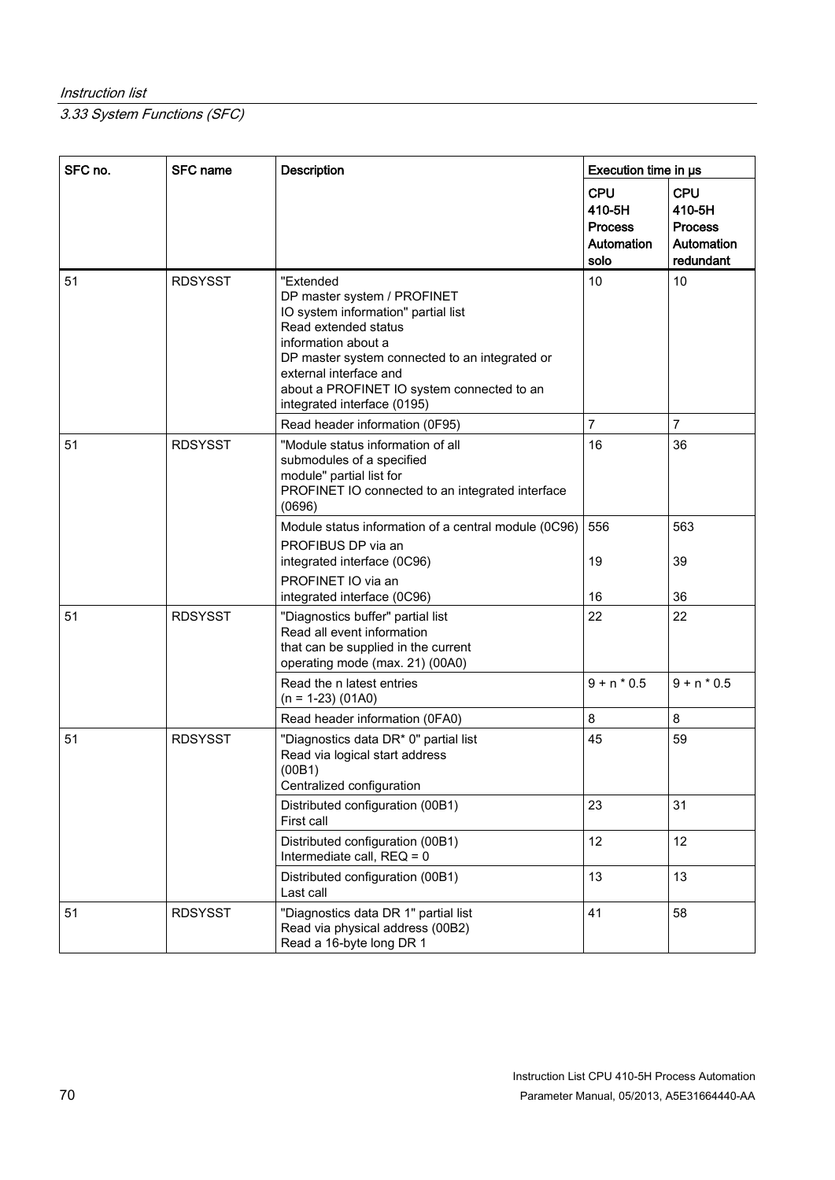| SFC no. | SFC name | Description | Execution time in µs | |
|---|---|---|---|---|
| | | | CPU 410-5H Process Automation solo | CPU 410-5H Process Automation redundant |
| 51 | RDSYSST | "Extended DP master system / PROFINET IO system information" partial list Read extended status information about a DP master system connected to an integrated or external interface and about a PROFINET IO system connected to an integrated interface (0195) | 10 | 10 |
| | | Read header information (0F95) | 7 | 7 |
| 51 | RDSYSST | "Module status information of all submodules of a specified module" partial list for PROFINET IO connected to an integrated interface (0696) | 16 | 36 |
| | | Module status information of a central module (0C96) | 556 | 563 |
| | | PROFIBUS DP via an integrated interface (0C96) | 19 | 39 |
| | | PROFINET IO via an integrated interface (0C96) | 16 | 36 |
| 51 | RDSYSST | "Diagnostics buffer" partial list Read all event information that can be supplied in the current operating mode (max. 21) (00A0) | 22 | 22 |
| | | Read the n latest entries (n = 1-23) (01A0) | 9 + n * 0.5 | 9 + n * 0.5 |
| | | Read header information (0FA0) | 8 | 8 |
| 51 | RDSYSST | "Diagnostics data DR* 0" partial list Read via logical start address (00B1) Centralized configuration | 45 | 59 |
| | | Distributed configuration (00B1) First call | 23 | 31 |
| | | Distributed configuration (00B1) Intermediate call, REQ = 0 | 12 | 12 |
| | | Distributed configuration (00B1) Last call | 13 | 13 |
| 51 | RDSYSST | "Diagnostics data DR 1" partial list Read via physical address (00B2) Read a 16-byte long DR 1 | 41 | 58 |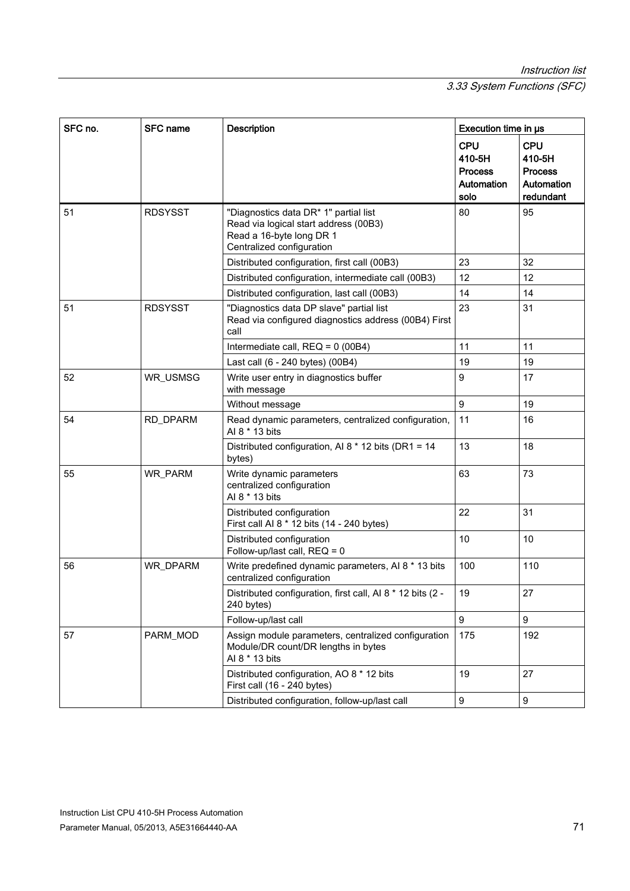| SFC no. | SFC name | Description | Execution time in µs | |
|---|---|---|---|---|
| | | | CPU 410-5H Process Automation solo | CPU 410-5H Process Automation redundant |
| 51 | RDSYSST | "Diagnostics data DR* 1" partial list<br>Read via logical start address (00B3)<br>Read a 16-byte long DR 1<br>Centralized configuration | 80 | 95 |
| | | Distributed configuration, first call (00B3) | 23 | 32 |
| | | Distributed configuration, intermediate call (00B3) | 12 | 12 |
| | | Distributed configuration, last call (00B3) | 14 | 14 |
| 51 | RDSYSST | "Diagnostics data DP slave" partial list<br>Read via configured diagnostics address (00B4) First call | 23 | 31 |
| | | Intermediate call, REQ = 0 (00B4) | 11 | 11 |
| | | Last call (6 - 240 bytes) (00B4) | 19 | 19 |
| 52 | WR_USMSG | Write user entry in diagnostics buffer<br>with message | 9 | 17 |
| | | Without message | 9 | 19 |
| 54 | RD_DPARM | Read dynamic parameters, centralized configuration, AI 8 * 13 bits | 11 | 16 |
| | | Distributed configuration, AI 8 * 12 bits (DR1 = 14 bytes) | 13 | 18 |
| 55 | WR_PARM | Write dynamic parameters<br>centralized configuration<br>AI 8 * 13 bits | 63 | 73 |
| | | Distributed configuration<br>First call AI 8 * 12 bits (14 - 240 bytes) | 22 | 31 |
| | | Distributed configuration<br>Follow-up/last call, REQ = 0 | 10 | 10 |
| 56 | WR_DPARM | Write predefined dynamic parameters, AI 8 * 13 bits centralized configuration | 100 | 110 |
| | | Distributed configuration, first call, AI 8 * 12 bits (2 - 240 bytes) | 19 | 27 |
| | | Follow-up/last call | 9 | 9 |
| 57 | PARM_MOD | Assign module parameters, centralized configuration<br>Module/DR count/DR lengths in bytes<br>AI 8 * 13 bits | 175 | 192 |
| | | Distributed configuration, AO 8 * 12 bits<br>First call (16 - 240 bytes) | 19 | 27 |
| | | Distributed configuration, follow-up/last call | 9 | 9 |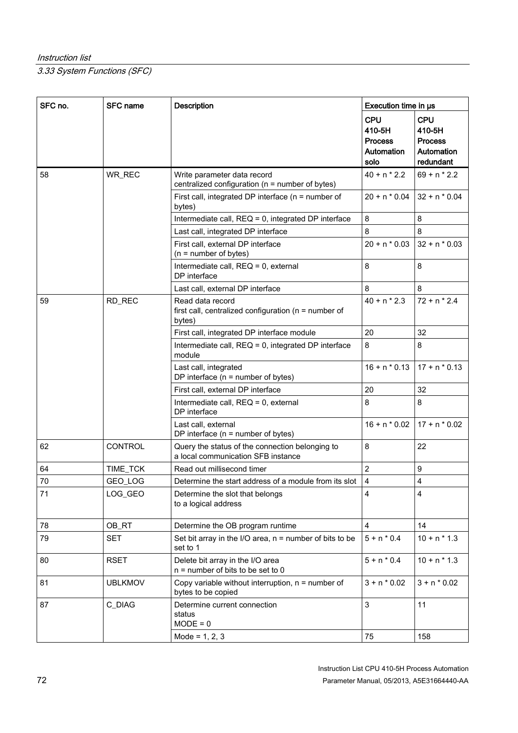| SFC no. | SFC name | Description | Execution time in µs | |
|---|---|---|---|---|
| | | | CPU 410-5H Process Automation solo | CPU 410-5H Process Automation redundant |
| 58 | WR_REC | Write parameter data record centralized configuration (n = number of bytes) | 40 + n * 2.2 | 69 + n * 2.2 |
| | | First call, integrated DP interface (n = number of bytes) | 20 + n * 0.04 | 32 + n * 0.04 |
| | | Intermediate call, REQ = 0, integrated DP interface | 8 | 8 |
| | | Last call, integrated DP interface | 8 | 8 |
| | | First call, external DP interface (n = number of bytes) | 20 + n * 0.03 | 32 + n * 0.03 |
| | | Intermediate call, REQ = 0, external DP interface | 8 | 8 |
| | | Last call, external DP interface | 8 | 8 |
| 59 | RD_REC | Read data record first call, centralized configuration (n = number of bytes) | 40 + n * 2.3 | 72 + n * 2.4 |
| | | First call, integrated DP interface module | 20 | 32 |
| | | Intermediate call, REQ = 0, integrated DP interface module | 8 | 8 |
| | | Last call, integrated DP interface (n = number of bytes) | 16 + n * 0.13 | 17 + n * 0.13 |
| | | First call, external DP interface | 20 | 32 |
| | | Intermediate call, REQ = 0, external DP interface | 8 | 8 |
| | | Last call, external DP interface (n = number of bytes) | 16 + n * 0.02 | 17 + n * 0.02 |
| 62 | CONTROL | Query the status of the connection belonging to a local communication SFB instance | 8 | 22 |
| 64 | TIME_TCK | Read out millisecond timer | 2 | 9 |
| 70 | GEO_LOG | Determine the start address of a module from its slot | 4 | 4 |
| 71 | LOG_GEO | Determine the slot that belongs to a logical address | 4 | 4 |
| 78 | OB_RT | Determine the OB program runtime | 4 | 14 |
| 79 | SET | Set bit array in the I/O area, n = number of bits to be set to 1 | 5 + n * 0.4 | 10 + n * 1.3 |
| 80 | RSET | Delete bit array in the I/O area n = number of bits to be set to 0 | 5 + n * 0.4 | 10 + n * 1.3 |
| 81 | UBLKMOV | Copy variable without interruption, n = number of bytes to be copied | 3 + n * 0.02 | 3 + n * 0.02 |
| 87 | C_DIAG | Determine current connection status MODE = 0 | 3 | 11 |
| | | Mode = 1, 2, 3 | 75 | 158 |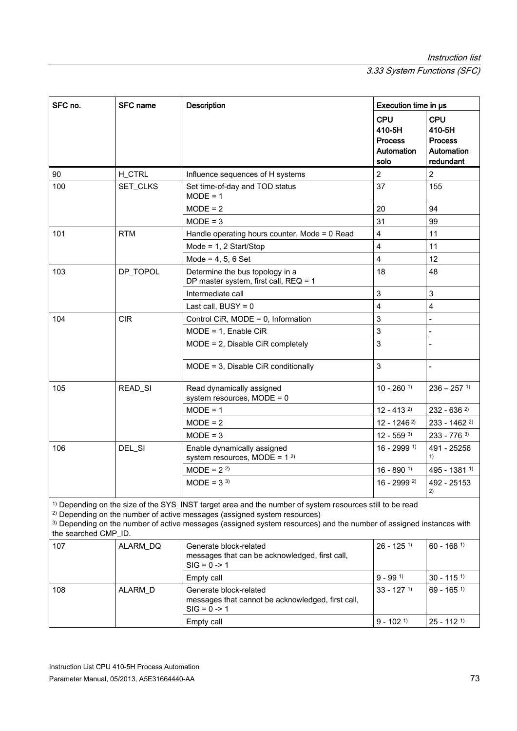| SFC no. | SFC name | Description | Execution time in μs | |
|---|---|---|---|---|
| | | | CPU 410-5H Process Automation solo | CPU 410-5H Process Automation redundant |
| 90 | H_CTRL | Influence sequences of H systems | 2 | 2 |
| 100 | SET_CLKS | Set time-of-day and TOD status MODE = 1 | 37 | 155 |
| | | MODE = 2 | 20 | 94 |
| | | MODE = 3 | 31 | 99 |
| 101 | RTM | Handle operating hours counter, Mode = 0 Read | 4 | 11 |
| | | Mode = 1, 2 Start/Stop | 4 | 11 |
| | | Mode = 4, 5, 6 Set | 4 | 12 |
| 103 | DP_TOPOL | Determine the bus topology in a DP master system, first call, REQ = 1 | 18 | 48 |
| | | Intermediate call | 3 | 3 |
| | | Last call, BUSY = 0 | 4 | 4 |
| 104 | CIR | Control CiR, MODE = 0, Information | 3 | - |
| | | MODE = 1, Enable CiR | 3 | - |
| | | MODE = 2, Disable CiR completely | 3 | - |
| | | MODE = 3, Disable CiR conditionally | 3 | - |
| 105 | READ_SI | Read dynamically assigned system resources, MODE = 0 | 10 - 260 [1) ] | 236 – 257 [1)] |
| | | MODE = 1 | 12 - 413 [2)] | 232 - 636 [2)] |
| | | MODE = 2 | 12 - 1246 [2)] | 233 - 1462 [2)] |
| | | MODE = 3 | 12 - 559 [3)] | 233 - 776 [3)] |
| 106 | DEL_SI | Enable dynamically assigned system resources, MODE = 1 [2)] | 16 - 2999 [1)] | 491 - 25256 [1)] |
| | | MODE = 2 [2)] | 16 - 890 [1)] | 495 - 1381 [1)] |
| | | MODE = 3 [3)] | 16 - 2999 [2)] | 492 - 25153 [2)] |

[1)] Depending on the size of the SYS_INST target area and the number of system resources still to be read
[2)] Depending on the number of active messages (assigned system resources)
[3)] Depending on the number of active messages (assigned system resources) and the number of assigned instances with the searched CMP_ID.

| SFC no. | SFC name | Description | CPU 410-5H Process Automation solo | CPU 410-5H Process Automation redundant |
|---|---|---|---|---|
| 107 | ALARM_DQ | Generate block-related messages that can be acknowledged, first call, SIG = 0 -> 1 | 26 - 125 [1)] | 60 - 168 [1)] |
| | | Empty call | 9 - 99 [1)] | 30 - 115 [1)] |
| 108 | ALARM_D | Generate block-related messages that cannot be acknowledged, first call, SIG = 0 -> 1 | 33 - 127 [1)] | 69 - 165 [1)] |
| | | Empty call | 9 - 102 [1)] | 25 - 112 [1)] |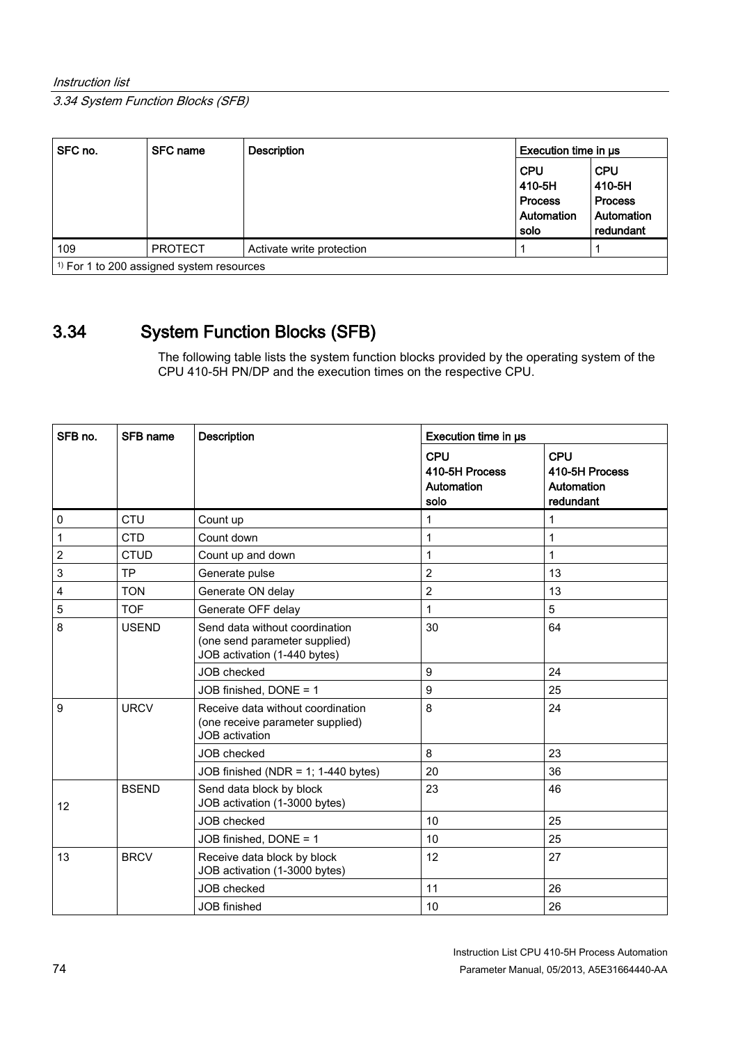| SFC no. | SFC name | Description | Execution time in µs | |
|---|---|---|---|---|
| | | | CPU 410-5H Process Automation solo | CPU 410-5H Process Automation redundant |
| 109 | PROTECT | Activate write protection | 1 | 1 |
| [1] For 1 to 200 assigned system resources | | | | |

## 3.34 System Function Blocks (SFB)

The following table lists the system function blocks provided by the operating system of the CPU 410-5H PN/DP and the execution times on the respective CPU.

| SFB no. | SFB name | Description | Execution time in µs | |
|---|---|---|---|---|
| | | | CPU 410-5H Process Automation solo | CPU 410-5H Process Automation redundant |
| 0 | CTU | Count up | 1 | 1 |
| 1 | CTD | Count down | 1 | 1 |
| 2 | CTUD | Count up and down | 1 | 1 |
| 3 | TP | Generate pulse | 2 | 13 |
| 4 | TON | Generate ON delay | 2 | 13 |
| 5 | TOF | Generate OFF delay | 1 | 5 |
| 8 | USEND | Send data without coordination (one send parameter supplied) JOB activation (1-440 bytes) | 30 | 64 |
| | | JOB checked | 9 | 24 |
| | | JOB finished, DONE = 1 | 9 | 25 |
| 9 | URCV | Receive data without coordination (one receive parameter supplied) JOB activation | 8 | 24 |
| | | JOB checked | 8 | 23 |
| | | JOB finished (NDR = 1; 1-440 bytes) | 20 | 36 |
| 12 | BSEND | Send data block by block JOB activation (1-3000 bytes) | 23 | 46 |
| | | JOB checked | 10 | 25 |
| | | JOB finished, DONE = 1 | 10 | 25 |
| 13 | BRCV | Receive data block by block JOB activation (1-3000 bytes) | 12 | 27 |
| | | JOB checked | 11 | 26 |
| | | JOB finished | 10 | 26 |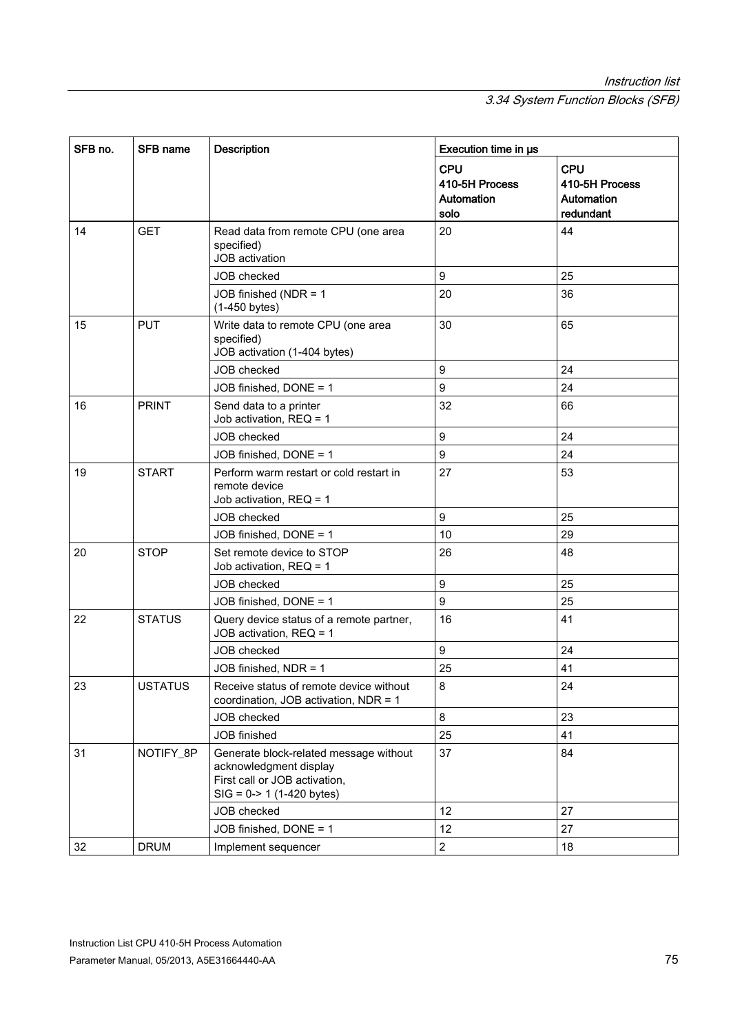| SFB no. | SFB name | Description | Execution time in µs | |
|---|---|---|---|---|
| | | | **CPU 410-5H Process Automation solo** | **CPU 410-5H Process Automation redundant** |
| 14 | GET | Read data from remote CPU (one area specified) JOB activation | 20 | 44 |
| | | JOB checked | 9 | 25 |
| | | JOB finished (NDR = 1 (1-450 bytes) | 20 | 36 |
| 15 | PUT | Write data to remote CPU (one area specified) JOB activation (1-404 bytes) | 30 | 65 |
| | | JOB checked | 9 | 24 |
| | | JOB finished, DONE = 1 | 9 | 24 |
| 16 | PRINT | Send data to a printer Job activation, REQ = 1 | 32 | 66 |
| | | JOB checked | 9 | 24 |
| | | JOB finished, DONE = 1 | 9 | 24 |
| 19 | START | Perform warm restart or cold restart in remote device Job activation, REQ = 1 | 27 | 53 |
| | | JOB checked | 9 | 25 |
| | | JOB finished, DONE = 1 | 10 | 29 |
| 20 | STOP | Set remote device to STOP Job activation, REQ = 1 | 26 | 48 |
| | | JOB checked | 9 | 25 |
| | | JOB finished, DONE = 1 | 9 | 25 |
| 22 | STATUS | Query device status of a remote partner, JOB activation, REQ = 1 | 16 | 41 |
| | | JOB checked | 9 | 24 |
| | | JOB finished, NDR = 1 | 25 | 41 |
| 23 | USTATUS | Receive status of remote device without coordination, JOB activation, NDR = 1 | 8 | 24 |
| | | JOB checked | 8 | 23 |
| | | JOB finished | 25 | 41 |
| 31 | NOTIFY_8P | Generate block-related message without acknowledgment display First call or JOB activation, SIG = 0-> 1 (1-420 bytes) | 37 | 84 |
| | | JOB checked | 12 | 27 |
| | | JOB finished, DONE = 1 | 12 | 27 |
| 32 | DRUM | Implement sequencer | 2 | 18 |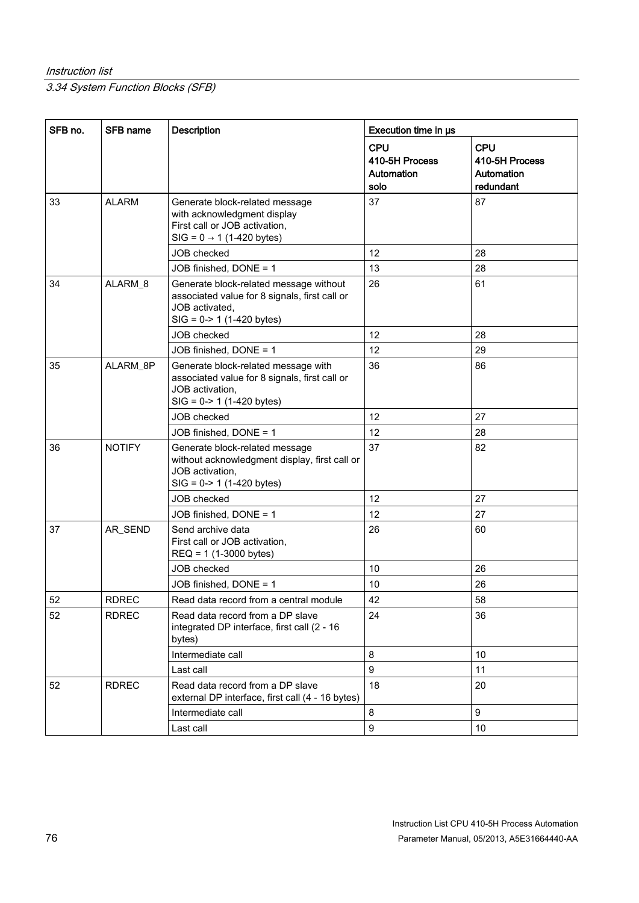| SFB no. | SFB name | Description | Execution time in µs | |
|---|---|---|---|---|
| | | | CPU 410-5H Process Automation solo | CPU 410-5H Process Automation redundant |
| 33 | ALARM | Generate block-related message with acknowledgment display First call or JOB activation, SIG = 0 → 1 (1-420 bytes) | 37 | 87 |
| | | JOB checked | 12 | 28 |
| | | JOB finished, DONE = 1 | 13 | 28 |
| 34 | ALARM_8 | Generate block-related message without associated value for 8 signals, first call or JOB activated, SIG = 0-> 1 (1-420 bytes) | 26 | 61 |
| | | JOB checked | 12 | 28 |
| | | JOB finished, DONE = 1 | 12 | 29 |
| 35 | ALARM_8P | Generate block-related message with associated value for 8 signals, first call or JOB activation, SIG = 0-> 1 (1-420 bytes) | 36 | 86 |
| | | JOB checked | 12 | 27 |
| | | JOB finished, DONE = 1 | 12 | 28 |
| 36 | NOTIFY | Generate block-related message without acknowledgment display, first call or JOB activation, SIG = 0-> 1 (1-420 bytes) | 37 | 82 |
| | | JOB checked | 12 | 27 |
| | | JOB finished, DONE = 1 | 12 | 27 |
| 37 | AR_SEND | Send archive data First call or JOB activation, REQ = 1 (1-3000 bytes) | 26 | 60 |
| | | JOB checked | 10 | 26 |
| | | JOB finished, DONE = 1 | 10 | 26 |
| 52 | RDREC | Read data record from a central module | 42 | 58 |
| 52 | RDREC | Read data record from a DP slave integrated DP interface, first call (2 - 16 bytes) | 24 | 36 |
| | | Intermediate call | 8 | 10 |
| | | Last call | 9 | 11 |
| 52 | RDREC | Read data record from a DP slave external DP interface, first call (4 - 16 bytes) | 18 | 20 |
| | | Intermediate call | 8 | 9 |
| | | Last call | 9 | 10 |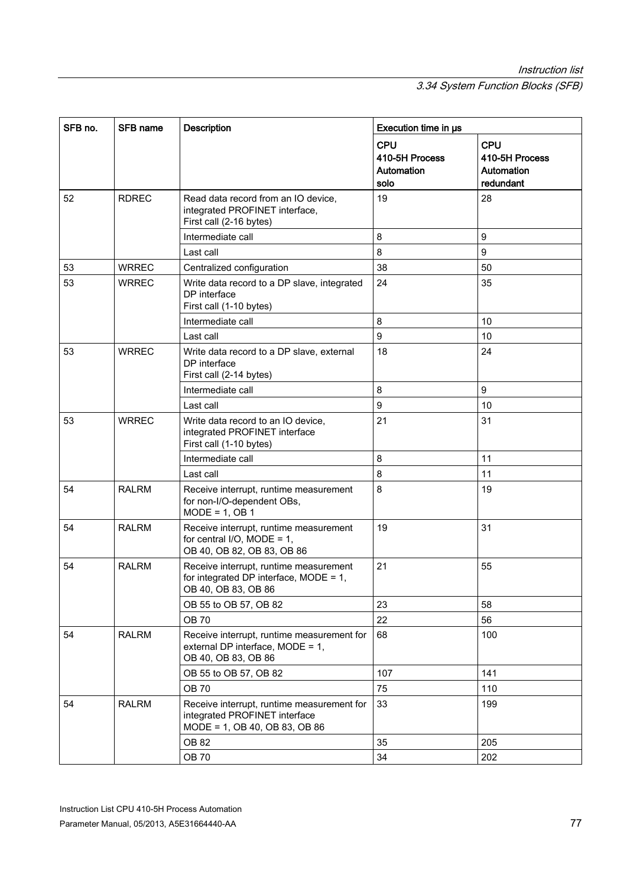| SFB no. | SFB name | Description | Execution time in μs | |
|---|---|---|---|---|
| | | | CPU 410-5H Process Automation solo | CPU 410-5H Process Automation redundant |
| 52 | RDREC | Read data record from an IO device, integrated PROFINET interface, First call (2-16 bytes) | 19 | 28 |
| | | Intermediate call | 8 | 9 |
| | | Last call | 8 | 9 |
| 53 | WRREC | Centralized configuration | 38 | 50 |
| 53 | WRREC | Write data record to a DP slave, integrated DP interface First call (1-10 bytes) | 24 | 35 |
| | | Intermediate call | 8 | 10 |
| | | Last call | 9 | 10 |
| 53 | WRREC | Write data record to a DP slave, external DP interface First call (2-14 bytes) | 18 | 24 |
| | | Intermediate call | 8 | 9 |
| | | Last call | 9 | 10 |
| 53 | WRREC | Write data record to an IO device, integrated PROFINET interface First call (1-10 bytes) | 21 | 31 |
| | | Intermediate call | 8 | 11 |
| | | Last call | 8 | 11 |
| 54 | RALRM | Receive interrupt, runtime measurement for non-I/O-dependent OBs, MODE = 1, OB 1 | 8 | 19 |
| 54 | RALRM | Receive interrupt, runtime measurement for central I/O, MODE = 1, OB 40, OB 82, OB 83, OB 86 | 19 | 31 |
| 54 | RALRM | Receive interrupt, runtime measurement for integrated DP interface, MODE = 1, OB 40, OB 83, OB 86 | 21 | 55 |
| | | OB 55 to OB 57, OB 82 | 23 | 58 |
| | | OB 70 | 22 | 56 |
| 54 | RALRM | Receive interrupt, runtime measurement for external DP interface, MODE = 1, OB 40, OB 83, OB 86 | 68 | 100 |
| | | OB 55 to OB 57, OB 82 | 107 | 141 |
| | | OB 70 | 75 | 110 |
| 54 | RALRM | Receive interrupt, runtime measurement for integrated PROFINET interface MODE = 1, OB 40, OB 83, OB 86 | 33 | 199 |
| | | OB 82 | 35 | 205 |
| | | OB 70 | 34 | 202 |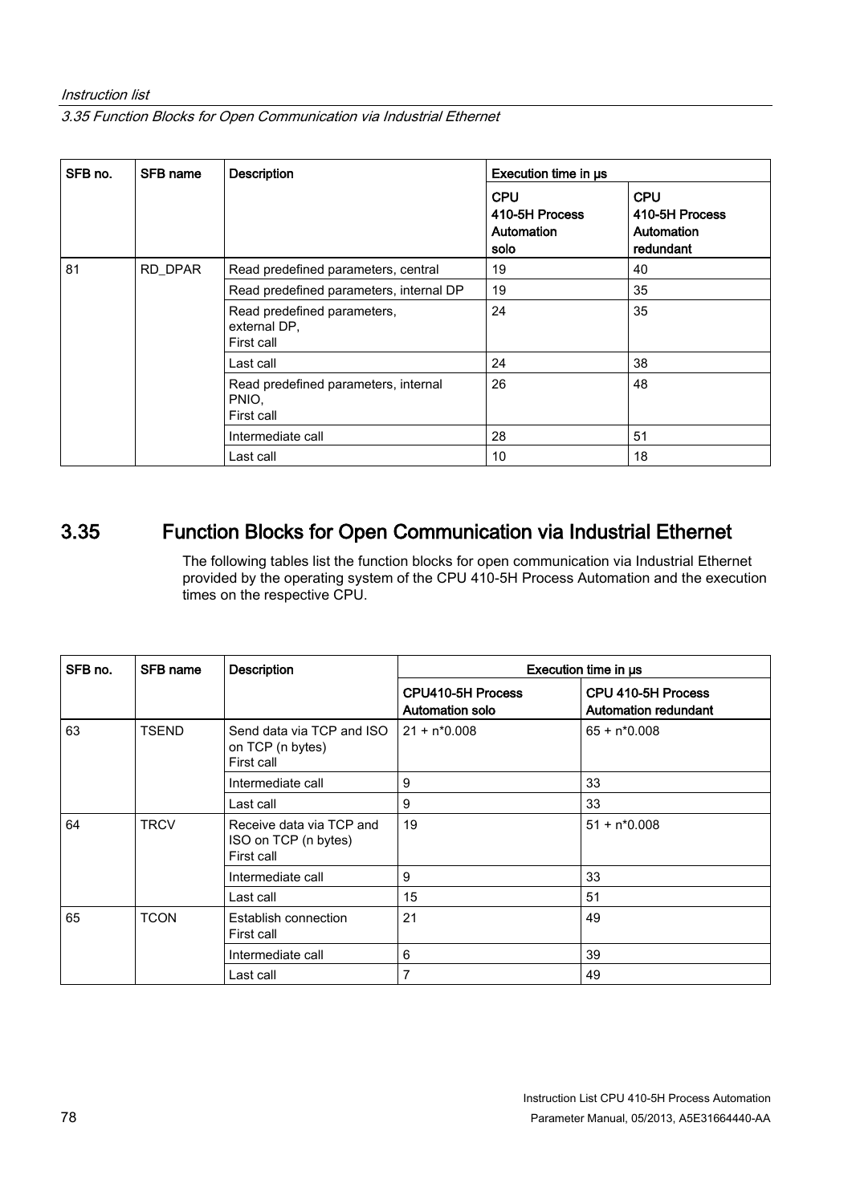| SFB no. | SFB name | Description | Execution time in µs | |
|---|---|---|---|---|
| | | | CPU 410-5H Process Automation solo | CPU 410-5H Process Automation redundant |
| 81 | RD_DPAR | Read predefined parameters, central | 19 | 40 |
| | | Read predefined parameters, internal DP | 19 | 35 |
| | | Read predefined parameters, external DP, First call | 24 | 35 |
| | | Last call | 24 | 38 |
| | | Read predefined parameters, internal PNIO, First call | 26 | 48 |
| | | Intermediate call | 28 | 51 |
| | | Last call | 10 | 18 |

## 3.35 Function Blocks for Open Communication via Industrial Ethernet

The following tables list the function blocks for open communication via Industrial Ethernet provided by the operating system of the CPU 410-5H Process Automation and the execution times on the respective CPU.

| SFB no. | SFB name | Description | Execution time in µs | |
|---|---|---|---|---|
| | | | CPU410-5H Process Automation solo | CPU 410-5H Process Automation redundant |
| 63 | TSEND | Send data via TCP and ISO on TCP (n bytes) First call | 21 + n*0.008 | 65 + n*0.008 |
| | | Intermediate call | 9 | 33 |
| | | Last call | 9 | 33 |
| 64 | TRCV | Receive data via TCP and ISO on TCP (n bytes) First call | 19 | 51 + n*0.008 |
| | | Intermediate call | 9 | 33 |
| | | Last call | 15 | 51 |
| 65 | TCON | Establish connection First call | 21 | 49 |
| | | Intermediate call | 6 | 39 |
| | | Last call | 7 | 49 |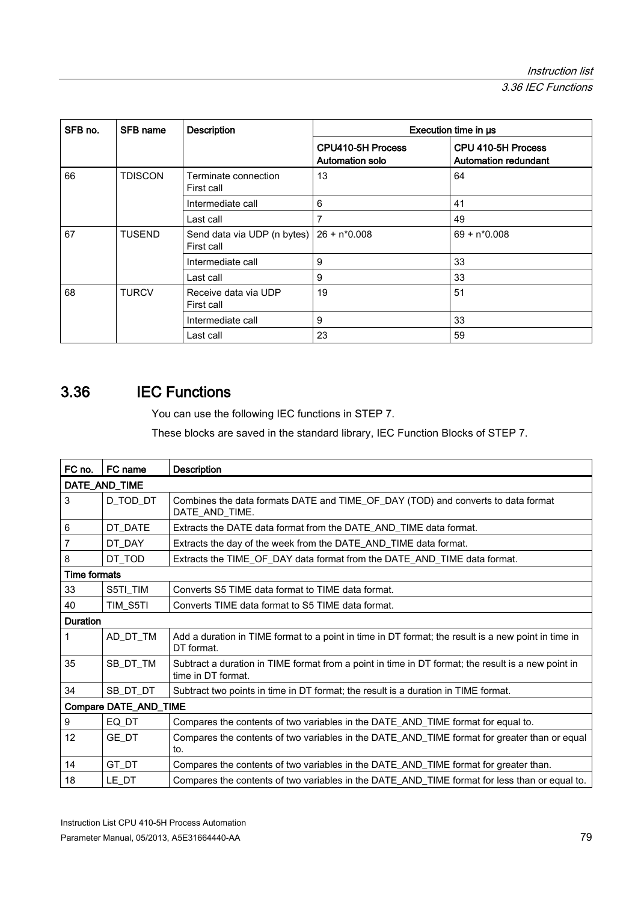| SFB no. | SFB name | Description | Execution time in µs | |
|---|---|---|---|---|
| | | | CPU410-5H Process Automation solo | CPU 410-5H Process Automation redundant |
| 66 | TDISCON | Terminate connection<br>First call | 13 | 64 |
| | | Intermediate call | 6 | 41 |
| | | Last call | 7 | 49 |
| 67 | TUSEND | Send data via UDP (n bytes)<br>First call | 26 + n*0.008 | 69 + n*0.008 |
| | | Intermediate call | 9 | 33 |
| | | Last call | 9 | 33 |
| 68 | TURCV | Receive data via UDP<br>First call | 19 | 51 |
| | | Intermediate call | 9 | 33 |
| | | Last call | 23 | 59 |

## 3.36 IEC Functions

You can use the following IEC functions in STEP 7.

These blocks are saved in the standard library, IEC Function Blocks of STEP 7.

| FC no. | FC name | Description |
|---|---|---|
| **DATE_AND_TIME** | | |
| 3 | D_TOD_DT | Combines the data formats DATE and TIME_OF_DAY (TOD) and converts to data format DATE_AND_TIME. |
| 6 | DT_DATE | Extracts the DATE data format from the DATE_AND_TIME data format. |
| 7 | DT_DAY | Extracts the day of the week from the DATE_AND_TIME data format. |
| 8 | DT_TOD | Extracts the TIME_OF_DAY data format from the DATE_AND_TIME data format. |
| **Time formats** | | |
| 33 | S5TI_TIM | Converts S5 TIME data format to TIME data format. |
| 40 | TIM_S5TI | Converts TIME data format to S5 TIME data format. |
| **Duration** | | |
| 1 | AD_DT_TM | Add a duration in TIME format to a point in time in DT format; the result is a new point in time in DT format. |
| 35 | SB_DT_TM | Subtract a duration in TIME format from a point in time in DT format; the result is a new point in time in DT format. |
| 34 | SB_DT_DT | Subtract two points in time in DT format; the result is a duration in TIME format. |
| **Compare DATE_AND_TIME** | | |
| 9 | EQ_DT | Compares the contents of two variables in the DATE_AND_TIME format for equal to. |
| 12 | GE_DT | Compares the contents of two variables in the DATE_AND_TIME format for greater than or equal to. |
| 14 | GT_DT | Compares the contents of two variables in the DATE_AND_TIME format for greater than. |
| 18 | LE_DT | Compares the contents of two variables in the DATE_AND_TIME format for less than or equal to. |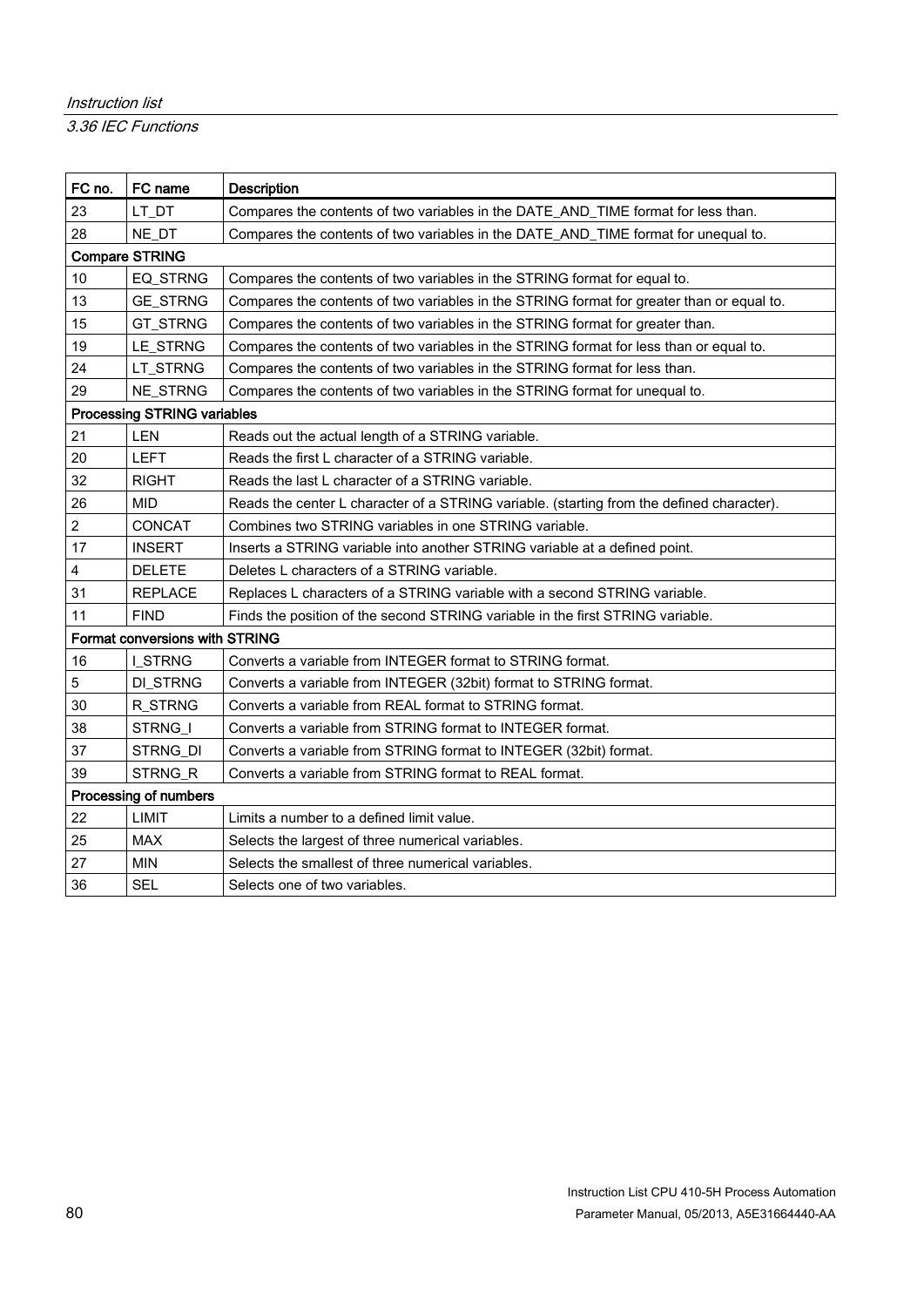| FC no. | FC name | Description |
| --- | --- | --- |
| 23 | LT_DT | Compares the contents of two variables in the DATE_AND_TIME format for less than. |
| 28 | NE_DT | Compares the contents of two variables in the DATE_AND_TIME format for unequal to. |
| **Compare STRING** | | |
| 10 | EQ_STRNG | Compares the contents of two variables in the STRING format for equal to. |
| 13 | GE_STRNG | Compares the contents of two variables in the STRING format for greater than or equal to. |
| 15 | GT_STRNG | Compares the contents of two variables in the STRING format for greater than. |
| 19 | LE_STRNG | Compares the contents of two variables in the STRING format for less than or equal to. |
| 24 | LT_STRNG | Compares the contents of two variables in the STRING format for less than. |
| 29 | NE_STRNG | Compares the contents of two variables in the STRING format for unequal to. |
| **Processing STRING variables** | | |
| 21 | LEN | Reads out the actual length of a STRING variable. |
| 20 | LEFT | Reads the first L character of a STRING variable. |
| 32 | RIGHT | Reads the last L character of a STRING variable. |
| 26 | MID | Reads the center L character of a STRING variable. (starting from the defined character). |
| 2 | CONCAT | Combines two STRING variables in one STRING variable. |
| 17 | INSERT | Inserts a STRING variable into another STRING variable at a defined point. |
| 4 | DELETE | Deletes L characters of a STRING variable. |
| 31 | REPLACE | Replaces L characters of a STRING variable with a second STRING variable. |
| 11 | FIND | Finds the position of the second STRING variable in the first STRING variable. |
| **Format conversions with STRING** | | |
| 16 | I_STRNG | Converts a variable from INTEGER format to STRING format. |
| 5 | DI_STRNG | Converts a variable from INTEGER (32bit) format to STRING format. |
| 30 | R_STRNG | Converts a variable from REAL format to STRING format. |
| 38 | STRNG_I | Converts a variable from STRING format to INTEGER format. |
| 37 | STRNG_DI | Converts a variable from STRING format to INTEGER (32bit) format. |
| 39 | STRNG_R | Converts a variable from STRING format to REAL format. |
| **Processing of numbers** | | |
| 22 | LIMIT | Limits a number to a defined limit value. |
| 25 | MAX | Selects the largest of three numerical variables. |
| 27 | MIN | Selects the smallest of three numerical variables. |
| 36 | SEL | Selects one of two variables. |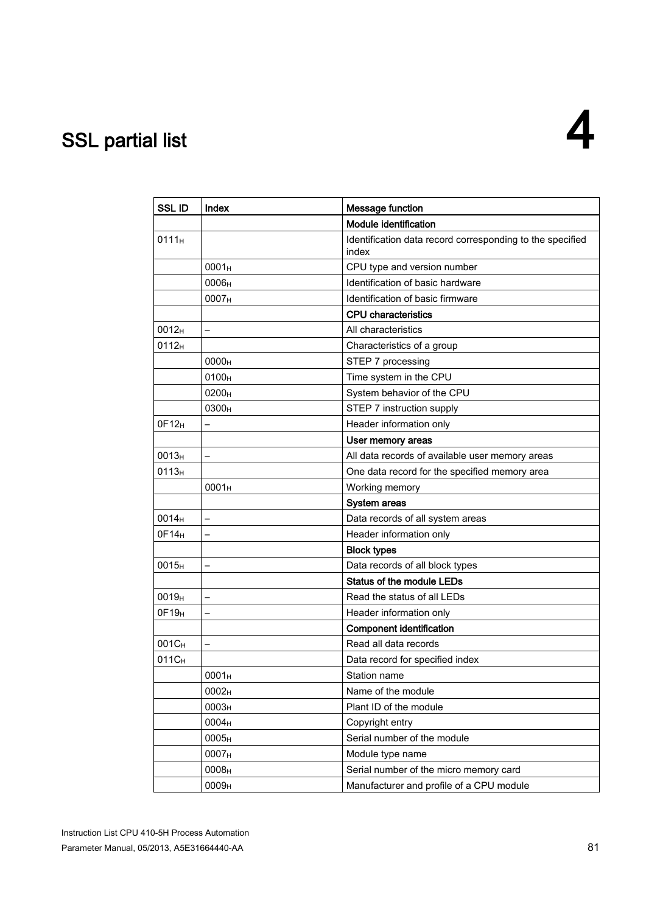# 4 SSL partial list

| SSL ID | Index | Message function |
| --- | --- | --- |
| | | **Module identification** |
| $0111_H$ | | Identification data record corresponding to the specified index |
| | $0001_H$ | CPU type and version number |
| | $0006_H$ | Identification of basic hardware |
| | $0007_H$ | Identification of basic firmware |
| | | **CPU characteristics** |
| $0012_H$ | – | All characteristics |
| $0112_H$ | | Characteristics of a group |
| | $0000_H$ | STEP 7 processing |
| | $0100_H$ | Time system in the CPU |
| | $0200_H$ | System behavior of the CPU |
| | $0300_H$ | STEP 7 instruction supply |
| $0F12_H$ | – | Header information only |
| | | **User memory areas** |
| $0013_H$ | – | All data records of available user memory areas |
| $0113_H$ | | One data record for the specified memory area |
| | $0001_H$ | Working memory |
| | | **System areas** |
| $0014_H$ | – | Data records of all system areas |
| $0F14_H$ | – | Header information only |
| | | **Block types** |
| $0015_H$ | – | Data records of all block types |
| | | **Status of the module LEDs** |
| $0019_H$ | – | Read the status of all LEDs |
| $0F19_H$ | – | Header information only |
| | | **Component identification** |
| $001C_H$ | – | Read all data records |
| $011C_H$ | | Data record for specified index |
| | $0001_H$ | Station name |
| | $0002_H$ | Name of the module |
| | $0003_H$ | Plant ID of the module |
| | $0004_H$ | Copyright entry |
| | $0005_H$ | Serial number of the module |
| | $0007_H$ | Module type name |
| | $0008_H$ | Serial number of the micro memory card |
| | $0009_H$ | Manufacturer and profile of a CPU module |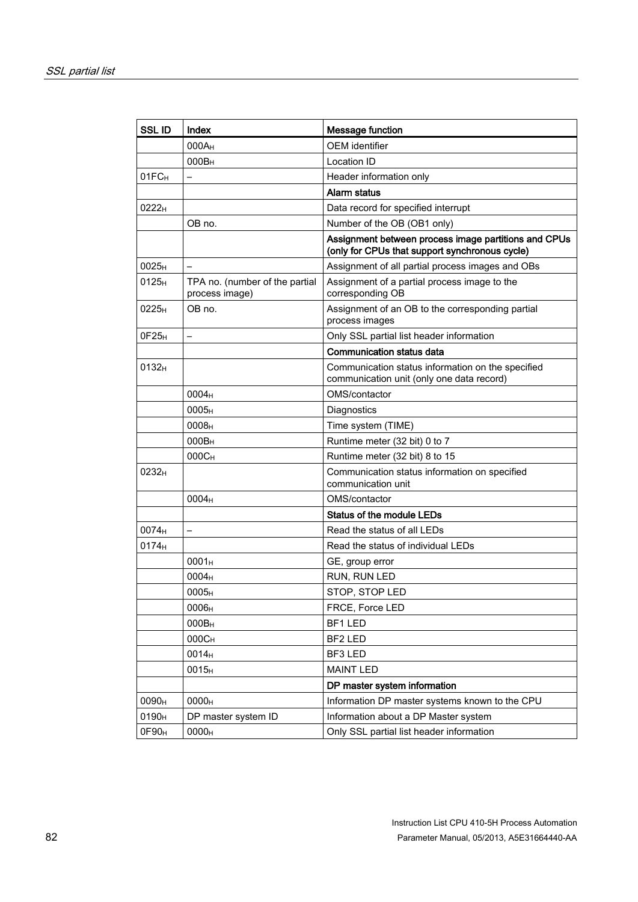| SSL ID | Index | Message function |
| --- | --- | --- |
| | $000A_H$ | OEM identifier |
| | $000B_H$ | Location ID |
| $01FC_H$ | – | Header information only |
| | | **Alarm status** |
| $0222_H$ | | Data record for specified interrupt |
| | OB no. | Number of the OB (OB1 only) |
| | | **Assignment between process image partitions and CPUs (only for CPUs that support synchronous cycle)** |
| $0025_H$ | – | Assignment of all partial process images and OBs |
| $0125_H$ | TPA no. (number of the partial process image) | Assignment of a partial process image to the corresponding OB |
| $0225_H$ | OB no. | Assignment of an OB to the corresponding partial process images |
| $0F25_H$ | – | Only SSL partial list header information |
| | | **Communication status data** |
| $0132_H$ | | Communication status information on the specified communication unit (only one data record) |
| | $0004_H$ | OMS/contactor |
| | $0005_H$ | Diagnostics |
| | $0008_H$ | Time system (TIME) |
| | $000B_H$ | Runtime meter (32 bit) 0 to 7 |
| | $000C_H$ | Runtime meter (32 bit) 8 to 15 |
| $0232_H$ | | Communication status information on specified communication unit |
| | $0004_H$ | OMS/contactor |
| | | **Status of the module LEDs** |
| $0074_H$ | – | Read the status of all LEDs |
| $0174_H$ | | Read the status of individual LEDs |
| | $0001_H$ | GE, group error |
| | $0004_H$ | RUN, RUN LED |
| | $0005_H$ | STOP, STOP LED |
| | $0006_H$ | FRCE, Force LED |
| | $000B_H$ | BF1 LED |
| | $000C_H$ | BF2 LED |
| | $0014_H$ | BF3 LED |
| | $0015_H$ | MAINT LED |
| | | **DP master system information** |
| $0090_H$ | $0000_H$ | Information DP master systems known to the CPU |
| $0190_H$ | DP master system ID | Information about a DP Master system |
| $0F90_H$ | $0000_H$ | Only SSL partial list header information |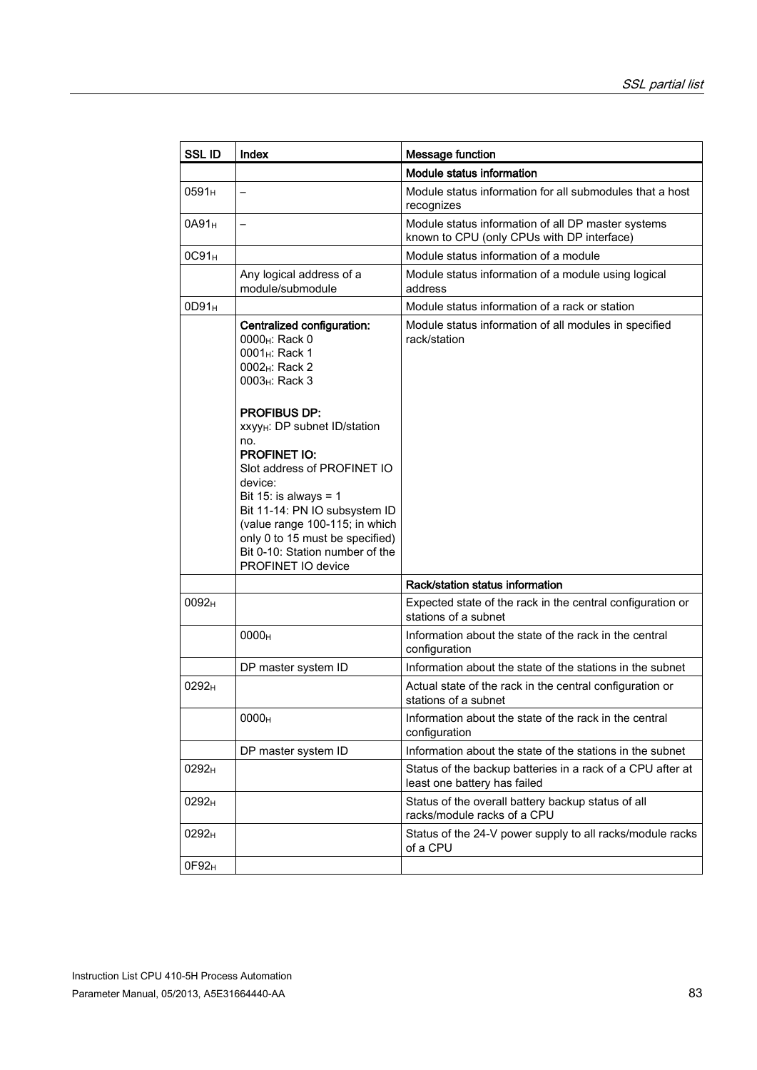| SSL ID | Index | Message function |
| --- | --- | --- |
| | | **Module status information** |
| $0591_H$ | – | Module status information for all submodules that a host recognizes |
| $0A91_H$ | – | Module status information of all DP master systems known to CPU (only CPUs with DP interface) |
| $0C91_H$ | | Module status information of a module |
| | Any logical address of a module/submodule | Module status information of a module using logical address |
| $0D91_H$ | | Module status information of a rack or station |
| | **Centralized configuration:**<br>$0000_H$: Rack 0<br>$0001_H$: Rack 1<br>$0002_H$: Rack 2<br>$0003_H$: Rack 3<br><br>**PROFIBUS DP:**<br>$xxyy_H$: DP subnet ID/station no.<br>**PROFINET IO:**<br>Slot address of PROFINET IO device:<br>Bit 15: is always = 1<br>Bit 11-14: PN IO subsystem ID (value range 100-115; in which only 0 to 15 must be specified)<br>Bit 0-10: Station number of the PROFINET IO device | Module status information of all modules in specified rack/station |
| | | **Rack/station status information** |
| $0092_H$ | | Expected state of the rack in the central configuration or stations of a subnet |
| | $0000_H$ | Information about the state of the rack in the central configuration |
| | DP master system ID | Information about the state of the stations in the subnet |
| $0292_H$ | | Actual state of the rack in the central configuration or stations of a subnet |
| | $0000_H$ | Information about the state of the rack in the central configuration |
| | DP master system ID | Information about the state of the stations in the subnet |
| $0292_H$ | | Status of the backup batteries in a rack of a CPU after at least one battery has failed |
| $0292_H$ | | Status of the overall battery backup status of all racks/module racks of a CPU |
| $0292_H$ | | Status of the 24-V power supply to all racks/module racks of a CPU |
| $0F92_H$ | | |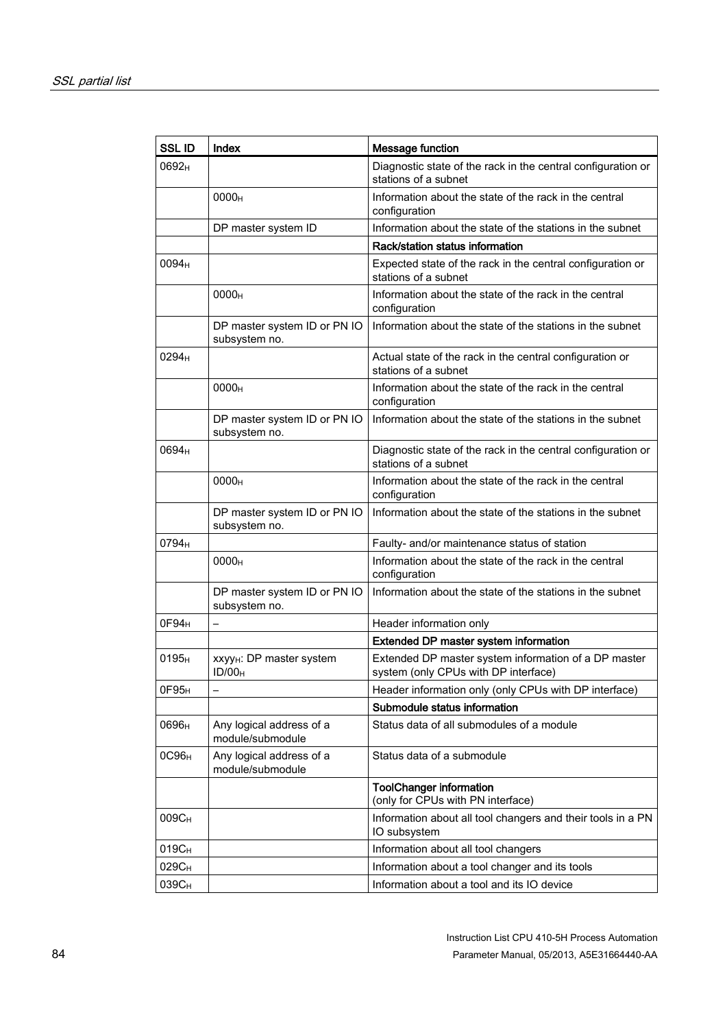| SSL ID | Index | Message function |
|---|---|---|
| $0692_H$ | | Diagnostic state of the rack in the central configuration or stations of a subnet |
| | $0000_H$ | Information about the state of the rack in the central configuration |
| | DP master system ID | Information about the state of the stations in the subnet |
| | | **Rack/station status information** |
| $0094_H$ | | Expected state of the rack in the central configuration or stations of a subnet |
| | $0000_H$ | Information about the state of the rack in the central configuration |
| | DP master system ID or PN IO subsystem no. | Information about the state of the stations in the subnet |
| $0294_H$ | | Actual state of the rack in the central configuration or stations of a subnet |
| | $0000_H$ | Information about the state of the rack in the central configuration |
| | DP master system ID or PN IO subsystem no. | Information about the state of the stations in the subnet |
| $0694_H$ | | Diagnostic state of the rack in the central configuration or stations of a subnet |
| | $0000_H$ | Information about the state of the rack in the central configuration |
| | DP master system ID or PN IO subsystem no. | Information about the state of the stations in the subnet |
| $0794_H$ | | Faulty- and/or maintenance status of station |
| | $0000_H$ | Information about the state of the rack in the central configuration |
| | DP master system ID or PN IO subsystem no. | Information about the state of the stations in the subnet |
| $0F94_H$ | – | Header information only |
| | | **Extended DP master system information** |
| $0195_H$ | $xxyy_H$: DP master system ID/$00_H$ | Extended DP master system information of a DP master system (only CPUs with DP interface) |
| $0F95_H$ | – | Header information only (only CPUs with DP interface) |
| | | **Submodule status information** |
| $0696_H$ | Any logical address of a module/submodule | Status data of all submodules of a module |
| $0C96_H$ | Any logical address of a module/submodule | Status data of a submodule |
| | | **ToolChanger information** (only for CPUs with PN interface) |
| $009C_H$ | | Information about all tool changers and their tools in a PN IO subsystem |
| $019C_H$ | | Information about all tool changers |
| $029C_H$ | | Information about a tool changer and its tools |
| $039C_H$ | | Information about a tool and its IO device |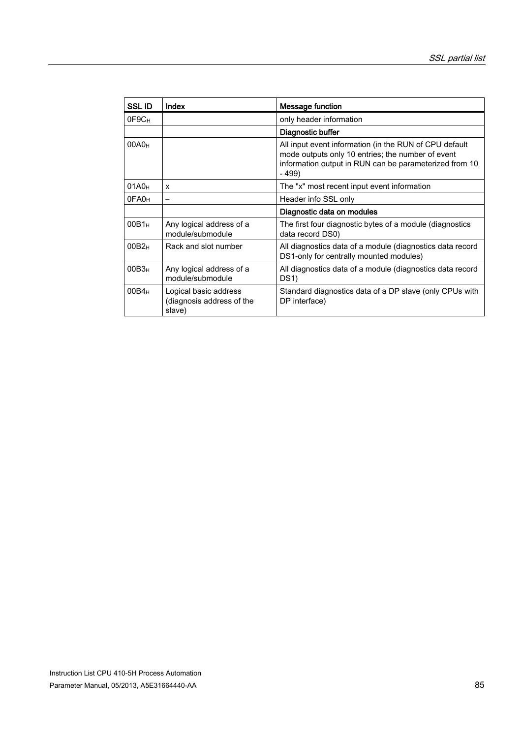| SSL ID | Index | Message function |
|---|---|---|
| 0F9C$_H$ | | only header information |
| | | **Diagnostic buffer** |
| 00A0$_H$ | | All input event information (in the RUN of CPU default mode outputs only 10 entries; the number of event information output in RUN can be parameterized from 10 - 499) |
| 01A0$_H$ | x | The "x" most recent input event information |
| 0FA0$_H$ | – | Header info SSL only |
| | | **Diagnostic data on modules** |
| 00B1$_H$ | Any logical address of a module/submodule | The first four diagnostic bytes of a module (diagnostics data record DS0) |
| 00B2$_H$ | Rack and slot number | All diagnostics data of a module (diagnostics data record DS1-only for centrally mounted modules) |
| 00B3$_H$ | Any logical address of a module/submodule | All diagnostics data of a module (diagnostics data record DS1) |
| 00B4$_H$ | Logical basic address (diagnosis address of the slave) | Standard diagnostics data of a DP slave (only CPUs with DP interface) |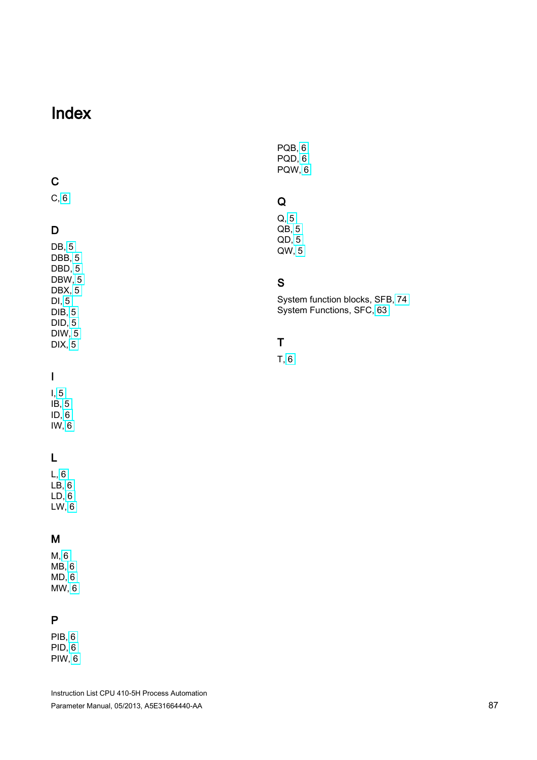# Index

## C

C, 6

## D

DB, 5
DBB, 5
DBD, 5
DBW, 5
DBX, 5
DI, 5
DIB, 5
DID, 5
DIW, 5
DIX, 5

## I

I, 5
IB, 5
ID, 6
IW, 6

## L

L, 6
LB, 6
LD, 6
LW, 6

## M

M, 6
MB, 6
MD, 6
MW, 6

## P

PIB, 6
PID, 6
PIW, 6
PQB, 6
PQD, 6
PQW, 6

## Q

Q, 5
QB, 5
QD, 5
QW, 5

## S

System function blocks, SFB, 74
System Functions, SFC, 63

## T

T, 6